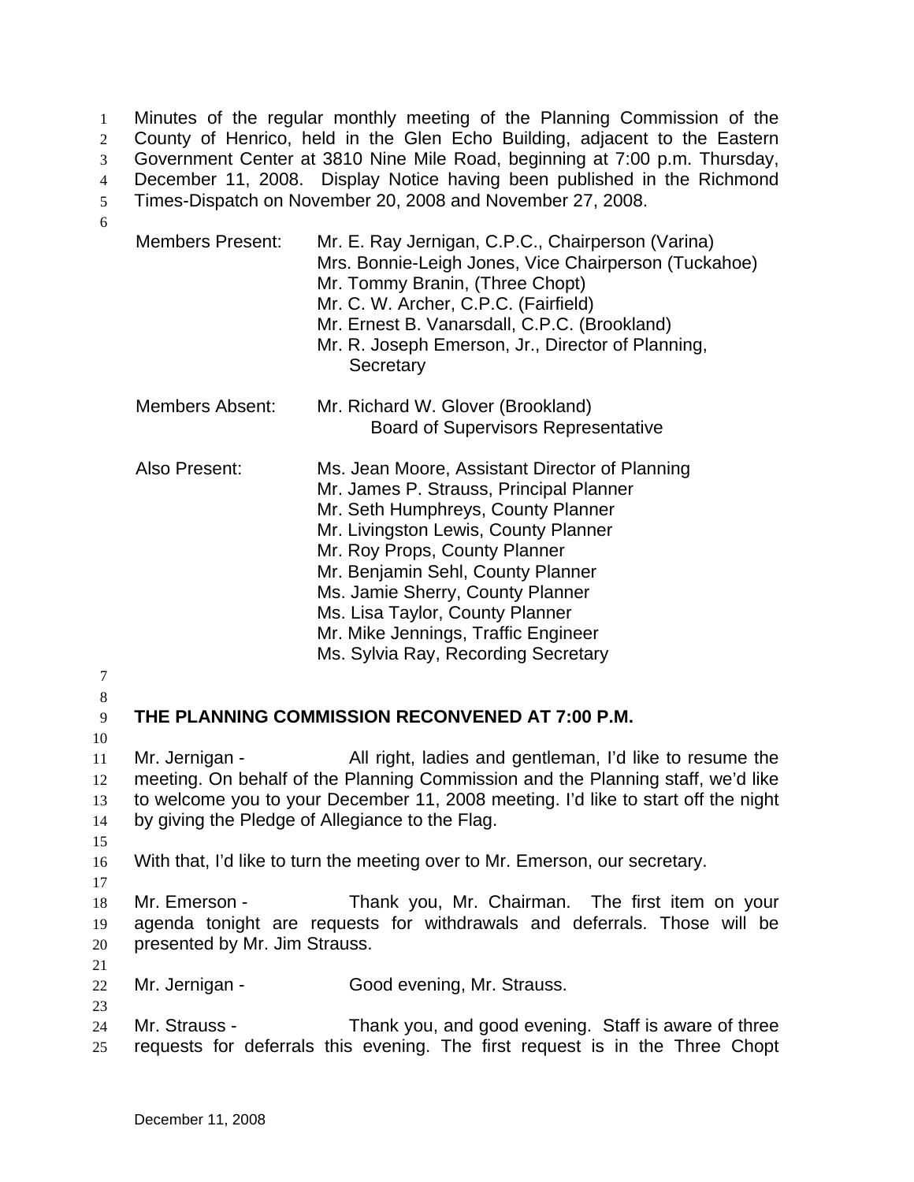Minutes of the regular monthly meeting of the Planning Commission of the County of Henrico, held in the Glen Echo Building, adjacent to the Eastern Government Center at 3810 Nine Mile Road, beginning at 7:00 p.m. Thursday, December 11, 2008. Display Notice having been published in the Richmond Times-Dispatch on November 20, 2008 and November 27, 2008.

| | |
|---|---|
| Members Present: | Mr. E. Ray Jernigan, C.P.C., Chairperson (Varina)<br>Mrs. Bonnie-Leigh Jones, Vice Chairperson (Tuckahoe)<br>Mr. Tommy Branin, (Three Chopt)<br>Mr. C. W. Archer, C.P.C. (Fairfield)<br>Mr. Ernest B. Vanarsdall, C.P.C. (Brookland)<br>Mr. R. Joseph Emerson, Jr., Director of Planning, Secretary |
| Members Absent: | Mr. Richard W. Glover (Brookland) Board of Supervisors Representative |
| Also Present: | Ms. Jean Moore, Assistant Director of Planning<br>Mr. James P. Strauss, Principal Planner<br>Mr. Seth Humphreys, County Planner<br>Mr. Livingston Lewis, County Planner<br>Mr. Roy Props, County Planner<br>Mr. Benjamin Sehl, County Planner<br>Ms. Jamie Sherry, County Planner<br>Ms. Lisa Taylor, County Planner<br>Mr. Mike Jennings, Traffic Engineer<br>Ms. Sylvia Ray, Recording Secretary |

**THE PLANNING COMMISSION RECONVENED AT 7:00 P.M.**

Mr. Jernigan - All right, ladies and gentleman, I'd like to resume the meeting. On behalf of the Planning Commission and the Planning staff, we'd like to welcome you to your December 11, 2008 meeting. I'd like to start off the night by giving the Pledge of Allegiance to the Flag.

With that, I'd like to turn the meeting over to Mr. Emerson, our secretary.

Mr. Emerson - Thank you, Mr. Chairman. The first item on your agenda tonight are requests for withdrawals and deferrals. Those will be presented by Mr. Jim Strauss.

Mr. Jernigan - Good evening, Mr. Strauss.

Mr. Strauss - Thank you, and good evening. Staff is aware of three requests for deferrals this evening. The first request is in the Three Chopt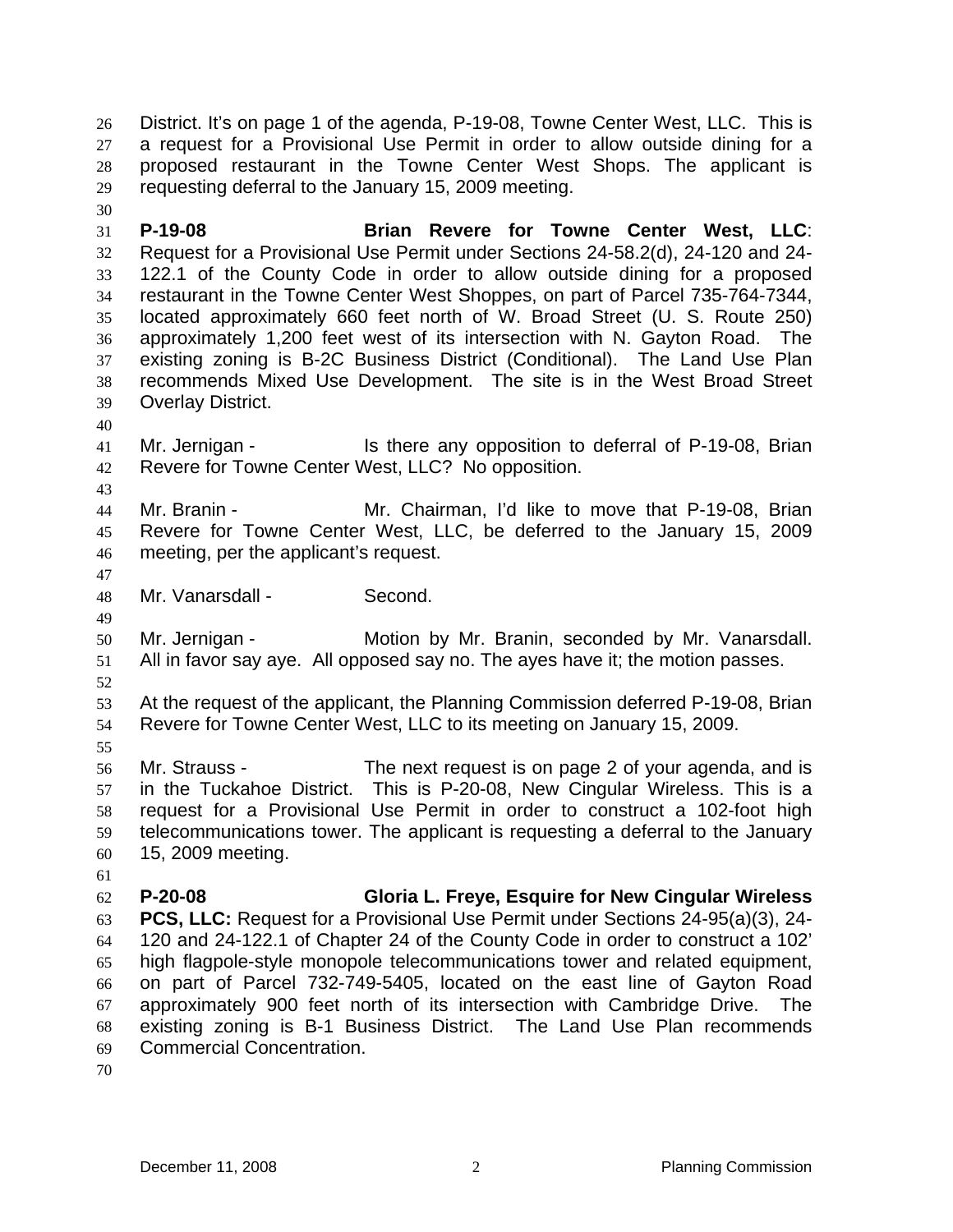District. It's on page 1 of the agenda, P-19-08, Towne Center West, LLC. This is a request for a Provisional Use Permit in order to allow outside dining for a proposed restaurant in the Towne Center West Shops. The applicant is requesting deferral to the January 15, 2009 meeting.

**P-19-08 Brian Revere for Towne Center West, LLC**: Request for a Provisional Use Permit under Sections 24-58.2(d), 24-120 and 24-122.1 of the County Code in order to allow outside dining for a proposed restaurant in the Towne Center West Shoppes, on part of Parcel 735-764-7344, located approximately 660 feet north of W. Broad Street (U. S. Route 250) approximately 1,200 feet west of its intersection with N. Gayton Road. The existing zoning is B-2C Business District (Conditional). The Land Use Plan recommends Mixed Use Development. The site is in the West Broad Street Overlay District.

Mr. Jernigan - Is there any opposition to deferral of P-19-08, Brian Revere for Towne Center West, LLC? No opposition.

Mr. Branin - Mr. Chairman, I'd like to move that P-19-08, Brian Revere for Towne Center West, LLC, be deferred to the January 15, 2009 meeting, per the applicant's request.

Mr. Vanarsdall - Second.

Mr. Jernigan - Motion by Mr. Branin, seconded by Mr. Vanarsdall. All in favor say aye. All opposed say no. The ayes have it; the motion passes.

At the request of the applicant, the Planning Commission deferred P-19-08, Brian Revere for Towne Center West, LLC to its meeting on January 15, 2009.

Mr. Strauss - The next request is on page 2 of your agenda, and is in the Tuckahoe District. This is P-20-08, New Cingular Wireless. This is a request for a Provisional Use Permit in order to construct a 102-foot high telecommunications tower. The applicant is requesting a deferral to the January 15, 2009 meeting.

**P-20-08 Gloria L. Freye, Esquire for New Cingular Wireless PCS, LLC:** Request for a Provisional Use Permit under Sections 24-95(a)(3), 24-120 and 24-122.1 of Chapter 24 of the County Code in order to construct a 102' high flagpole-style monopole telecommunications tower and related equipment, on part of Parcel 732-749-5405, located on the east line of Gayton Road approximately 900 feet north of its intersection with Cambridge Drive. The existing zoning is B-1 Business District. The Land Use Plan recommends Commercial Concentration.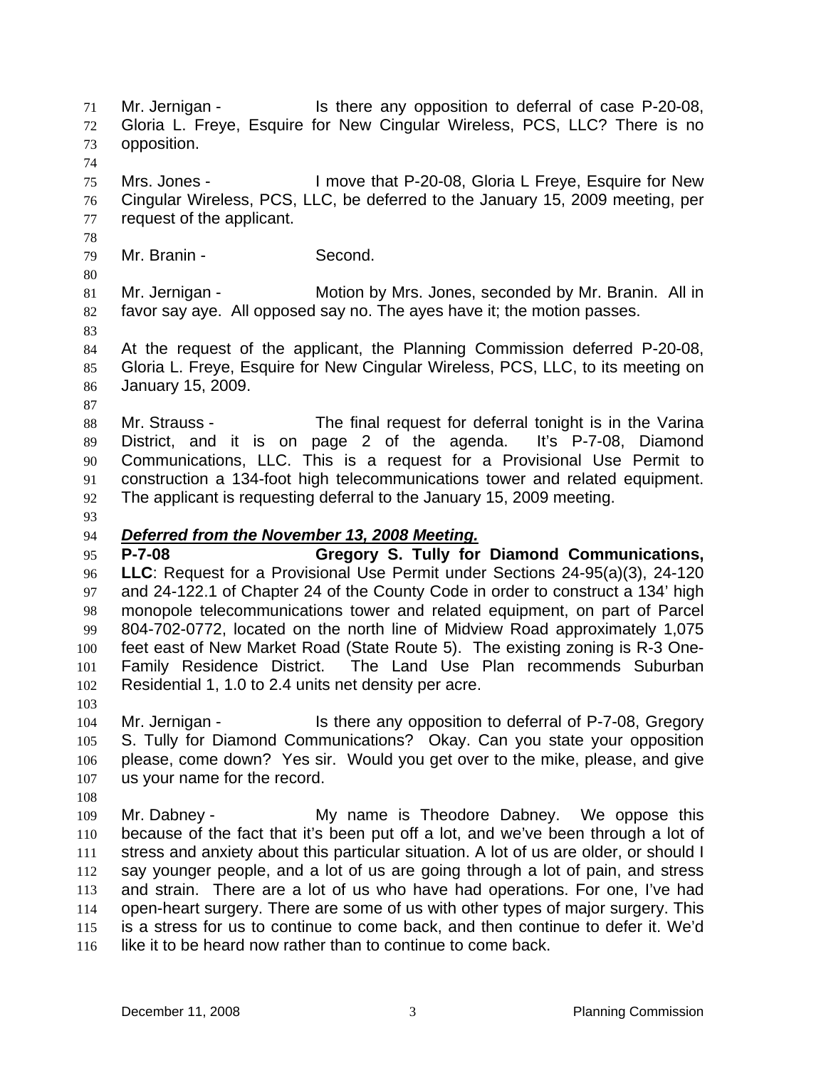Mr. Jernigan - Is there any opposition to deferral of case P-20-08, Gloria L. Freye, Esquire for New Cingular Wireless, PCS, LLC? There is no opposition.

Mrs. Jones - I move that P-20-08, Gloria L Freye, Esquire for New Cingular Wireless, PCS, LLC, be deferred to the January 15, 2009 meeting, per request of the applicant.

Mr. Branin - Second.

Mr. Jernigan - Motion by Mrs. Jones, seconded by Mr. Branin. All in favor say aye. All opposed say no. The ayes have it; the motion passes.

At the request of the applicant, the Planning Commission deferred P-20-08, Gloria L. Freye, Esquire for New Cingular Wireless, PCS, LLC, to its meeting on January 15, 2009.

Mr. Strauss - The final request for deferral tonight is in the Varina District, and it is on page 2 of the agenda. It's P-7-08, Diamond Communications, LLC. This is a request for a Provisional Use Permit to construction a 134-foot high telecommunications tower and related equipment. The applicant is requesting deferral to the January 15, 2009 meeting.

***Deferred from the November 13, 2008 Meeting.***

**P-7-08 Gregory S. Tully for Diamond Communications, LLC**: Request for a Provisional Use Permit under Sections 24-95(a)(3), 24-120 and 24-122.1 of Chapter 24 of the County Code in order to construct a 134' high monopole telecommunications tower and related equipment, on part of Parcel 804-702-0772, located on the north line of Midview Road approximately 1,075 feet east of New Market Road (State Route 5). The existing zoning is R-3 One-Family Residence District. The Land Use Plan recommends Suburban Residential 1, 1.0 to 2.4 units net density per acre.

Mr. Jernigan - Is there any opposition to deferral of P-7-08, Gregory S. Tully for Diamond Communications? Okay. Can you state your opposition please, come down? Yes sir. Would you get over to the mike, please, and give us your name for the record.

Mr. Dabney - My name is Theodore Dabney. We oppose this because of the fact that it's been put off a lot, and we've been through a lot of stress and anxiety about this particular situation. A lot of us are older, or should I say younger people, and a lot of us are going through a lot of pain, and stress and strain. There are a lot of us who have had operations. For one, I've had open-heart surgery. There are some of us with other types of major surgery. This is a stress for us to continue to come back, and then continue to defer it. We'd like it to be heard now rather than to continue to come back.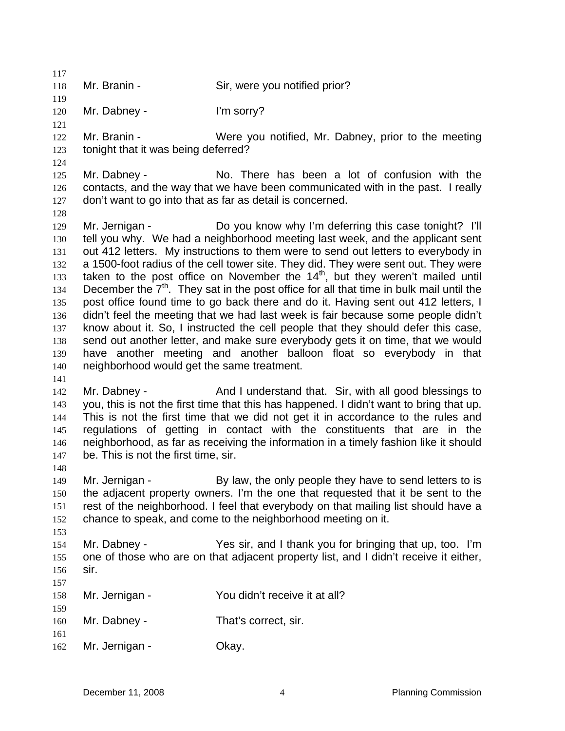Mr. Branin - Sir, were you notified prior?

Mr. Dabney - I'm sorry?

Mr. Branin - Were you notified, Mr. Dabney, prior to the meeting tonight that it was being deferred?

Mr. Dabney - No. There has been a lot of confusion with the contacts, and the way that we have been communicated with in the past. I really don't want to go into that as far as detail is concerned.

Mr. Jernigan - Do you know why I'm deferring this case tonight? I'll tell you why. We had a neighborhood meeting last week, and the applicant sent out 412 letters. My instructions to them were to send out letters to everybody in a 1500-foot radius of the cell tower site. They did. They were sent out. They were taken to the post office on November the 14th, but they weren't mailed until December the 7th. They sat in the post office for all that time in bulk mail until the post office found time to go back there and do it. Having sent out 412 letters, I didn't feel the meeting that we had last week is fair because some people didn't know about it. So, I instructed the cell people that they should defer this case, send out another letter, and make sure everybody gets it on time, that we would have another meeting and another balloon float so everybody in that neighborhood would get the same treatment.

Mr. Dabney - And I understand that. Sir, with all good blessings to you, this is not the first time that this has happened. I didn't want to bring that up. This is not the first time that we did not get it in accordance to the rules and regulations of getting in contact with the constituents that are in the neighborhood, as far as receiving the information in a timely fashion like it should be. This is not the first time, sir.

Mr. Jernigan - By law, the only people they have to send letters to is the adjacent property owners. I'm the one that requested that it be sent to the rest of the neighborhood. I feel that everybody on that mailing list should have a chance to speak, and come to the neighborhood meeting on it.

Mr. Dabney - Yes sir, and I thank you for bringing that up, too. I'm one of those who are on that adjacent property list, and I didn't receive it either, sir.

Mr. Jernigan - You didn't receive it at all?

Mr. Dabney - That's correct, sir.

Mr. Jernigan - Okay.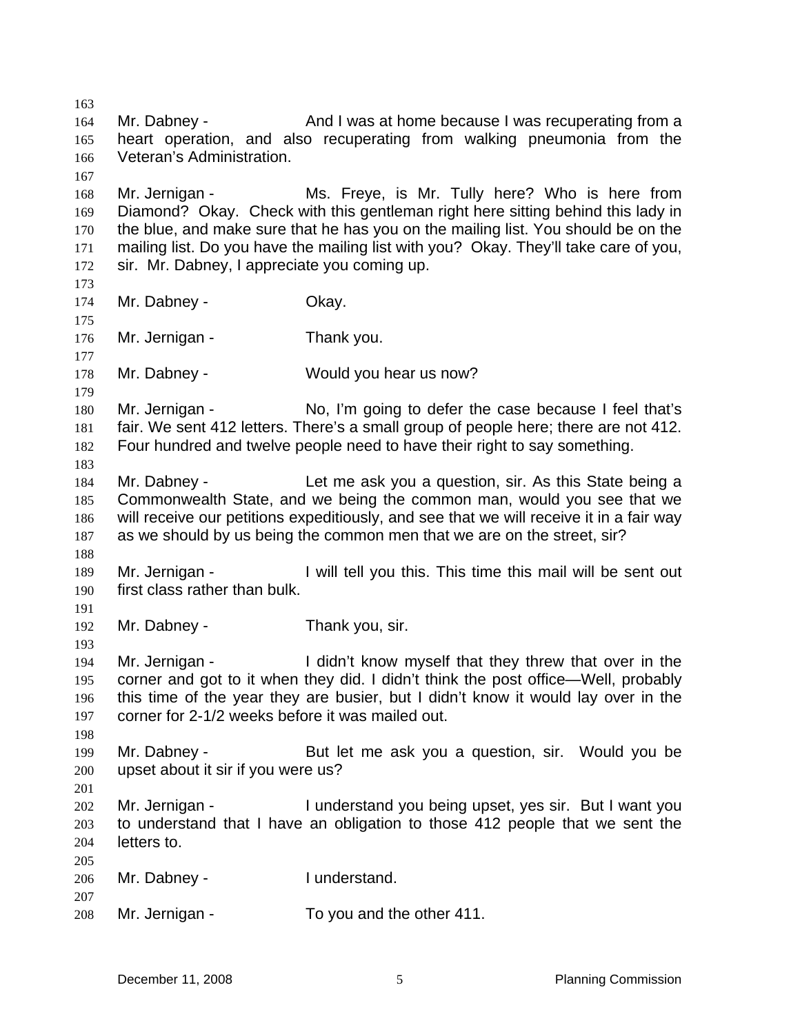Mr. Dabney - And I was at home because I was recuperating from a heart operation, and also recuperating from walking pneumonia from the Veteran's Administration.

Mr. Jernigan - Ms. Freye, is Mr. Tully here? Who is here from Diamond? Okay. Check with this gentleman right here sitting behind this lady in the blue, and make sure that he has you on the mailing list. You should be on the mailing list. Do you have the mailing list with you? Okay. They'll take care of you, sir. Mr. Dabney, I appreciate you coming up.

Mr. Dabney - Okay.

Mr. Jernigan - Thank you.

Mr. Dabney - Would you hear us now?

Mr. Jernigan - No, I'm going to defer the case because I feel that's fair. We sent 412 letters. There's a small group of people here; there are not 412. Four hundred and twelve people need to have their right to say something.

Mr. Dabney - Let me ask you a question, sir. As this State being a Commonwealth State, and we being the common man, would you see that we will receive our petitions expeditiously, and see that we will receive it in a fair way as we should by us being the common men that we are on the street, sir?

Mr. Jernigan - I will tell you this. This time this mail will be sent out first class rather than bulk.

Mr. Dabney - Thank you, sir.

Mr. Jernigan - I didn't know myself that they threw that over in the corner and got to it when they did. I didn't think the post office—Well, probably this time of the year they are busier, but I didn't know it would lay over in the corner for 2-1/2 weeks before it was mailed out.

Mr. Dabney - But let me ask you a question, sir. Would you be upset about it sir if you were us?

Mr. Jernigan - I understand you being upset, yes sir. But I want you to understand that I have an obligation to those 412 people that we sent the letters to.

Mr. Dabney - I understand.

Mr. Jernigan - To you and the other 411.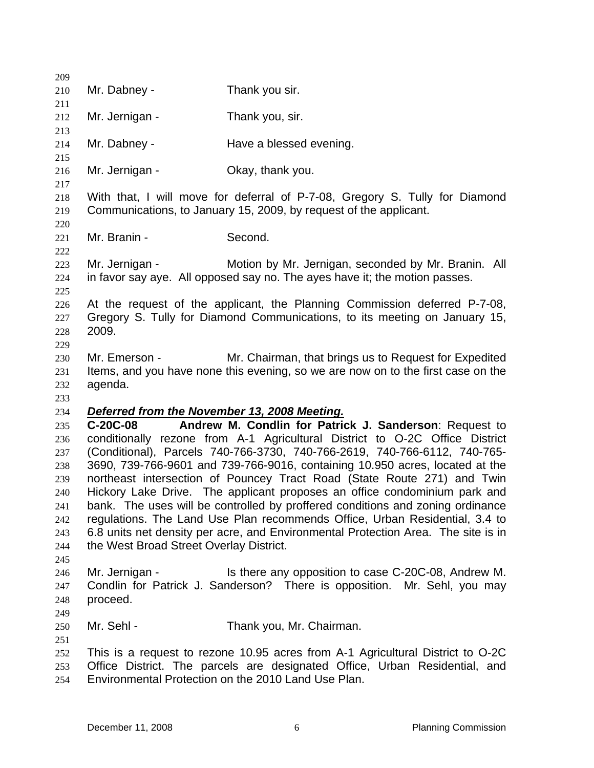Mr. Dabney - Thank you sir.

Mr. Jernigan - Thank you, sir.

Mr. Dabney - Have a blessed evening.

Mr. Jernigan - Okay, thank you.

With that, I will move for deferral of P-7-08, Gregory S. Tully for Diamond Communications, to January 15, 2009, by request of the applicant.

Mr. Branin - Second.

Mr. Jernigan - Motion by Mr. Jernigan, seconded by Mr. Branin. All in favor say aye. All opposed say no. The ayes have it; the motion passes.

At the request of the applicant, the Planning Commission deferred P-7-08, Gregory S. Tully for Diamond Communications, to its meeting on January 15, 2009.

Mr. Emerson - Mr. Chairman, that brings us to Request for Expedited Items, and you have none this evening, so we are now on to the first case on the agenda.

***Deferred from the November 13, 2008 Meeting.***

**C-20C-08 Andrew M. Condlin for Patrick J. Sanderson**: Request to conditionally rezone from A-1 Agricultural District to O-2C Office District (Conditional), Parcels 740-766-3730, 740-766-2619, 740-766-6112, 740-765-3690, 739-766-9601 and 739-766-9016, containing 10.950 acres, located at the northeast intersection of Pouncey Tract Road (State Route 271) and Twin Hickory Lake Drive. The applicant proposes an office condominium park and bank. The uses will be controlled by proffered conditions and zoning ordinance regulations. The Land Use Plan recommends Office, Urban Residential, 3.4 to 6.8 units net density per acre, and Environmental Protection Area. The site is in the West Broad Street Overlay District.

Mr. Jernigan - Is there any opposition to case C-20C-08, Andrew M. Condlin for Patrick J. Sanderson? There is opposition. Mr. Sehl, you may proceed.

Mr. Sehl - Thank you, Mr. Chairman.

This is a request to rezone 10.95 acres from A-1 Agricultural District to O-2C Office District. The parcels are designated Office, Urban Residential, and Environmental Protection on the 2010 Land Use Plan.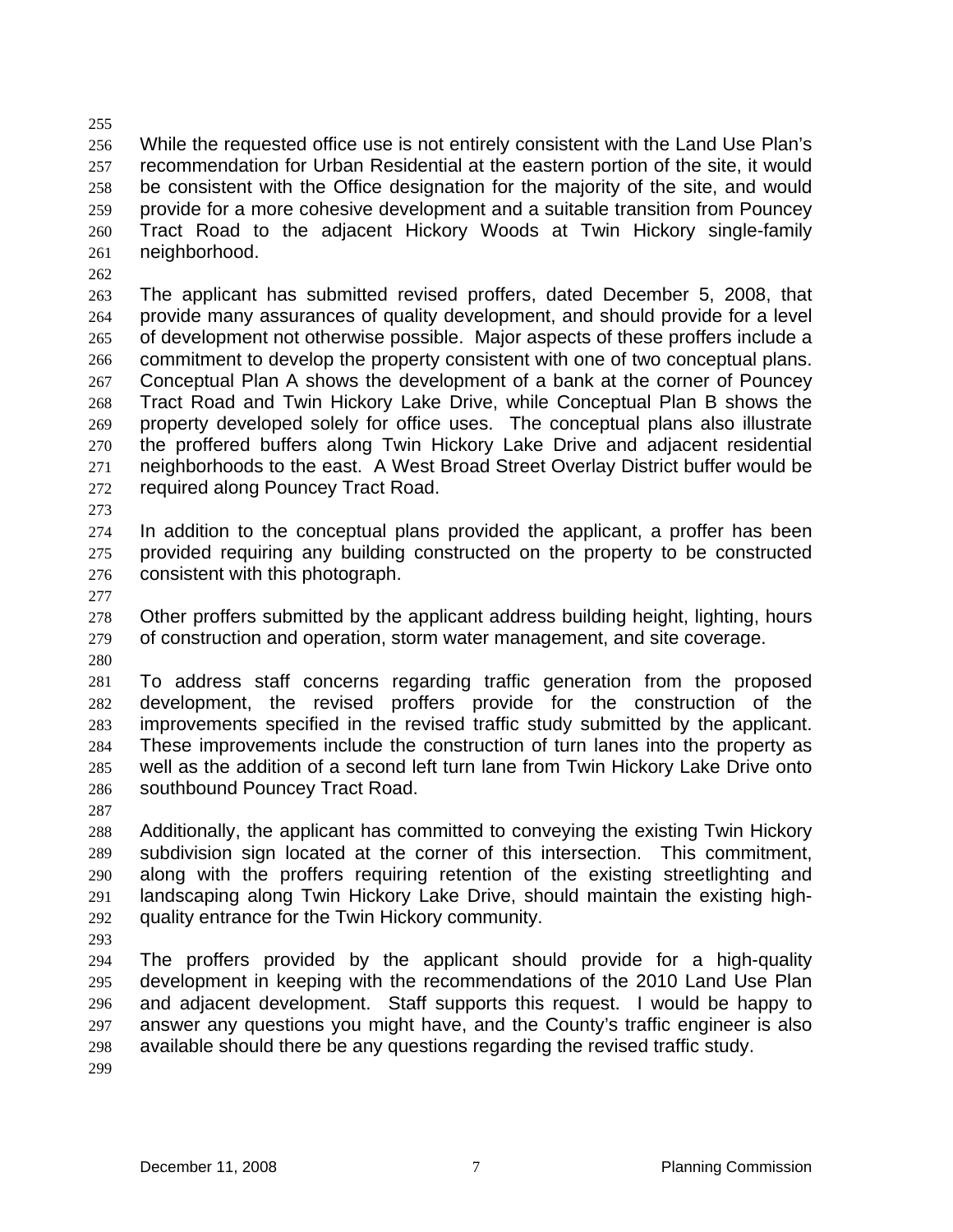While the requested office use is not entirely consistent with the Land Use Plan's recommendation for Urban Residential at the eastern portion of the site, it would be consistent with the Office designation for the majority of the site, and would provide for a more cohesive development and a suitable transition from Pouncey Tract Road to the adjacent Hickory Woods at Twin Hickory single-family neighborhood.

The applicant has submitted revised proffers, dated December 5, 2008, that provide many assurances of quality development, and should provide for a level of development not otherwise possible. Major aspects of these proffers include a commitment to develop the property consistent with one of two conceptual plans. Conceptual Plan A shows the development of a bank at the corner of Pouncey Tract Road and Twin Hickory Lake Drive, while Conceptual Plan B shows the property developed solely for office uses. The conceptual plans also illustrate the proffered buffers along Twin Hickory Lake Drive and adjacent residential neighborhoods to the east. A West Broad Street Overlay District buffer would be required along Pouncey Tract Road.

In addition to the conceptual plans provided the applicant, a proffer has been provided requiring any building constructed on the property to be constructed consistent with this photograph.

Other proffers submitted by the applicant address building height, lighting, hours of construction and operation, storm water management, and site coverage.

To address staff concerns regarding traffic generation from the proposed development, the revised proffers provide for the construction of the improvements specified in the revised traffic study submitted by the applicant. These improvements include the construction of turn lanes into the property as well as the addition of a second left turn lane from Twin Hickory Lake Drive onto southbound Pouncey Tract Road.

Additionally, the applicant has committed to conveying the existing Twin Hickory subdivision sign located at the corner of this intersection. This commitment, along with the proffers requiring retention of the existing streetlighting and landscaping along Twin Hickory Lake Drive, should maintain the existing high-quality entrance for the Twin Hickory community.

The proffers provided by the applicant should provide for a high-quality development in keeping with the recommendations of the 2010 Land Use Plan and adjacent development. Staff supports this request. I would be happy to answer any questions you might have, and the County's traffic engineer is also available should there be any questions regarding the revised traffic study.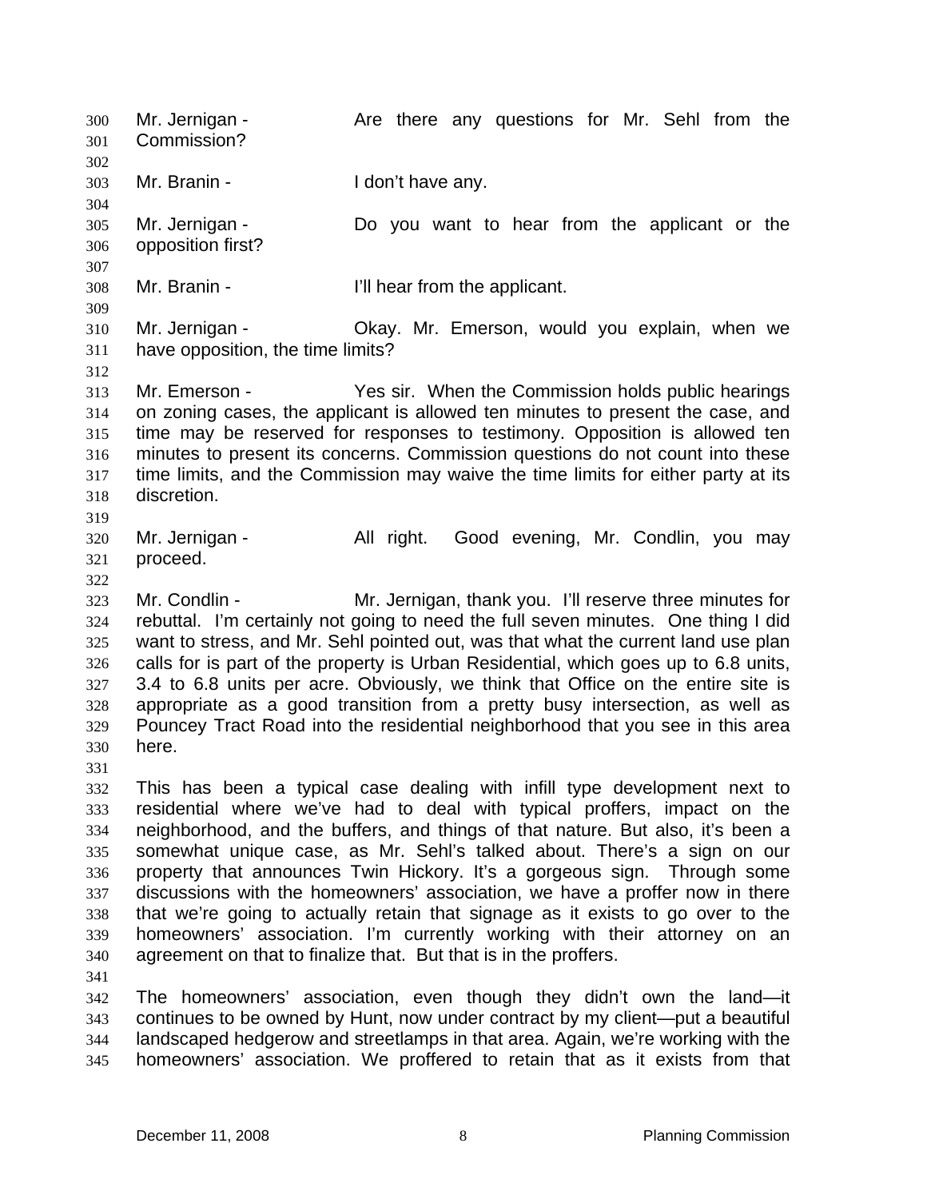Mr. Jernigan - Are there any questions for Mr. Sehl from the Commission?

Mr. Branin - I don't have any.

Mr. Jernigan - Do you want to hear from the applicant or the opposition first?

Mr. Branin - I'll hear from the applicant.

Mr. Jernigan - Okay. Mr. Emerson, would you explain, when we have opposition, the time limits?

Mr. Emerson - Yes sir. When the Commission holds public hearings on zoning cases, the applicant is allowed ten minutes to present the case, and time may be reserved for responses to testimony. Opposition is allowed ten minutes to present its concerns. Commission questions do not count into these time limits, and the Commission may waive the time limits for either party at its discretion.

Mr. Jernigan - All right. Good evening, Mr. Condlin, you may proceed.

Mr. Condlin - Mr. Jernigan, thank you. I'll reserve three minutes for rebuttal. I'm certainly not going to need the full seven minutes. One thing I did want to stress, and Mr. Sehl pointed out, was that what the current land use plan calls for is part of the property is Urban Residential, which goes up to 6.8 units, 3.4 to 6.8 units per acre. Obviously, we think that Office on the entire site is appropriate as a good transition from a pretty busy intersection, as well as Pouncey Tract Road into the residential neighborhood that you see in this area here.

This has been a typical case dealing with infill type development next to residential where we've had to deal with typical proffers, impact on the neighborhood, and the buffers, and things of that nature. But also, it's been a somewhat unique case, as Mr. Sehl's talked about. There's a sign on our property that announces Twin Hickory. It's a gorgeous sign. Through some discussions with the homeowners' association, we have a proffer now in there that we're going to actually retain that signage as it exists to go over to the homeowners' association. I'm currently working with their attorney on an agreement on that to finalize that. But that is in the proffers.

The homeowners' association, even though they didn't own the land—it continues to be owned by Hunt, now under contract by my client—put a beautiful landscaped hedgerow and streetlamps in that area. Again, we're working with the homeowners' association. We proffered to retain that as it exists from that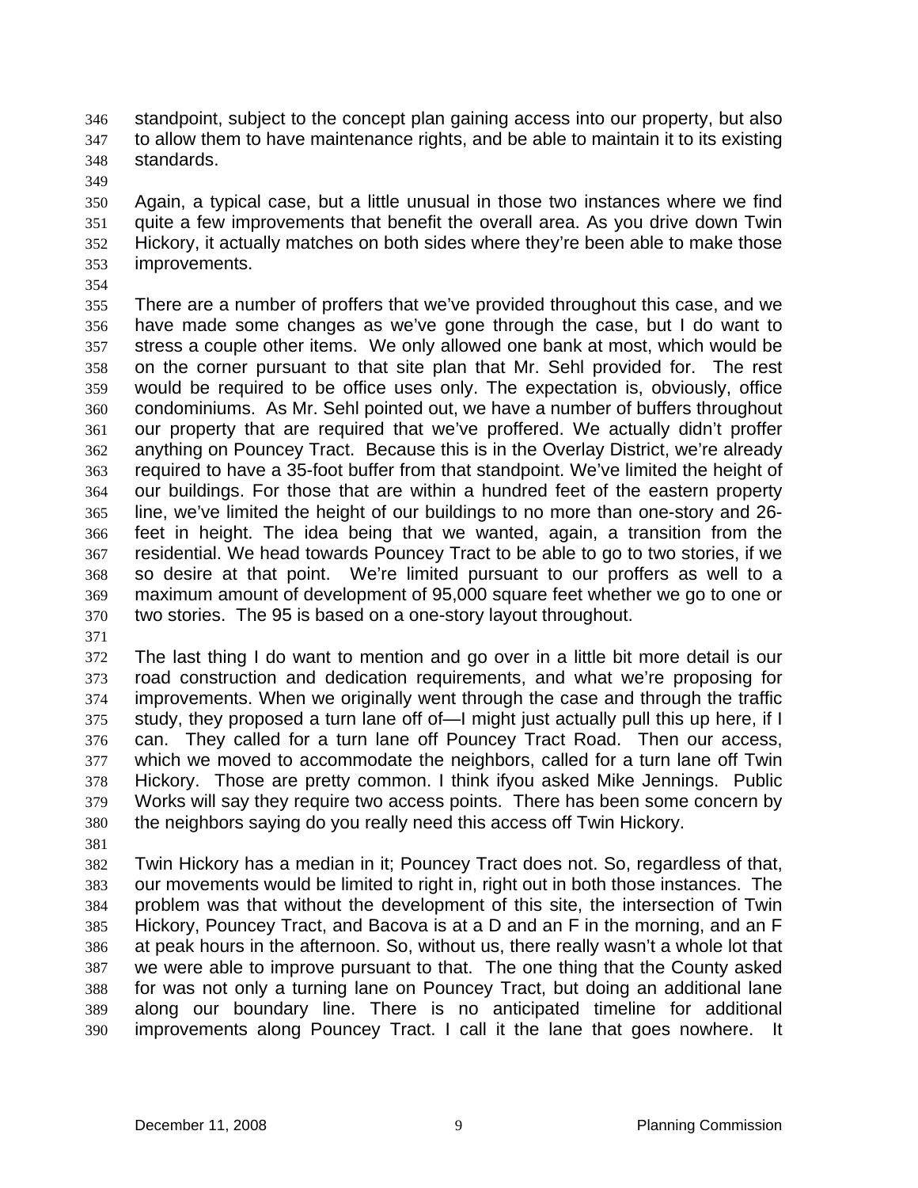standpoint, subject to the concept plan gaining access into our property, but also to allow them to have maintenance rights, and be able to maintain it to its existing standards.

Again, a typical case, but a little unusual in those two instances where we find quite a few improvements that benefit the overall area. As you drive down Twin Hickory, it actually matches on both sides where they're been able to make those improvements.

There are a number of proffers that we've provided throughout this case, and we have made some changes as we've gone through the case, but I do want to stress a couple other items. We only allowed one bank at most, which would be on the corner pursuant to that site plan that Mr. Sehl provided for. The rest would be required to be office uses only. The expectation is, obviously, office condominiums. As Mr. Sehl pointed out, we have a number of buffers throughout our property that are required that we've proffered. We actually didn't proffer anything on Pouncey Tract. Because this is in the Overlay District, we're already required to have a 35-foot buffer from that standpoint. We've limited the height of our buildings. For those that are within a hundred feet of the eastern property line, we've limited the height of our buildings to no more than one-story and 26-feet in height. The idea being that we wanted, again, a transition from the residential. We head towards Pouncey Tract to be able to go to two stories, if we so desire at that point. We're limited pursuant to our proffers as well to a maximum amount of development of 95,000 square feet whether we go to one or two stories. The 95 is based on a one-story layout throughout.

The last thing I do want to mention and go over in a little bit more detail is our road construction and dedication requirements, and what we're proposing for improvements. When we originally went through the case and through the traffic study, they proposed a turn lane off of—I might just actually pull this up here, if I can. They called for a turn lane off Pouncey Tract Road. Then our access, which we moved to accommodate the neighbors, called for a turn lane off Twin Hickory. Those are pretty common. I think ifyou asked Mike Jennings. Public Works will say they require two access points. There has been some concern by the neighbors saying do you really need this access off Twin Hickory.

Twin Hickory has a median in it; Pouncey Tract does not. So, regardless of that, our movements would be limited to right in, right out in both those instances. The problem was that without the development of this site, the intersection of Twin Hickory, Pouncey Tract, and Bacova is at a D and an F in the morning, and an F at peak hours in the afternoon. So, without us, there really wasn't a whole lot that we were able to improve pursuant to that. The one thing that the County asked for was not only a turning lane on Pouncey Tract, but doing an additional lane along our boundary line. There is no anticipated timeline for additional improvements along Pouncey Tract. I call it the lane that goes nowhere. It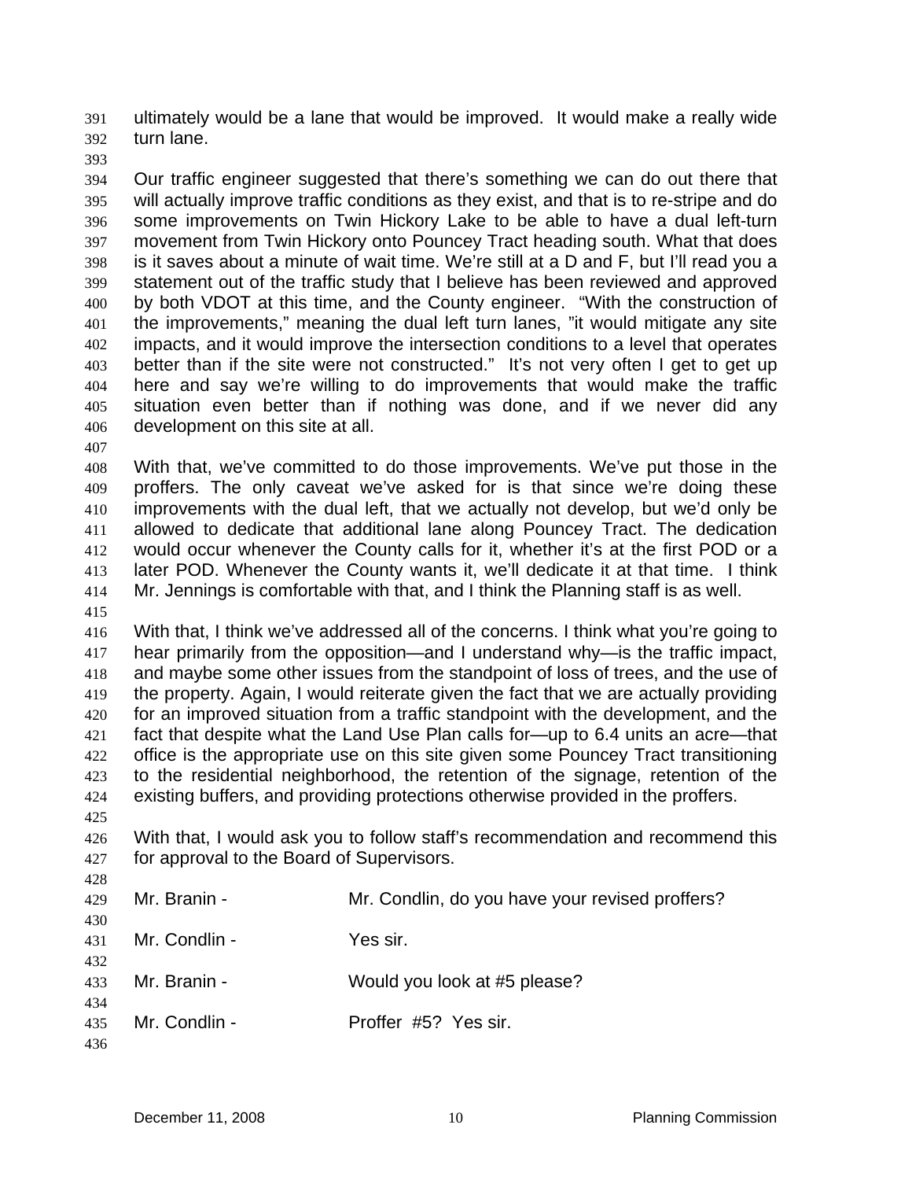ultimately would be a lane that would be improved. It would make a really wide turn lane.

Our traffic engineer suggested that there's something we can do out there that will actually improve traffic conditions as they exist, and that is to re-stripe and do some improvements on Twin Hickory Lake to be able to have a dual left-turn movement from Twin Hickory onto Pouncey Tract heading south. What that does is it saves about a minute of wait time. We're still at a D and F, but I'll read you a statement out of the traffic study that I believe has been reviewed and approved by both VDOT at this time, and the County engineer. "With the construction of the improvements," meaning the dual left turn lanes, "it would mitigate any site impacts, and it would improve the intersection conditions to a level that operates better than if the site were not constructed." It's not very often I get to get up here and say we're willing to do improvements that would make the traffic situation even better than if nothing was done, and if we never did any development on this site at all.

With that, we've committed to do those improvements. We've put those in the proffers. The only caveat we've asked for is that since we're doing these improvements with the dual left, that we actually not develop, but we'd only be allowed to dedicate that additional lane along Pouncey Tract. The dedication would occur whenever the County calls for it, whether it's at the first POD or a later POD. Whenever the County wants it, we'll dedicate it at that time. I think Mr. Jennings is comfortable with that, and I think the Planning staff is as well.

With that, I think we've addressed all of the concerns. I think what you're going to hear primarily from the opposition—and I understand why—is the traffic impact, and maybe some other issues from the standpoint of loss of trees, and the use of the property. Again, I would reiterate given the fact that we are actually providing for an improved situation from a traffic standpoint with the development, and the fact that despite what the Land Use Plan calls for—up to 6.4 units an acre—that office is the appropriate use on this site given some Pouncey Tract transitioning to the residential neighborhood, the retention of the signage, retention of the existing buffers, and providing protections otherwise provided in the proffers.

With that, I would ask you to follow staff's recommendation and recommend this for approval to the Board of Supervisors.

Mr. Branin - Mr. Condlin, do you have your revised proffers?

Mr. Condlin - Yes sir.

Mr. Branin - Would you look at #5 please?

Mr. Condlin - Proffer #5? Yes sir.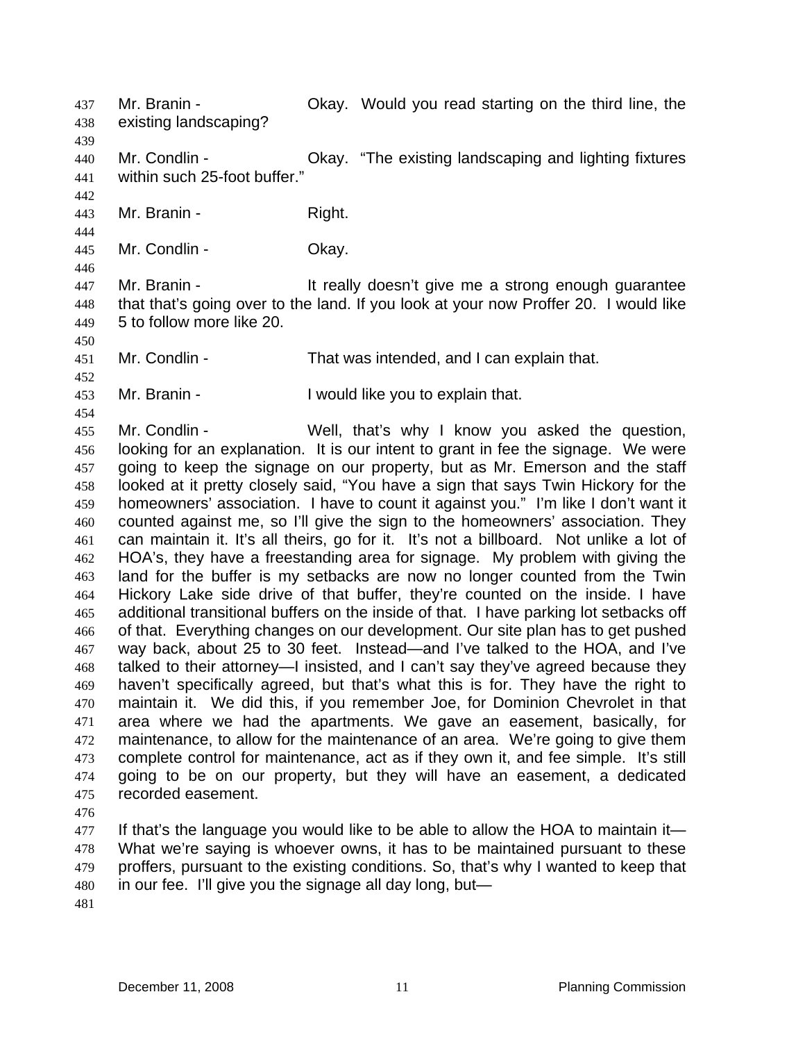Mr. Branin - Okay. Would you read starting on the third line, the existing landscaping?

Mr. Condlin - Okay. "The existing landscaping and lighting fixtures within such 25-foot buffer."

Mr. Branin - Right.

Mr. Condlin - Okay.

Mr. Branin - It really doesn't give me a strong enough guarantee that that's going over to the land. If you look at your now Proffer 20. I would like 5 to follow more like 20.

Mr. Condlin - That was intended, and I can explain that.

Mr. Branin - I would like you to explain that.

Mr. Condlin - Well, that's why I know you asked the question, looking for an explanation. It is our intent to grant in fee the signage. We were going to keep the signage on our property, but as Mr. Emerson and the staff looked at it pretty closely said, "You have a sign that says Twin Hickory for the homeowners' association. I have to count it against you." I'm like I don't want it counted against me, so I'll give the sign to the homeowners' association. They can maintain it. It's all theirs, go for it. It's not a billboard. Not unlike a lot of HOA's, they have a freestanding area for signage. My problem with giving the land for the buffer is my setbacks are now no longer counted from the Twin Hickory Lake side drive of that buffer, they're counted on the inside. I have additional transitional buffers on the inside of that. I have parking lot setbacks off of that. Everything changes on our development. Our site plan has to get pushed way back, about 25 to 30 feet. Instead—and I've talked to the HOA, and I've talked to their attorney—I insisted, and I can't say they've agreed because they haven't specifically agreed, but that's what this is for. They have the right to maintain it. We did this, if you remember Joe, for Dominion Chevrolet in that area where we had the apartments. We gave an easement, basically, for maintenance, to allow for the maintenance of an area. We're going to give them complete control for maintenance, act as if they own it, and fee simple. It's still going to be on our property, but they will have an easement, a dedicated recorded easement.

If that's the language you would like to be able to allow the HOA to maintain it— What we're saying is whoever owns, it has to be maintained pursuant to these proffers, pursuant to the existing conditions. So, that's why I wanted to keep that in our fee. I'll give you the signage all day long, but—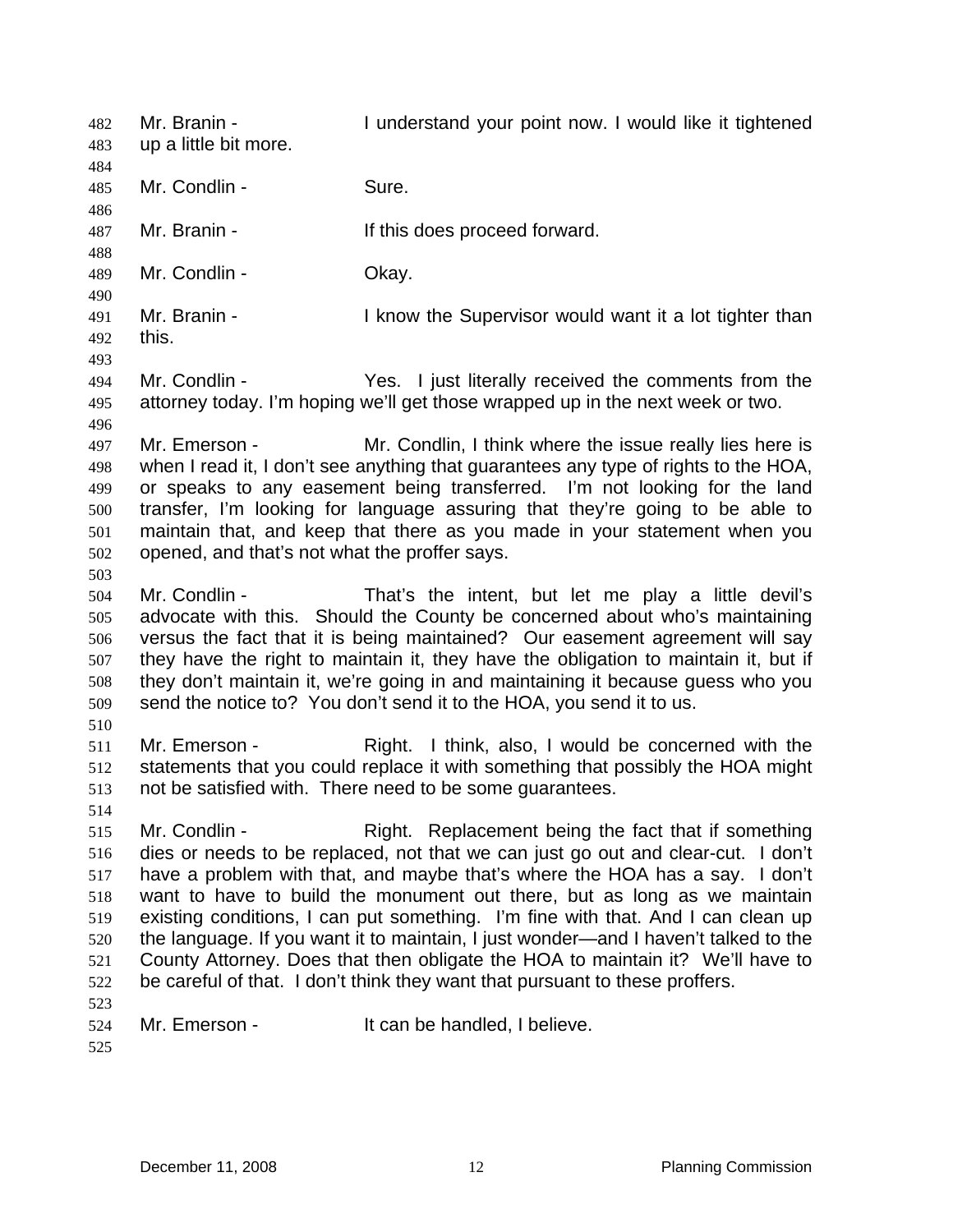Mr. Branin - I understand your point now. I would like it tightened up a little bit more.

Mr. Condlin - Sure.

Mr. Branin - If this does proceed forward.

Mr. Condlin - Okay.

Mr. Branin - I know the Supervisor would want it a lot tighter than this.

Mr. Condlin - Yes. I just literally received the comments from the attorney today. I'm hoping we'll get those wrapped up in the next week or two.

Mr. Emerson - Mr. Condlin, I think where the issue really lies here is when I read it, I don't see anything that guarantees any type of rights to the HOA, or speaks to any easement being transferred. I'm not looking for the land transfer, I'm looking for language assuring that they're going to be able to maintain that, and keep that there as you made in your statement when you opened, and that's not what the proffer says.

Mr. Condlin - That's the intent, but let me play a little devil's advocate with this. Should the County be concerned about who's maintaining versus the fact that it is being maintained? Our easement agreement will say they have the right to maintain it, they have the obligation to maintain it, but if they don't maintain it, we're going in and maintaining it because guess who you send the notice to? You don't send it to the HOA, you send it to us.

Mr. Emerson - Right. I think, also, I would be concerned with the statements that you could replace it with something that possibly the HOA might not be satisfied with. There need to be some guarantees.

Mr. Condlin - Right. Replacement being the fact that if something dies or needs to be replaced, not that we can just go out and clear-cut. I don't have a problem with that, and maybe that's where the HOA has a say. I don't want to have to build the monument out there, but as long as we maintain existing conditions, I can put something. I'm fine with that. And I can clean up the language. If you want it to maintain, I just wonder—and I haven't talked to the County Attorney. Does that then obligate the HOA to maintain it? We'll have to be careful of that. I don't think they want that pursuant to these proffers.

Mr. Emerson - It can be handled, I believe.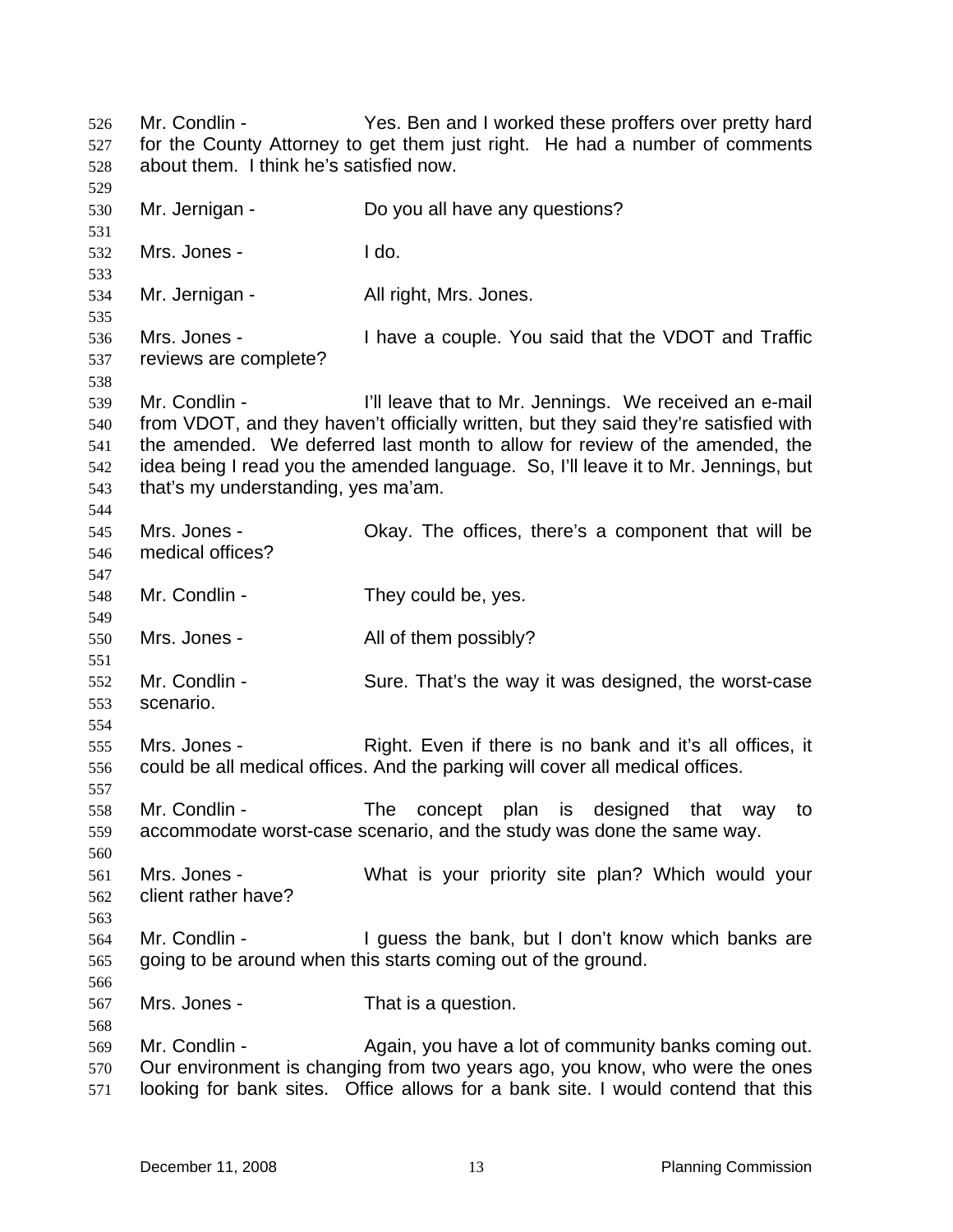Mr. Condlin - Yes. Ben and I worked these proffers over pretty hard for the County Attorney to get them just right. He had a number of comments about them. I think he's satisfied now.

Mr. Jernigan - Do you all have any questions?

Mrs. Jones - I do.

Mr. Jernigan - All right, Mrs. Jones.

Mrs. Jones - I have a couple. You said that the VDOT and Traffic reviews are complete?

Mr. Condlin - I'll leave that to Mr. Jennings. We received an e-mail from VDOT, and they haven't officially written, but they said they're satisfied with the amended. We deferred last month to allow for review of the amended, the idea being I read you the amended language. So, I'll leave it to Mr. Jennings, but that's my understanding, yes ma'am.

Mrs. Jones - Okay. The offices, there's a component that will be medical offices?

Mr. Condlin - They could be, yes.

Mrs. Jones - All of them possibly?

Mr. Condlin - Sure. That's the way it was designed, the worst-case scenario.

Mrs. Jones - Right. Even if there is no bank and it's all offices, it could be all medical offices. And the parking will cover all medical offices.

Mr. Condlin - The concept plan is designed that way to accommodate worst-case scenario, and the study was done the same way.

Mrs. Jones - What is your priority site plan? Which would your client rather have?

Mr. Condlin - I guess the bank, but I don't know which banks are going to be around when this starts coming out of the ground.

Mrs. Jones - That is a question.

Mr. Condlin - Again, you have a lot of community banks coming out. Our environment is changing from two years ago, you know, who were the ones looking for bank sites. Office allows for a bank site. I would contend that this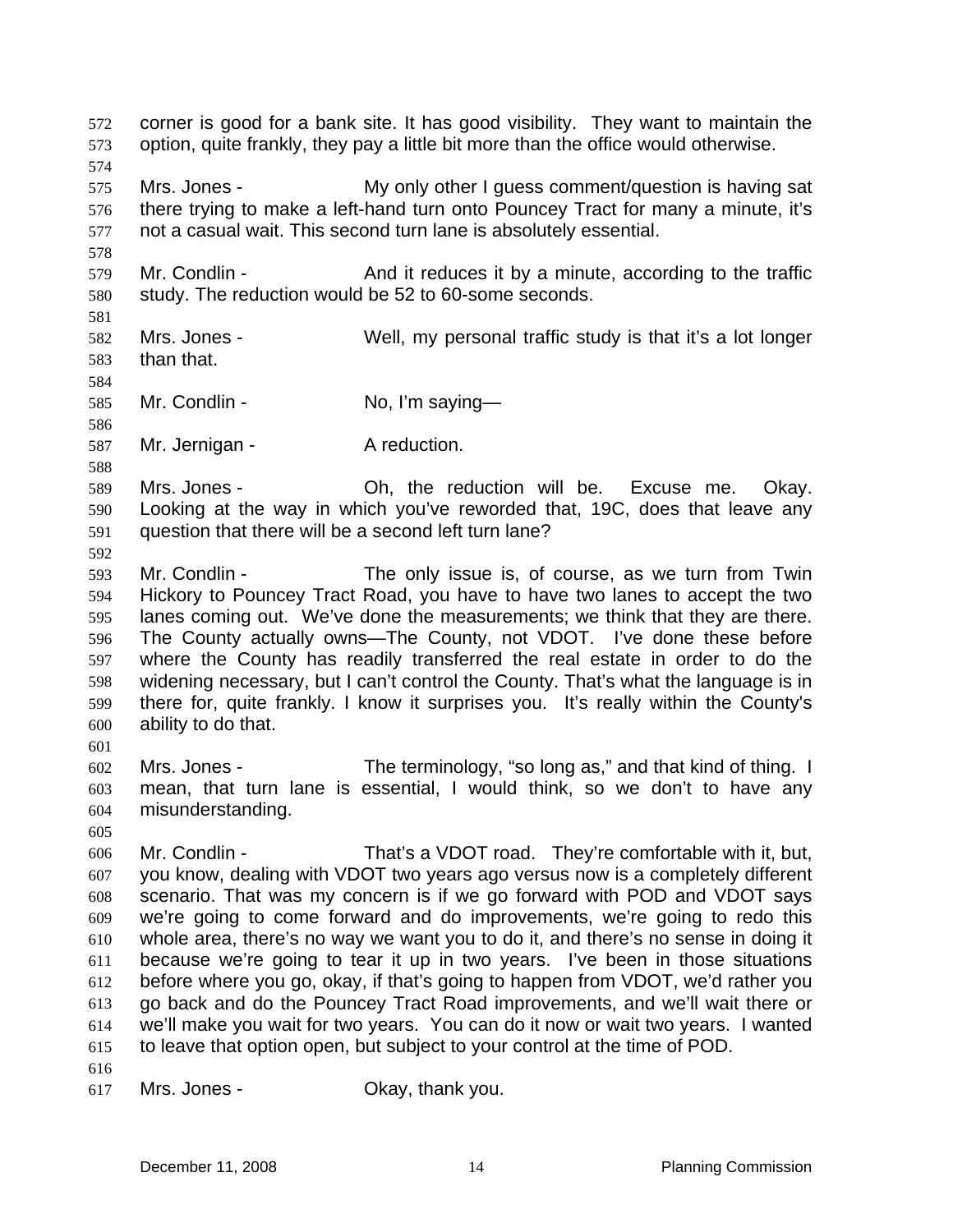corner is good for a bank site. It has good visibility. They want to maintain the option, quite frankly, they pay a little bit more than the office would otherwise.

Mrs. Jones - My only other I guess comment/question is having sat there trying to make a left-hand turn onto Pouncey Tract for many a minute, it's not a casual wait. This second turn lane is absolutely essential.

Mr. Condlin - And it reduces it by a minute, according to the traffic study. The reduction would be 52 to 60-some seconds.

Mrs. Jones - Well, my personal traffic study is that it's a lot longer than that.

Mr. Condlin - No, I'm saying—

Mr. Jernigan - A reduction.

Mrs. Jones - Oh, the reduction will be. Excuse me. Okay. Looking at the way in which you've reworded that, 19C, does that leave any question that there will be a second left turn lane?

Mr. Condlin - The only issue is, of course, as we turn from Twin Hickory to Pouncey Tract Road, you have to have two lanes to accept the two lanes coming out. We've done the measurements; we think that they are there. The County actually owns—The County, not VDOT. I've done these before where the County has readily transferred the real estate in order to do the widening necessary, but I can't control the County. That's what the language is in there for, quite frankly. I know it surprises you. It's really within the County's ability to do that.

Mrs. Jones - The terminology, "so long as," and that kind of thing. I mean, that turn lane is essential, I would think, so we don't to have any misunderstanding.

Mr. Condlin - That's a VDOT road. They're comfortable with it, but, you know, dealing with VDOT two years ago versus now is a completely different scenario. That was my concern is if we go forward with POD and VDOT says we're going to come forward and do improvements, we're going to redo this whole area, there's no way we want you to do it, and there's no sense in doing it because we're going to tear it up in two years. I've been in those situations before where you go, okay, if that's going to happen from VDOT, we'd rather you go back and do the Pouncey Tract Road improvements, and we'll wait there or we'll make you wait for two years. You can do it now or wait two years. I wanted to leave that option open, but subject to your control at the time of POD.

Mrs. Jones - Okay, thank you.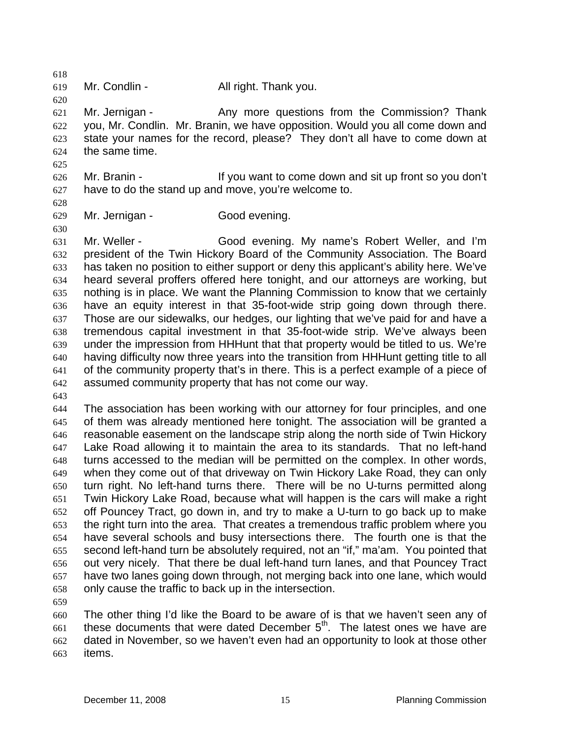Mr. Condlin - All right. Thank you.

Mr. Jernigan - Any more questions from the Commission? Thank you, Mr. Condlin. Mr. Branin, we have opposition. Would you all come down and state your names for the record, please? They don't all have to come down at the same time.

Mr. Branin - If you want to come down and sit up front so you don't have to do the stand up and move, you're welcome to.

Mr. Jernigan - Good evening.

Mr. Weller - Good evening. My name's Robert Weller, and I'm president of the Twin Hickory Board of the Community Association. The Board has taken no position to either support or deny this applicant's ability here. We've heard several proffers offered here tonight, and our attorneys are working, but nothing is in place. We want the Planning Commission to know that we certainly have an equity interest in that 35-foot-wide strip going down through there. Those are our sidewalks, our hedges, our lighting that we've paid for and have a tremendous capital investment in that 35-foot-wide strip. We've always been under the impression from HHHunt that that property would be titled to us. We're having difficulty now three years into the transition from HHHunt getting title to all of the community property that's in there. This is a perfect example of a piece of assumed community property that has not come our way.

The association has been working with our attorney for four principles, and one of them was already mentioned here tonight. The association will be granted a reasonable easement on the landscape strip along the north side of Twin Hickory Lake Road allowing it to maintain the area to its standards. That no left-hand turns accessed to the median will be permitted on the complex. In other words, when they come out of that driveway on Twin Hickory Lake Road, they can only turn right. No left-hand turns there. There will be no U-turns permitted along Twin Hickory Lake Road, because what will happen is the cars will make a right off Pouncey Tract, go down in, and try to make a U-turn to go back up to make the right turn into the area. That creates a tremendous traffic problem where you have several schools and busy intersections there. The fourth one is that the second left-hand turn be absolutely required, not an "if," ma'am. You pointed that out very nicely. That there be dual left-hand turn lanes, and that Pouncey Tract have two lanes going down through, not merging back into one lane, which would only cause the traffic to back up in the intersection.

The other thing I'd like the Board to be aware of is that we haven't seen any of these documents that were dated December 5th. The latest ones we have are dated in November, so we haven't even had an opportunity to look at those other items.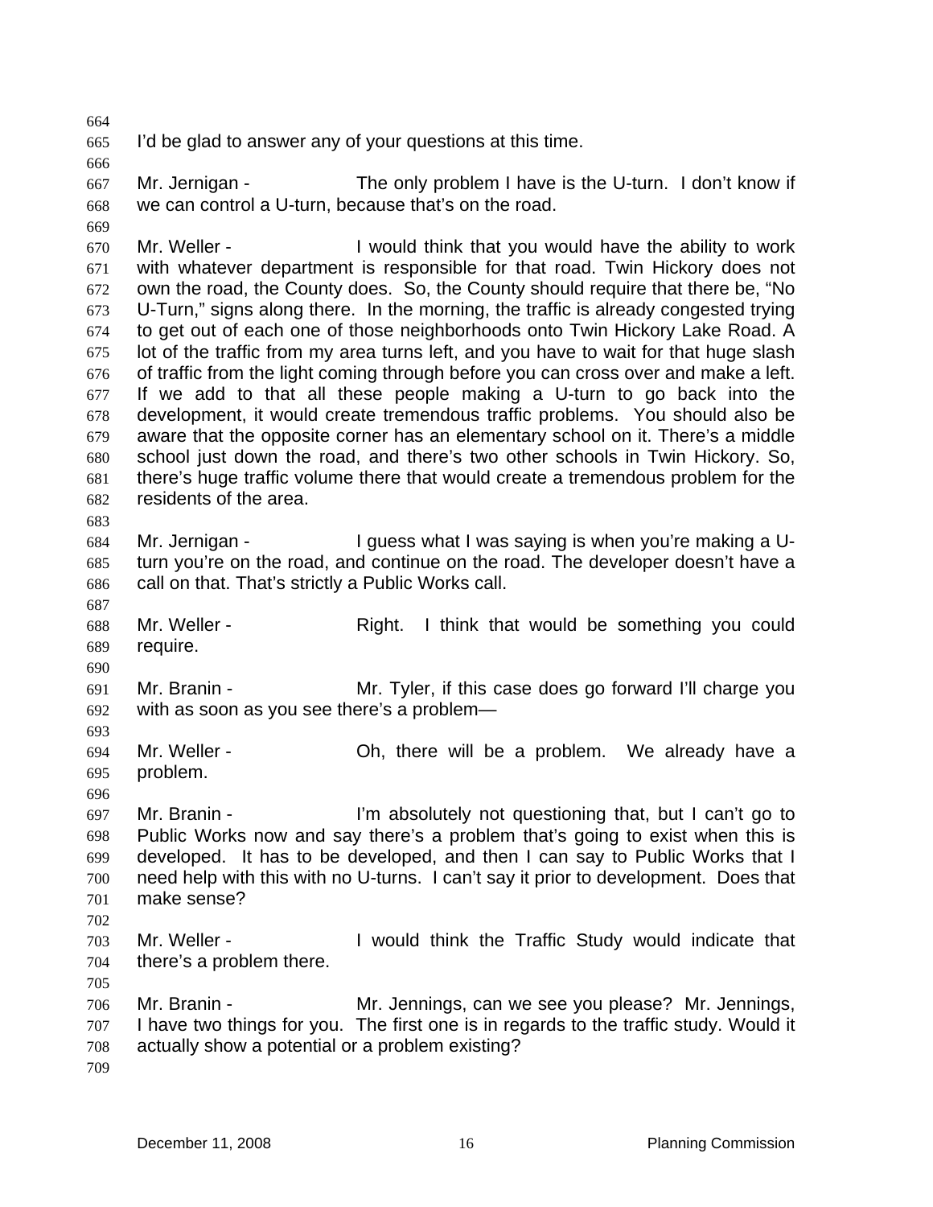I'd be glad to answer any of your questions at this time.

Mr. Jernigan - The only problem I have is the U-turn. I don't know if we can control a U-turn, because that's on the road.

Mr. Weller - I would think that you would have the ability to work with whatever department is responsible for that road. Twin Hickory does not own the road, the County does. So, the County should require that there be, "No U-Turn," signs along there. In the morning, the traffic is already congested trying to get out of each one of those neighborhoods onto Twin Hickory Lake Road. A lot of the traffic from my area turns left, and you have to wait for that huge slash of traffic from the light coming through before you can cross over and make a left. If we add to that all these people making a U-turn to go back into the development, it would create tremendous traffic problems. You should also be aware that the opposite corner has an elementary school on it. There's a middle school just down the road, and there's two other schools in Twin Hickory. So, there's huge traffic volume there that would create a tremendous problem for the residents of the area.

Mr. Jernigan - I guess what I was saying is when you're making a U-turn you're on the road, and continue on the road. The developer doesn't have a call on that. That's strictly a Public Works call.

Mr. Weller - Right. I think that would be something you could require.

Mr. Branin - Mr. Tyler, if this case does go forward I'll charge you with as soon as you see there's a problem—

Mr. Weller - Oh, there will be a problem. We already have a problem.

Mr. Branin - I'm absolutely not questioning that, but I can't go to Public Works now and say there's a problem that's going to exist when this is developed. It has to be developed, and then I can say to Public Works that I need help with this with no U-turns. I can't say it prior to development. Does that make sense?

Mr. Weller - I would think the Traffic Study would indicate that there's a problem there.

Mr. Branin - Mr. Jennings, can we see you please? Mr. Jennings, I have two things for you. The first one is in regards to the traffic study. Would it actually show a potential or a problem existing?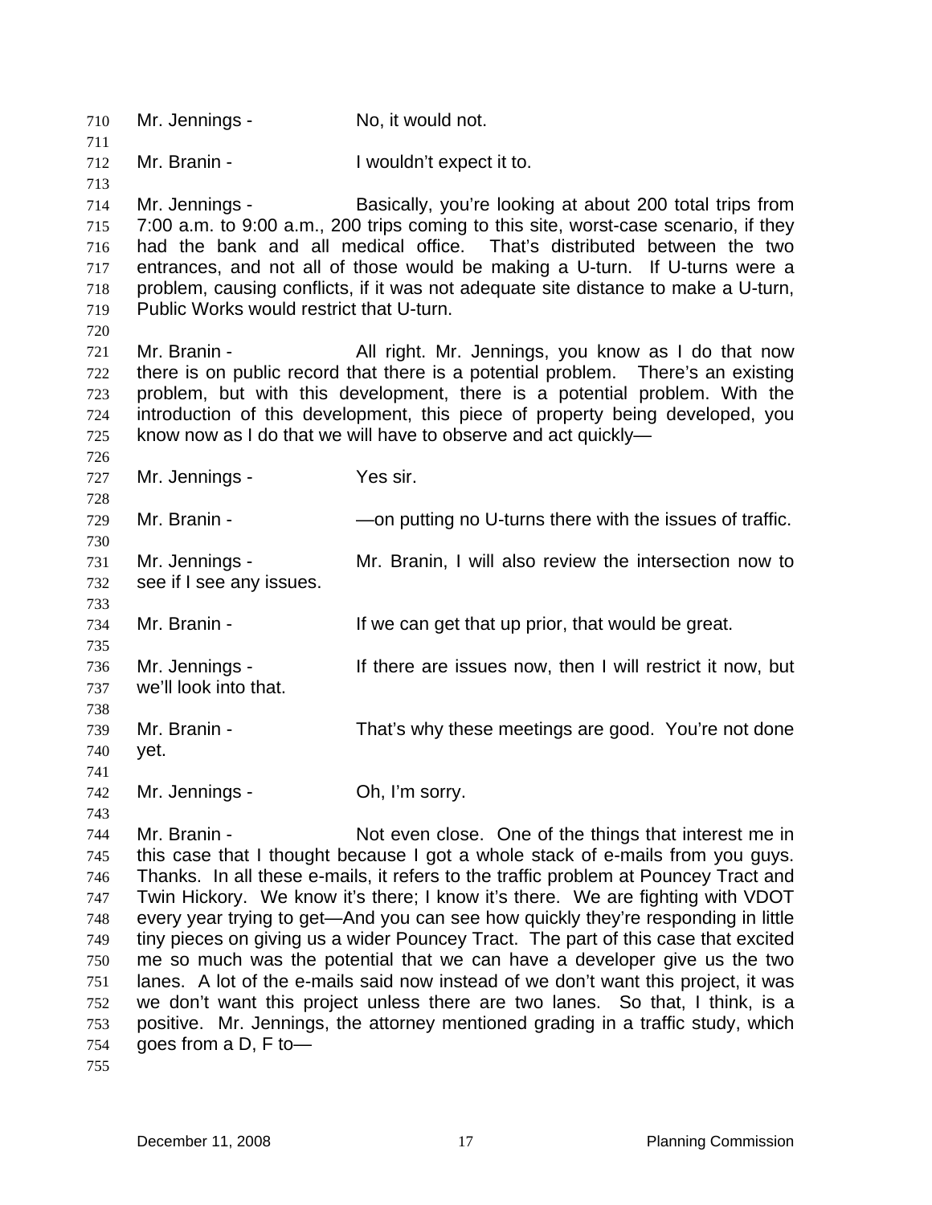Mr. Jennings - No, it would not.

Mr. Branin - I wouldn't expect it to.

Mr. Jennings - Basically, you're looking at about 200 total trips from 7:00 a.m. to 9:00 a.m., 200 trips coming to this site, worst-case scenario, if they had the bank and all medical office. That's distributed between the two entrances, and not all of those would be making a U-turn. If U-turns were a problem, causing conflicts, if it was not adequate site distance to make a U-turn, Public Works would restrict that U-turn.

Mr. Branin - All right. Mr. Jennings, you know as I do that now there is on public record that there is a potential problem. There's an existing problem, but with this development, there is a potential problem. With the introduction of this development, this piece of property being developed, you know now as I do that we will have to observe and act quickly—

Mr. Jennings - Yes sir.

Mr. Branin - —on putting no U-turns there with the issues of traffic.

Mr. Jennings - Mr. Branin, I will also review the intersection now to see if I see any issues.

Mr. Branin - If we can get that up prior, that would be great.

Mr. Jennings - If there are issues now, then I will restrict it now, but we'll look into that.

Mr. Branin - That's why these meetings are good. You're not done yet.

Mr. Jennings - Oh, I'm sorry.

Mr. Branin - Not even close. One of the things that interest me in this case that I thought because I got a whole stack of e-mails from you guys. Thanks. In all these e-mails, it refers to the traffic problem at Pouncey Tract and Twin Hickory. We know it's there; I know it's there. We are fighting with VDOT every year trying to get—And you can see how quickly they're responding in little tiny pieces on giving us a wider Pouncey Tract. The part of this case that excited me so much was the potential that we can have a developer give us the two lanes. A lot of the e-mails said now instead of we don't want this project, it was we don't want this project unless there are two lanes. So that, I think, is a positive. Mr. Jennings, the attorney mentioned grading in a traffic study, which goes from a D, F to—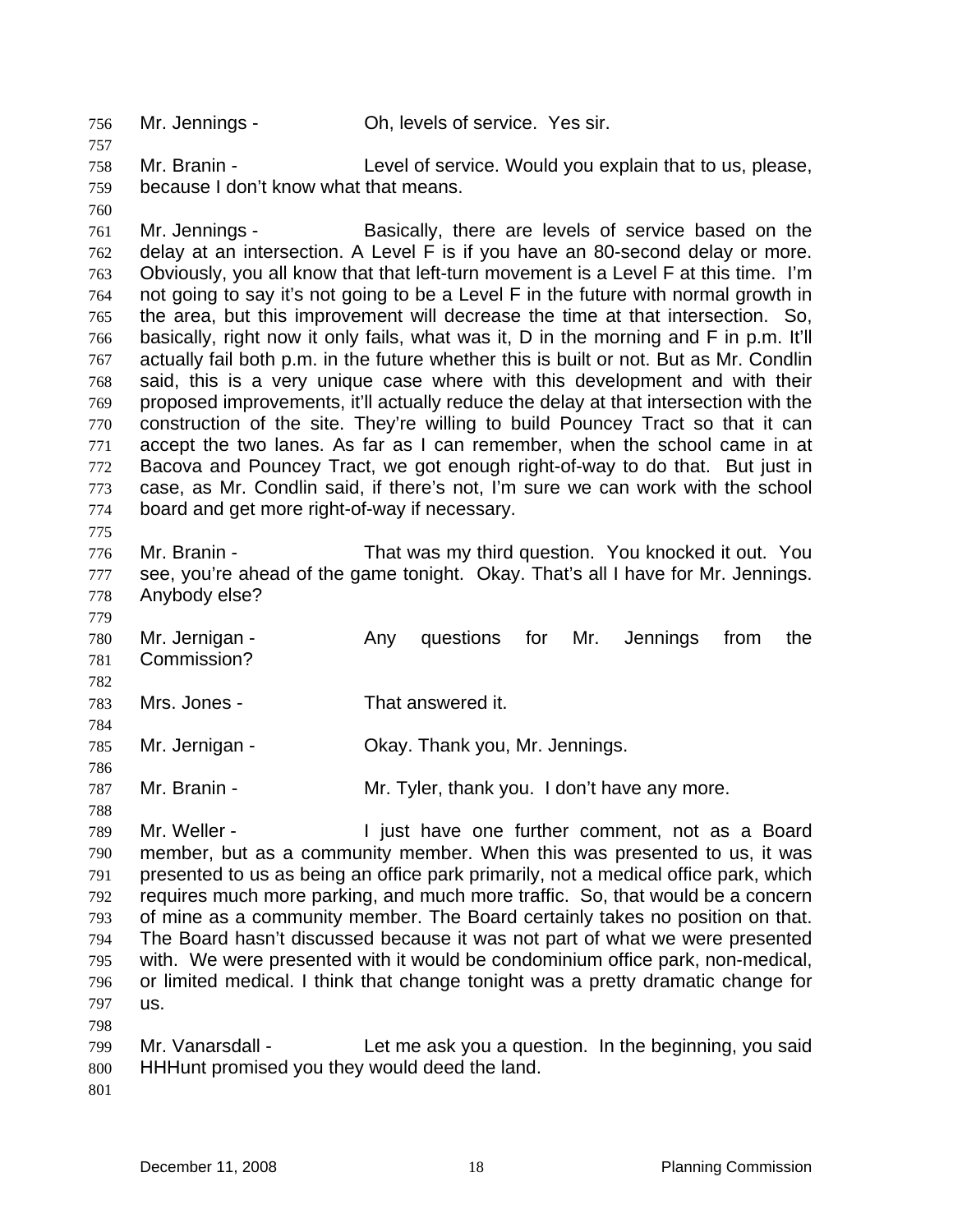Mr. Jennings - Oh, levels of service. Yes sir.

Mr. Branin - Level of service. Would you explain that to us, please, because I don't know what that means.

Mr. Jennings - Basically, there are levels of service based on the delay at an intersection. A Level F is if you have an 80-second delay or more. Obviously, you all know that that left-turn movement is a Level F at this time. I'm not going to say it's not going to be a Level F in the future with normal growth in the area, but this improvement will decrease the time at that intersection. So, basically, right now it only fails, what was it, D in the morning and F in p.m. It'll actually fail both p.m. in the future whether this is built or not. But as Mr. Condlin said, this is a very unique case where with this development and with their proposed improvements, it'll actually reduce the delay at that intersection with the construction of the site. They're willing to build Pouncey Tract so that it can accept the two lanes. As far as I can remember, when the school came in at Bacova and Pouncey Tract, we got enough right-of-way to do that. But just in case, as Mr. Condlin said, if there's not, I'm sure we can work with the school board and get more right-of-way if necessary.

Mr. Branin - That was my third question. You knocked it out. You see, you're ahead of the game tonight. Okay. That's all I have for Mr. Jennings. Anybody else?

Mr. Jernigan - Any questions for Mr. Jennings from the Commission?

Mrs. Jones - That answered it.

Mr. Jernigan - Okay. Thank you, Mr. Jennings.

Mr. Branin - Mr. Tyler, thank you. I don't have any more.

Mr. Weller - I just have one further comment, not as a Board member, but as a community member. When this was presented to us, it was presented to us as being an office park primarily, not a medical office park, which requires much more parking, and much more traffic. So, that would be a concern of mine as a community member. The Board certainly takes no position on that. The Board hasn't discussed because it was not part of what we were presented with. We were presented with it would be condominium office park, non-medical, or limited medical. I think that change tonight was a pretty dramatic change for us.

Mr. Vanarsdall - Let me ask you a question. In the beginning, you said HHHunt promised you they would deed the land.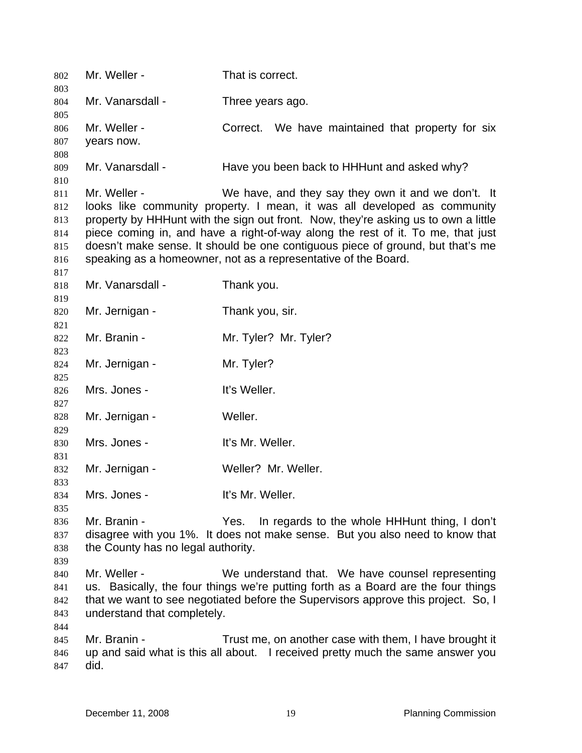Mr. Weller - That is correct.

Mr. Vanarsdall - Three years ago.

Mr. Weller - Correct. We have maintained that property for six years now.

Mr. Vanarsdall - Have you been back to HHHunt and asked why?

Mr. Weller - We have, and they say they own it and we don't. It looks like community property. I mean, it was all developed as community property by HHHunt with the sign out front. Now, they're asking us to own a little piece coming in, and have a right-of-way along the rest of it. To me, that just doesn't make sense. It should be one contiguous piece of ground, but that's me speaking as a homeowner, not as a representative of the Board.

Mr. Vanarsdall - Thank you.

Mr. Jernigan - Thank you, sir.

Mr. Branin - Mr. Tyler? Mr. Tyler?

Mr. Jernigan - Mr. Tyler?

Mrs. Jones - It's Weller.

Mr. Jernigan - Weller.

Mrs. Jones - It's Mr. Weller.

Mr. Jernigan - Weller? Mr. Weller.

Mrs. Jones - It's Mr. Weller.

Mr. Branin - Yes. In regards to the whole HHHunt thing, I don't disagree with you 1%. It does not make sense. But you also need to know that the County has no legal authority.

Mr. Weller - We understand that. We have counsel representing us. Basically, the four things we're putting forth as a Board are the four things that we want to see negotiated before the Supervisors approve this project. So, I understand that completely.

Mr. Branin - Trust me, on another case with them, I have brought it up and said what is this all about. I received pretty much the same answer you did.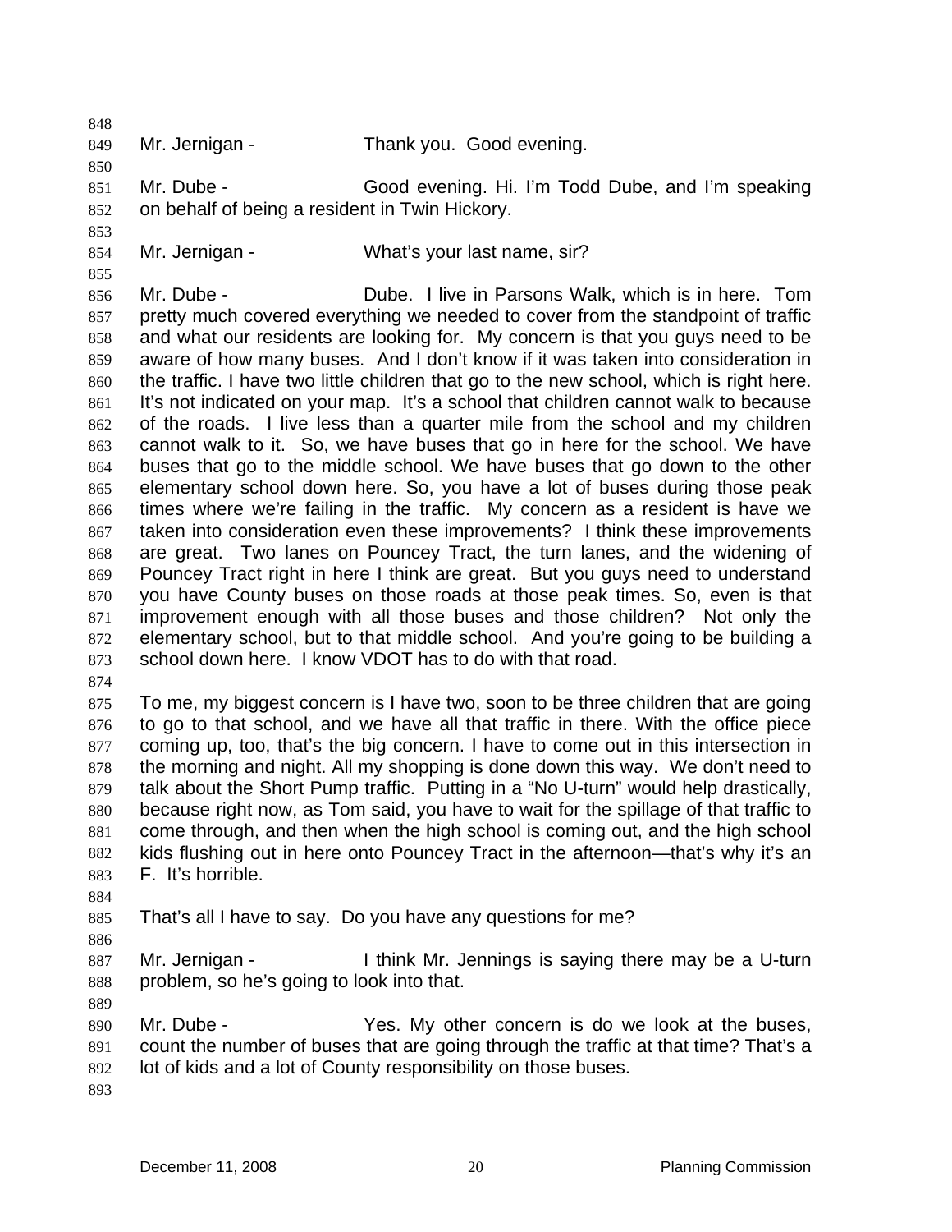Mr. Jernigan - Thank you. Good evening.

Mr. Dube - Good evening. Hi. I'm Todd Dube, and I'm speaking on behalf of being a resident in Twin Hickory.

Mr. Jernigan - What's your last name, sir?

Mr. Dube - Dube. I live in Parsons Walk, which is in here. Tom pretty much covered everything we needed to cover from the standpoint of traffic and what our residents are looking for. My concern is that you guys need to be aware of how many buses. And I don't know if it was taken into consideration in the traffic. I have two little children that go to the new school, which is right here. It's not indicated on your map. It's a school that children cannot walk to because of the roads. I live less than a quarter mile from the school and my children cannot walk to it. So, we have buses that go in here for the school. We have buses that go to the middle school. We have buses that go down to the other elementary school down here. So, you have a lot of buses during those peak times where we're failing in the traffic. My concern as a resident is have we taken into consideration even these improvements? I think these improvements are great. Two lanes on Pouncey Tract, the turn lanes, and the widening of Pouncey Tract right in here I think are great. But you guys need to understand you have County buses on those roads at those peak times. So, even is that improvement enough with all those buses and those children? Not only the elementary school, but to that middle school. And you're going to be building a school down here. I know VDOT has to do with that road.

To me, my biggest concern is I have two, soon to be three children that are going to go to that school, and we have all that traffic in there. With the office piece coming up, too, that's the big concern. I have to come out in this intersection in the morning and night. All my shopping is done down this way. We don't need to talk about the Short Pump traffic. Putting in a "No U-turn" would help drastically, because right now, as Tom said, you have to wait for the spillage of that traffic to come through, and then when the high school is coming out, and the high school kids flushing out in here onto Pouncey Tract in the afternoon—that's why it's an F. It's horrible.

That's all I have to say. Do you have any questions for me?

Mr. Jernigan - I think Mr. Jennings is saying there may be a U-turn problem, so he's going to look into that.

Mr. Dube - Yes. My other concern is do we look at the buses, count the number of buses that are going through the traffic at that time? That's a lot of kids and a lot of County responsibility on those buses.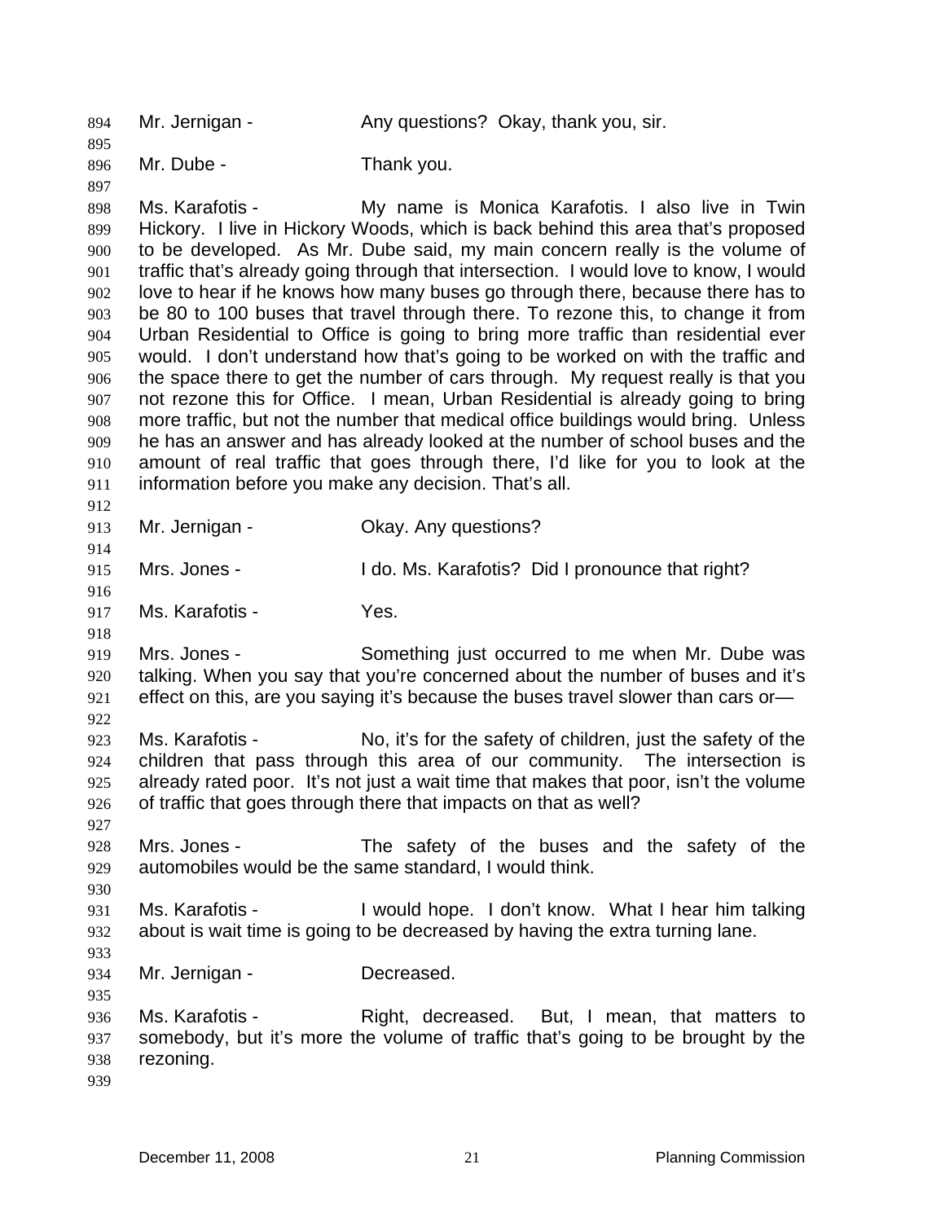Mr. Jernigan - Any questions? Okay, thank you, sir.

Mr. Dube - Thank you.

Ms. Karafotis - My name is Monica Karafotis. I also live in Twin Hickory. I live in Hickory Woods, which is back behind this area that's proposed to be developed. As Mr. Dube said, my main concern really is the volume of traffic that's already going through that intersection. I would love to know, I would love to hear if he knows how many buses go through there, because there has to be 80 to 100 buses that travel through there. To rezone this, to change it from Urban Residential to Office is going to bring more traffic than residential ever would. I don't understand how that's going to be worked on with the traffic and the space there to get the number of cars through. My request really is that you not rezone this for Office. I mean, Urban Residential is already going to bring more traffic, but not the number that medical office buildings would bring. Unless he has an answer and has already looked at the number of school buses and the amount of real traffic that goes through there, I'd like for you to look at the information before you make any decision. That's all.

Mr. Jernigan - Okay. Any questions?

Mrs. Jones - I do. Ms. Karafotis? Did I pronounce that right?

Ms. Karafotis - Yes.

Mrs. Jones - Something just occurred to me when Mr. Dube was talking. When you say that you're concerned about the number of buses and it's effect on this, are you saying it's because the buses travel slower than cars or—

Ms. Karafotis - No, it's for the safety of children, just the safety of the children that pass through this area of our community. The intersection is already rated poor. It's not just a wait time that makes that poor, isn't the volume of traffic that goes through there that impacts on that as well?

Mrs. Jones - The safety of the buses and the safety of the automobiles would be the same standard, I would think.

Ms. Karafotis - I would hope. I don't know. What I hear him talking about is wait time is going to be decreased by having the extra turning lane.

Mr. Jernigan - Decreased.

Ms. Karafotis - Right, decreased. But, I mean, that matters to somebody, but it's more the volume of traffic that's going to be brought by the rezoning.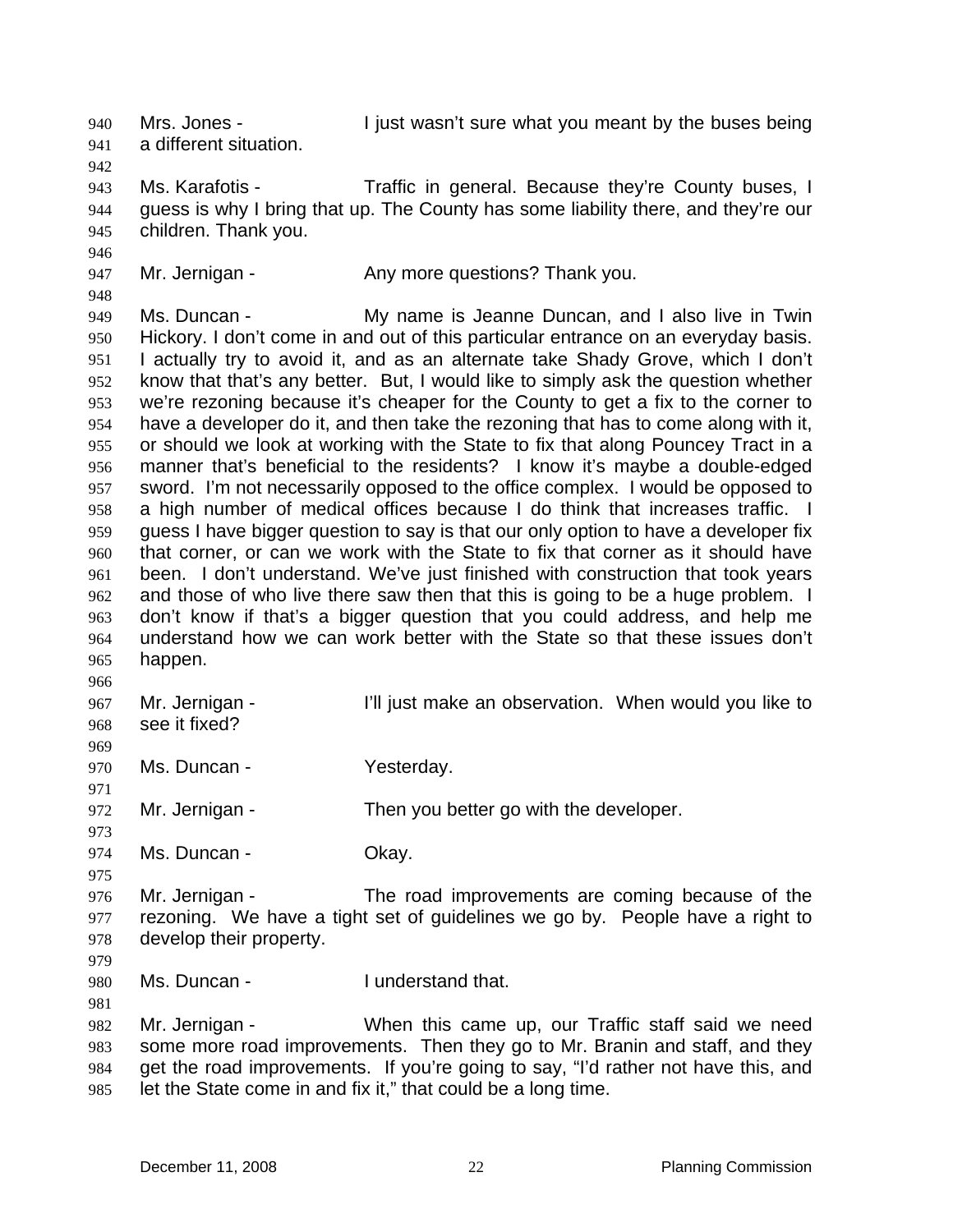Mrs. Jones - I just wasn't sure what you meant by the buses being a different situation.

Ms. Karafotis - Traffic in general. Because they're County buses, I guess is why I bring that up. The County has some liability there, and they're our children. Thank you.

Mr. Jernigan - Any more questions? Thank you.

Ms. Duncan - My name is Jeanne Duncan, and I also live in Twin Hickory. I don't come in and out of this particular entrance on an everyday basis. I actually try to avoid it, and as an alternate take Shady Grove, which I don't know that that's any better. But, I would like to simply ask the question whether we're rezoning because it's cheaper for the County to get a fix to the corner to have a developer do it, and then take the rezoning that has to come along with it, or should we look at working with the State to fix that along Pouncey Tract in a manner that's beneficial to the residents? I know it's maybe a double-edged sword. I'm not necessarily opposed to the office complex. I would be opposed to a high number of medical offices because I do think that increases traffic. I guess I have bigger question to say is that our only option to have a developer fix that corner, or can we work with the State to fix that corner as it should have been. I don't understand. We've just finished with construction that took years and those of who live there saw then that this is going to be a huge problem. I don't know if that's a bigger question that you could address, and help me understand how we can work better with the State so that these issues don't happen.

Mr. Jernigan - I'll just make an observation. When would you like to see it fixed?

Ms. Duncan - Yesterday.

Mr. Jernigan - Then you better go with the developer.

Ms. Duncan - Okay.

Mr. Jernigan - The road improvements are coming because of the rezoning. We have a tight set of guidelines we go by. People have a right to develop their property.

Ms. Duncan - I understand that.

Mr. Jernigan - When this came up, our Traffic staff said we need some more road improvements. Then they go to Mr. Branin and staff, and they get the road improvements. If you're going to say, "I'd rather not have this, and let the State come in and fix it," that could be a long time.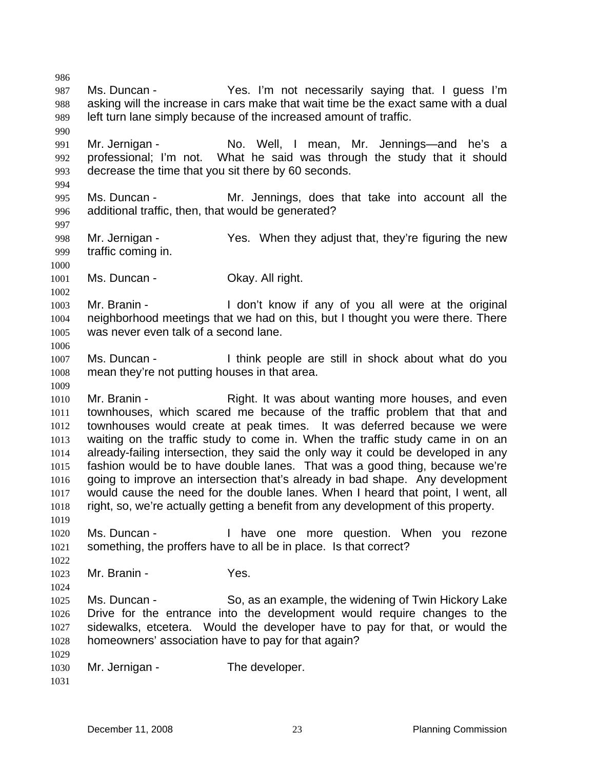Ms. Duncan - Yes. I'm not necessarily saying that. I guess I'm asking will the increase in cars make that wait time be the exact same with a dual left turn lane simply because of the increased amount of traffic.

Mr. Jernigan - No. Well, I mean, Mr. Jennings—and he's a professional; I'm not. What he said was through the study that it should decrease the time that you sit there by 60 seconds.

Ms. Duncan - Mr. Jennings, does that take into account all the additional traffic, then, that would be generated?

Mr. Jernigan - Yes. When they adjust that, they're figuring the new traffic coming in.

Ms. Duncan - Okay. All right.

Mr. Branin - I don't know if any of you all were at the original neighborhood meetings that we had on this, but I thought you were there. There was never even talk of a second lane.

Ms. Duncan - I think people are still in shock about what do you mean they're not putting houses in that area.

Mr. Branin - Right. It was about wanting more houses, and even townhouses, which scared me because of the traffic problem that that and townhouses would create at peak times. It was deferred because we were waiting on the traffic study to come in. When the traffic study came in on an already-failing intersection, they said the only way it could be developed in any fashion would be to have double lanes. That was a good thing, because we're going to improve an intersection that's already in bad shape. Any development would cause the need for the double lanes. When I heard that point, I went, all right, so, we're actually getting a benefit from any development of this property.

Ms. Duncan - I have one more question. When you rezone something, the proffers have to all be in place. Is that correct?

Mr. Branin - Yes.

Ms. Duncan - So, as an example, the widening of Twin Hickory Lake Drive for the entrance into the development would require changes to the sidewalks, etcetera. Would the developer have to pay for that, or would the homeowners' association have to pay for that again?

Mr. Jernigan - The developer.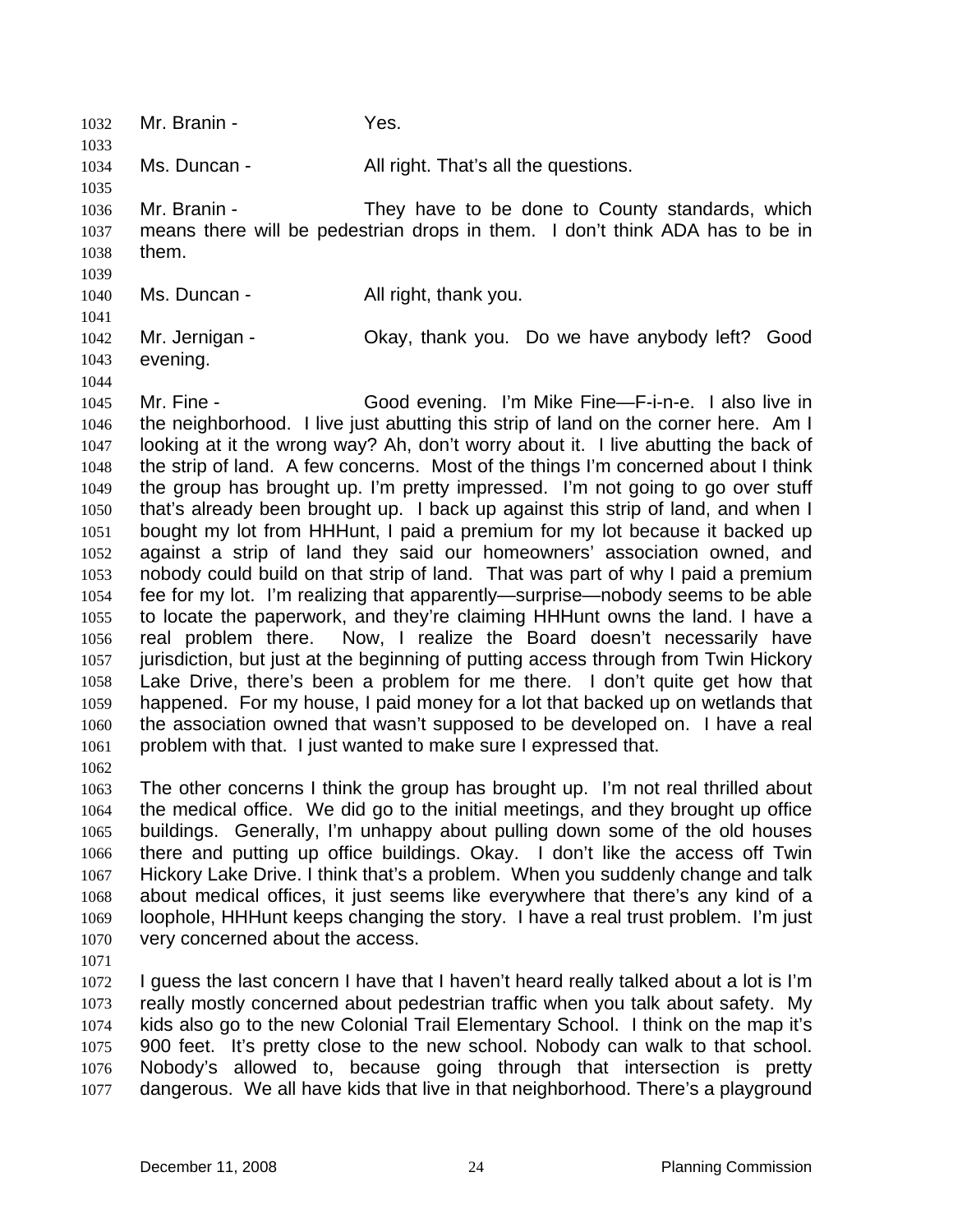Mr. Branin - Yes.

Ms. Duncan - All right. That's all the questions.

Mr. Branin - They have to be done to County standards, which means there will be pedestrian drops in them. I don't think ADA has to be in them.

Ms. Duncan - All right, thank you.

Mr. Jernigan - Okay, thank you. Do we have anybody left? Good evening.

Mr. Fine - Good evening. I'm Mike Fine—F-i-n-e. I also live in the neighborhood. I live just abutting this strip of land on the corner here. Am I looking at it the wrong way? Ah, don't worry about it. I live abutting the back of the strip of land. A few concerns. Most of the things I'm concerned about I think the group has brought up. I'm pretty impressed. I'm not going to go over stuff that's already been brought up. I back up against this strip of land, and when I bought my lot from HHHunt, I paid a premium for my lot because it backed up against a strip of land they said our homeowners' association owned, and nobody could build on that strip of land. That was part of why I paid a premium fee for my lot. I'm realizing that apparently—surprise—nobody seems to be able to locate the paperwork, and they're claiming HHHunt owns the land. I have a real problem there. Now, I realize the Board doesn't necessarily have jurisdiction, but just at the beginning of putting access through from Twin Hickory Lake Drive, there's been a problem for me there. I don't quite get how that happened. For my house, I paid money for a lot that backed up on wetlands that the association owned that wasn't supposed to be developed on. I have a real problem with that. I just wanted to make sure I expressed that.

The other concerns I think the group has brought up. I'm not real thrilled about the medical office. We did go to the initial meetings, and they brought up office buildings. Generally, I'm unhappy about pulling down some of the old houses there and putting up office buildings. Okay. I don't like the access off Twin Hickory Lake Drive. I think that's a problem. When you suddenly change and talk about medical offices, it just seems like everywhere that there's any kind of a loophole, HHHunt keeps changing the story. I have a real trust problem. I'm just very concerned about the access.

I guess the last concern I have that I haven't heard really talked about a lot is I'm really mostly concerned about pedestrian traffic when you talk about safety. My kids also go to the new Colonial Trail Elementary School. I think on the map it's 900 feet. It's pretty close to the new school. Nobody can walk to that school. Nobody's allowed to, because going through that intersection is pretty dangerous. We all have kids that live in that neighborhood. There's a playground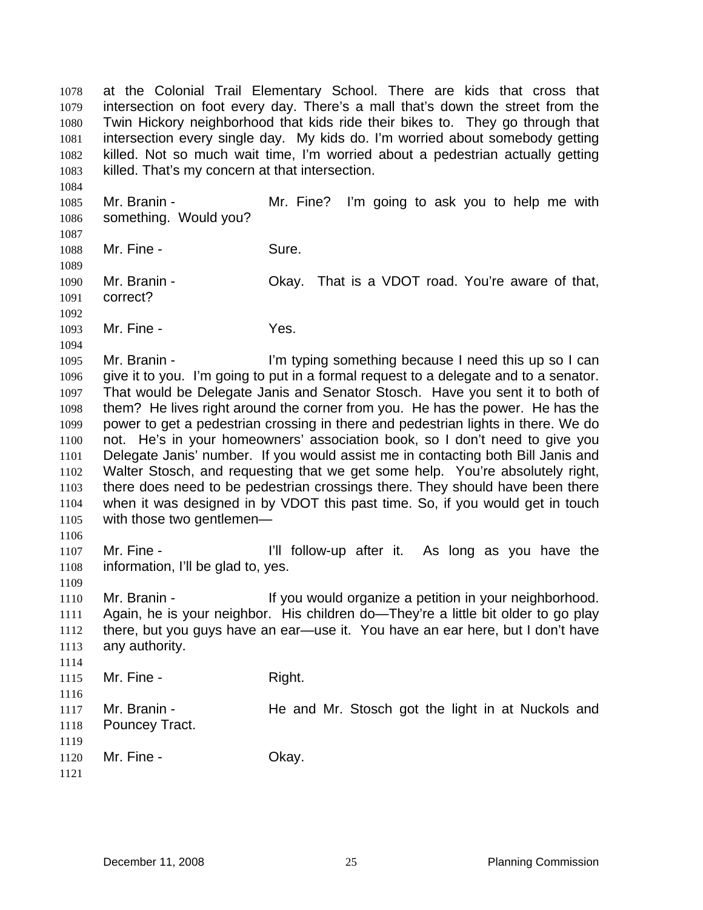at the Colonial Trail Elementary School. There are kids that cross that intersection on foot every day. There's a mall that's down the street from the Twin Hickory neighborhood that kids ride their bikes to. They go through that intersection every single day. My kids do. I'm worried about somebody getting killed. Not so much wait time, I'm worried about a pedestrian actually getting killed. That's my concern at that intersection.

Mr. Branin - Mr. Fine? I'm going to ask you to help me with something. Would you?

Mr. Fine - Sure.

Mr. Branin - Okay. That is a VDOT road. You're aware of that, correct?

Mr. Fine - Yes.

Mr. Branin - I'm typing something because I need this up so I can give it to you. I'm going to put in a formal request to a delegate and to a senator. That would be Delegate Janis and Senator Stosch. Have you sent it to both of them? He lives right around the corner from you. He has the power. He has the power to get a pedestrian crossing in there and pedestrian lights in there. We do not. He's in your homeowners' association book, so I don't need to give you Delegate Janis' number. If you would assist me in contacting both Bill Janis and Walter Stosch, and requesting that we get some help. You're absolutely right, there does need to be pedestrian crossings there. They should have been there when it was designed in by VDOT this past time. So, if you would get in touch with those two gentlemen—

Mr. Fine - I'll follow-up after it. As long as you have the information, I'll be glad to, yes.

Mr. Branin - If you would organize a petition in your neighborhood. Again, he is your neighbor. His children do—They're a little bit older to go play there, but you guys have an ear—use it. You have an ear here, but I don't have any authority.

Mr. Fine - Right.

Mr. Branin - He and Mr. Stosch got the light in at Nuckols and Pouncey Tract.

Mr. Fine - Okay.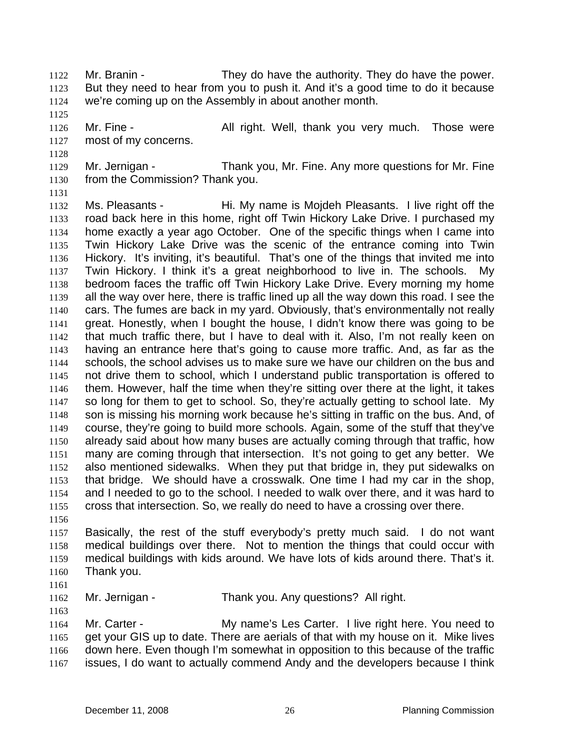Mr. Branin - They do have the authority. They do have the power. But they need to hear from you to push it. And it's a good time to do it because we're coming up on the Assembly in about another month.

Mr. Fine - All right. Well, thank you very much. Those were most of my concerns.

Mr. Jernigan - Thank you, Mr. Fine. Any more questions for Mr. Fine from the Commission? Thank you.

Ms. Pleasants - Hi. My name is Mojdeh Pleasants. I live right off the road back here in this home, right off Twin Hickory Lake Drive. I purchased my home exactly a year ago October. One of the specific things when I came into Twin Hickory Lake Drive was the scenic of the entrance coming into Twin Hickory. It's inviting, it's beautiful. That's one of the things that invited me into Twin Hickory. I think it's a great neighborhood to live in. The schools. My bedroom faces the traffic off Twin Hickory Lake Drive. Every morning my home all the way over here, there is traffic lined up all the way down this road. I see the cars. The fumes are back in my yard. Obviously, that's environmentally not really great. Honestly, when I bought the house, I didn't know there was going to be that much traffic there, but I have to deal with it. Also, I'm not really keen on having an entrance here that's going to cause more traffic. And, as far as the schools, the school advises us to make sure we have our children on the bus and not drive them to school, which I understand public transportation is offered to them. However, half the time when they're sitting over there at the light, it takes so long for them to get to school. So, they're actually getting to school late. My son is missing his morning work because he's sitting in traffic on the bus. And, of course, they're going to build more schools. Again, some of the stuff that they've already said about how many buses are actually coming through that traffic, how many are coming through that intersection. It's not going to get any better. We also mentioned sidewalks. When they put that bridge in, they put sidewalks on that bridge. We should have a crosswalk. One time I had my car in the shop, and I needed to go to the school. I needed to walk over there, and it was hard to cross that intersection. So, we really do need to have a crossing over there.

Basically, the rest of the stuff everybody's pretty much said. I do not want medical buildings over there. Not to mention the things that could occur with medical buildings with kids around. We have lots of kids around there. That's it. Thank you.

Mr. Jernigan - Thank you. Any questions? All right.

Mr. Carter - My name's Les Carter. I live right here. You need to get your GIS up to date. There are aerials of that with my house on it. Mike lives down here. Even though I'm somewhat in opposition to this because of the traffic issues, I do want to actually commend Andy and the developers because I think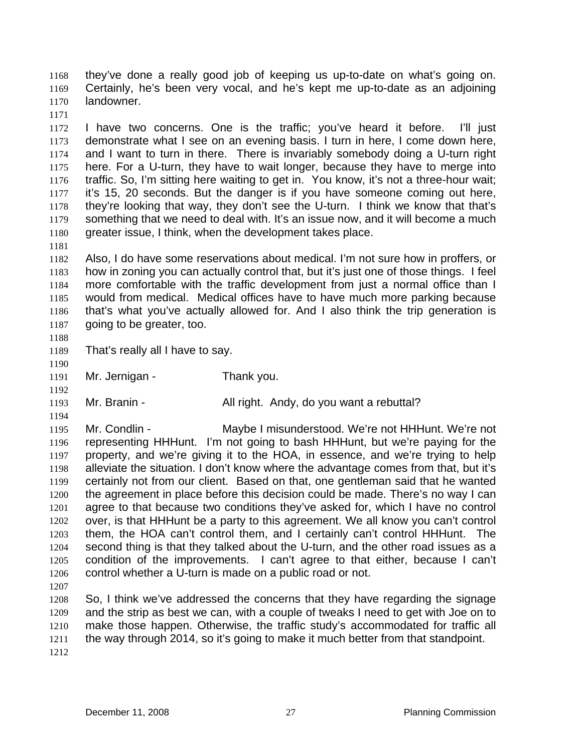they've done a really good job of keeping us up-to-date on what's going on. Certainly, he's been very vocal, and he's kept me up-to-date as an adjoining landowner.

I have two concerns. One is the traffic; you've heard it before. I'll just demonstrate what I see on an evening basis. I turn in here, I come down here, and I want to turn in there. There is invariably somebody doing a U-turn right here. For a U-turn, they have to wait longer, because they have to merge into traffic. So, I'm sitting here waiting to get in. You know, it's not a three-hour wait; it's 15, 20 seconds. But the danger is if you have someone coming out here, they're looking that way, they don't see the U-turn. I think we know that that's something that we need to deal with. It's an issue now, and it will become a much greater issue, I think, when the development takes place.

Also, I do have some reservations about medical. I'm not sure how in proffers, or how in zoning you can actually control that, but it's just one of those things. I feel more comfortable with the traffic development from just a normal office than I would from medical. Medical offices have to have much more parking because that's what you've actually allowed for. And I also think the trip generation is going to be greater, too.

That's really all I have to say.

Mr. Jernigan - Thank you.

Mr. Branin - All right. Andy, do you want a rebuttal?

Mr. Condlin - Maybe I misunderstood. We're not HHHunt. We're not representing HHHunt. I'm not going to bash HHHunt, but we're paying for the property, and we're giving it to the HOA, in essence, and we're trying to help alleviate the situation. I don't know where the advantage comes from that, but it's certainly not from our client. Based on that, one gentleman said that he wanted the agreement in place before this decision could be made. There's no way I can agree to that because two conditions they've asked for, which I have no control over, is that HHHunt be a party to this agreement. We all know you can't control them, the HOA can't control them, and I certainly can't control HHHunt. The second thing is that they talked about the U-turn, and the other road issues as a condition of the improvements. I can't agree to that either, because I can't control whether a U-turn is made on a public road or not.

So, I think we've addressed the concerns that they have regarding the signage and the strip as best we can, with a couple of tweaks I need to get with Joe on to make those happen. Otherwise, the traffic study's accommodated for traffic all the way through 2014, so it's going to make it much better from that standpoint.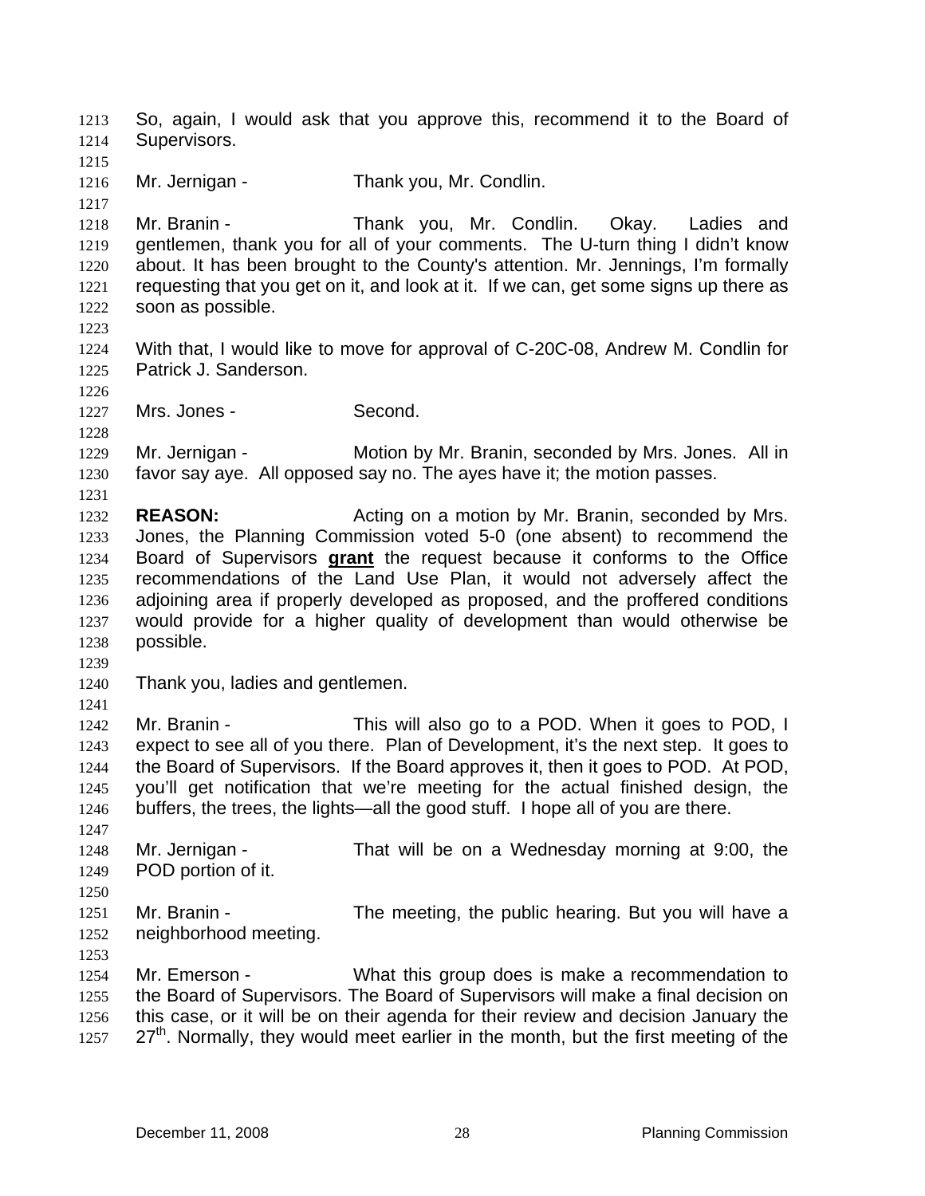So, again, I would ask that you approve this, recommend it to the Board of Supervisors.

Mr. Jernigan - Thank you, Mr. Condlin.

Mr. Branin - Thank you, Mr. Condlin. Okay. Ladies and gentlemen, thank you for all of your comments. The U-turn thing I didn't know about. It has been brought to the County's attention. Mr. Jennings, I'm formally requesting that you get on it, and look at it. If we can, get some signs up there as soon as possible.

With that, I would like to move for approval of C-20C-08, Andrew M. Condlin for Patrick J. Sanderson.

Mrs. Jones - Second.

Mr. Jernigan - Motion by Mr. Branin, seconded by Mrs. Jones. All in favor say aye. All opposed say no. The ayes have it; the motion passes.

**REASON:** Acting on a motion by Mr. Branin, seconded by Mrs. Jones, the Planning Commission voted 5-0 (one absent) to recommend the Board of Supervisors **grant** the request because it conforms to the Office recommendations of the Land Use Plan, it would not adversely affect the adjoining area if properly developed as proposed, and the proffered conditions would provide for a higher quality of development than would otherwise be possible.

Thank you, ladies and gentlemen.

Mr. Branin - This will also go to a POD. When it goes to POD, I expect to see all of you there. Plan of Development, it's the next step. It goes to the Board of Supervisors. If the Board approves it, then it goes to POD. At POD, you'll get notification that we're meeting for the actual finished design, the buffers, the trees, the lights—all the good stuff. I hope all of you are there.

Mr. Jernigan - That will be on a Wednesday morning at 9:00, the POD portion of it.

Mr. Branin - The meeting, the public hearing. But you will have a neighborhood meeting.

Mr. Emerson - What this group does is make a recommendation to the Board of Supervisors. The Board of Supervisors will make a final decision on this case, or it will be on their agenda for their review and decision January the 27th. Normally, they would meet earlier in the month, but the first meeting of the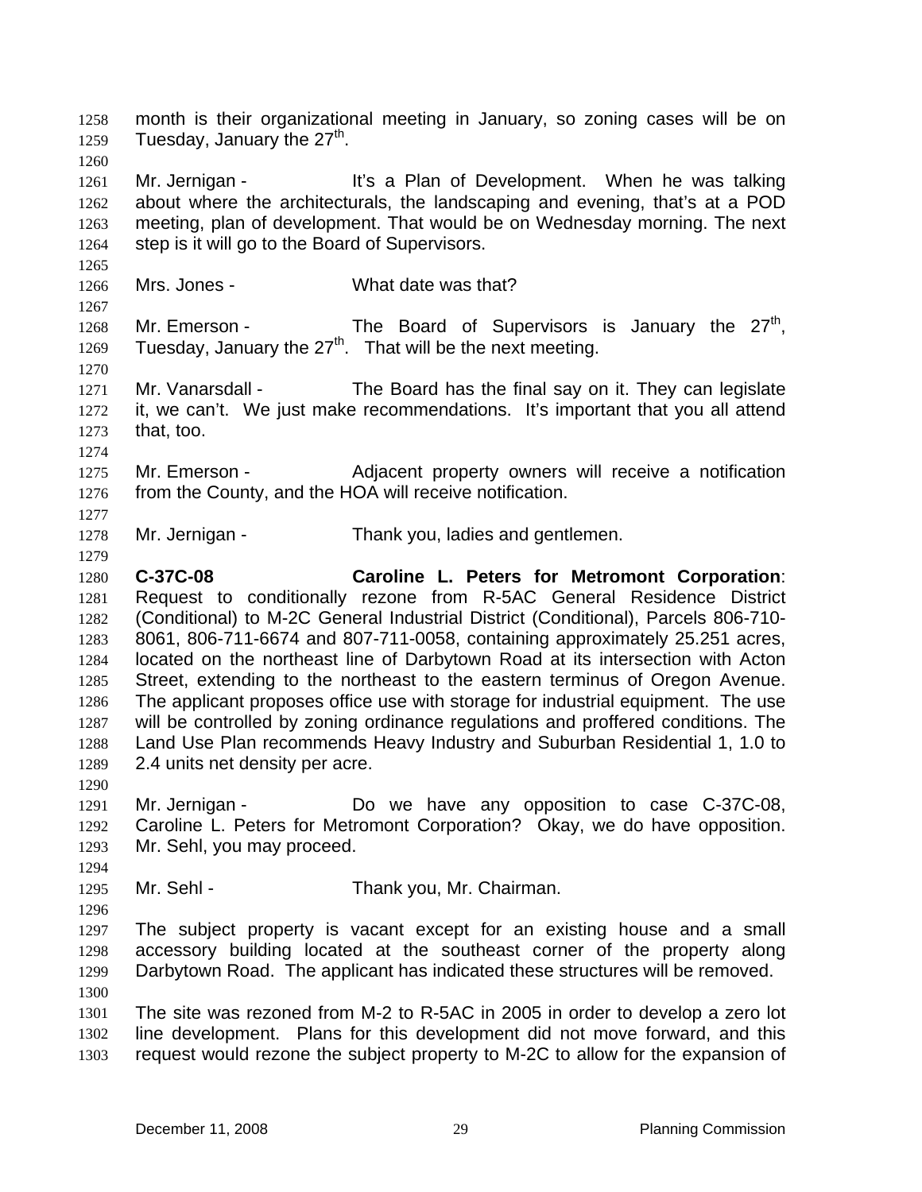month is their organizational meeting in January, so zoning cases will be on Tuesday, January the 27th.

Mr. Jernigan - It's a Plan of Development. When he was talking about where the architecturals, the landscaping and evening, that's at a POD meeting, plan of development. That would be on Wednesday morning. The next step is it will go to the Board of Supervisors.

Mrs. Jones - What date was that?

Mr. Emerson - The Board of Supervisors is January the 27th, Tuesday, January the 27th. That will be the next meeting.

Mr. Vanarsdall - The Board has the final say on it. They can legislate it, we can't. We just make recommendations. It's important that you all attend that, too.

Mr. Emerson - Adjacent property owners will receive a notification from the County, and the HOA will receive notification.

Mr. Jernigan - Thank you, ladies and gentlemen.

**C-37C-08 Caroline L. Peters for Metromont Corporation**: Request to conditionally rezone from R-5AC General Residence District (Conditional) to M-2C General Industrial District (Conditional), Parcels 806-710-8061, 806-711-6674 and 807-711-0058, containing approximately 25.251 acres, located on the northeast line of Darbytown Road at its intersection with Acton Street, extending to the northeast to the eastern terminus of Oregon Avenue. The applicant proposes office use with storage for industrial equipment. The use will be controlled by zoning ordinance regulations and proffered conditions. The Land Use Plan recommends Heavy Industry and Suburban Residential 1, 1.0 to 2.4 units net density per acre.

Mr. Jernigan - Do we have any opposition to case C-37C-08, Caroline L. Peters for Metromont Corporation? Okay, we do have opposition. Mr. Sehl, you may proceed.

Mr. Sehl - Thank you, Mr. Chairman.

The subject property is vacant except for an existing house and a small accessory building located at the southeast corner of the property along Darbytown Road. The applicant has indicated these structures will be removed.

The site was rezoned from M-2 to R-5AC in 2005 in order to develop a zero lot line development. Plans for this development did not move forward, and this request would rezone the subject property to M-2C to allow for the expansion of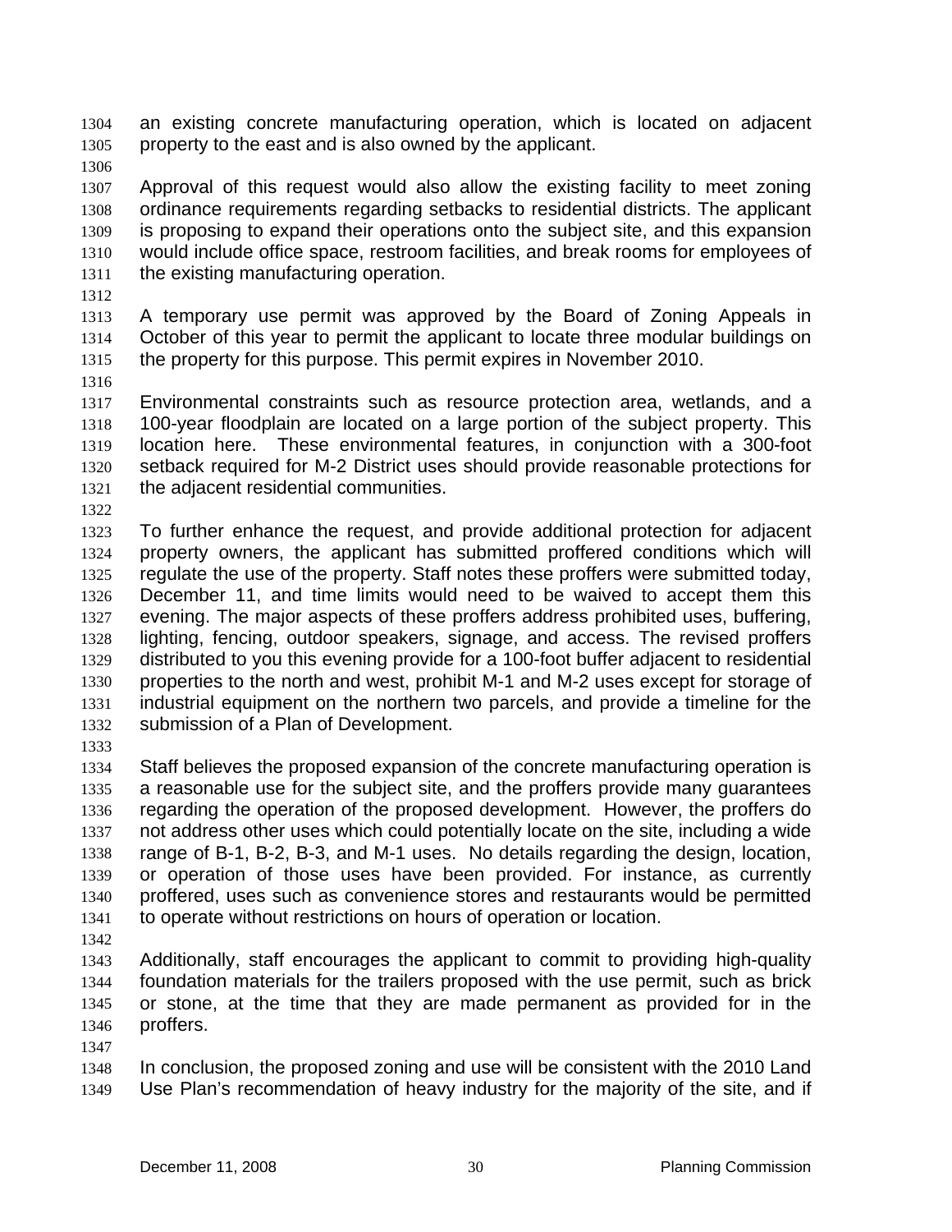an existing concrete manufacturing operation, which is located on adjacent property to the east and is also owned by the applicant.

Approval of this request would also allow the existing facility to meet zoning ordinance requirements regarding setbacks to residential districts. The applicant is proposing to expand their operations onto the subject site, and this expansion would include office space, restroom facilities, and break rooms for employees of the existing manufacturing operation.

A temporary use permit was approved by the Board of Zoning Appeals in October of this year to permit the applicant to locate three modular buildings on the property for this purpose. This permit expires in November 2010.

Environmental constraints such as resource protection area, wetlands, and a 100-year floodplain are located on a large portion of the subject property. This location here. These environmental features, in conjunction with a 300-foot setback required for M-2 District uses should provide reasonable protections for the adjacent residential communities.

To further enhance the request, and provide additional protection for adjacent property owners, the applicant has submitted proffered conditions which will regulate the use of the property. Staff notes these proffers were submitted today, December 11, and time limits would need to be waived to accept them this evening. The major aspects of these proffers address prohibited uses, buffering, lighting, fencing, outdoor speakers, signage, and access. The revised proffers distributed to you this evening provide for a 100-foot buffer adjacent to residential properties to the north and west, prohibit M-1 and M-2 uses except for storage of industrial equipment on the northern two parcels, and provide a timeline for the submission of a Plan of Development.

Staff believes the proposed expansion of the concrete manufacturing operation is a reasonable use for the subject site, and the proffers provide many guarantees regarding the operation of the proposed development. However, the proffers do not address other uses which could potentially locate on the site, including a wide range of B-1, B-2, B-3, and M-1 uses. No details regarding the design, location, or operation of those uses have been provided. For instance, as currently proffered, uses such as convenience stores and restaurants would be permitted to operate without restrictions on hours of operation or location.

Additionally, staff encourages the applicant to commit to providing high-quality foundation materials for the trailers proposed with the use permit, such as brick or stone, at the time that they are made permanent as provided for in the proffers.

In conclusion, the proposed zoning and use will be consistent with the 2010 Land Use Plan's recommendation of heavy industry for the majority of the site, and if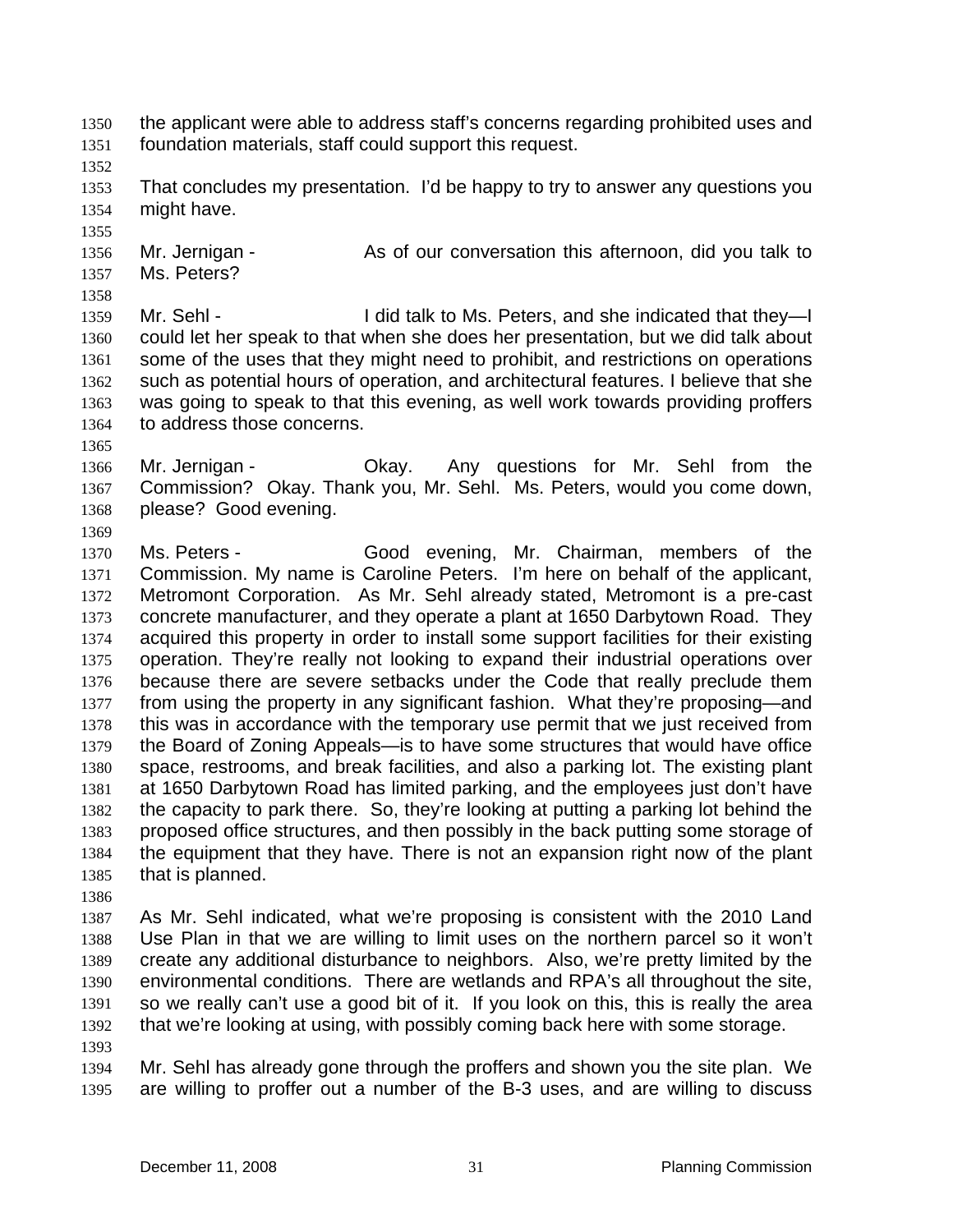the applicant were able to address staff's concerns regarding prohibited uses and foundation materials, staff could support this request.

That concludes my presentation. I'd be happy to try to answer any questions you might have.

Mr. Jernigan - As of our conversation this afternoon, did you talk to Ms. Peters?

Mr. Sehl - I did talk to Ms. Peters, and she indicated that they—I could let her speak to that when she does her presentation, but we did talk about some of the uses that they might need to prohibit, and restrictions on operations such as potential hours of operation, and architectural features. I believe that she was going to speak to that this evening, as well work towards providing proffers to address those concerns.

Mr. Jernigan - Okay. Any questions for Mr. Sehl from the Commission? Okay. Thank you, Mr. Sehl. Ms. Peters, would you come down, please? Good evening.

Ms. Peters - Good evening, Mr. Chairman, members of the Commission. My name is Caroline Peters. I'm here on behalf of the applicant, Metromont Corporation. As Mr. Sehl already stated, Metromont is a pre-cast concrete manufacturer, and they operate a plant at 1650 Darbytown Road. They acquired this property in order to install some support facilities for their existing operation. They're really not looking to expand their industrial operations over because there are severe setbacks under the Code that really preclude them from using the property in any significant fashion. What they're proposing—and this was in accordance with the temporary use permit that we just received from the Board of Zoning Appeals—is to have some structures that would have office space, restrooms, and break facilities, and also a parking lot. The existing plant at 1650 Darbytown Road has limited parking, and the employees just don't have the capacity to park there. So, they're looking at putting a parking lot behind the proposed office structures, and then possibly in the back putting some storage of the equipment that they have. There is not an expansion right now of the plant that is planned.

As Mr. Sehl indicated, what we're proposing is consistent with the 2010 Land Use Plan in that we are willing to limit uses on the northern parcel so it won't create any additional disturbance to neighbors. Also, we're pretty limited by the environmental conditions. There are wetlands and RPA's all throughout the site, so we really can't use a good bit of it. If you look on this, this is really the area that we're looking at using, with possibly coming back here with some storage.

Mr. Sehl has already gone through the proffers and shown you the site plan. We are willing to proffer out a number of the B-3 uses, and are willing to discuss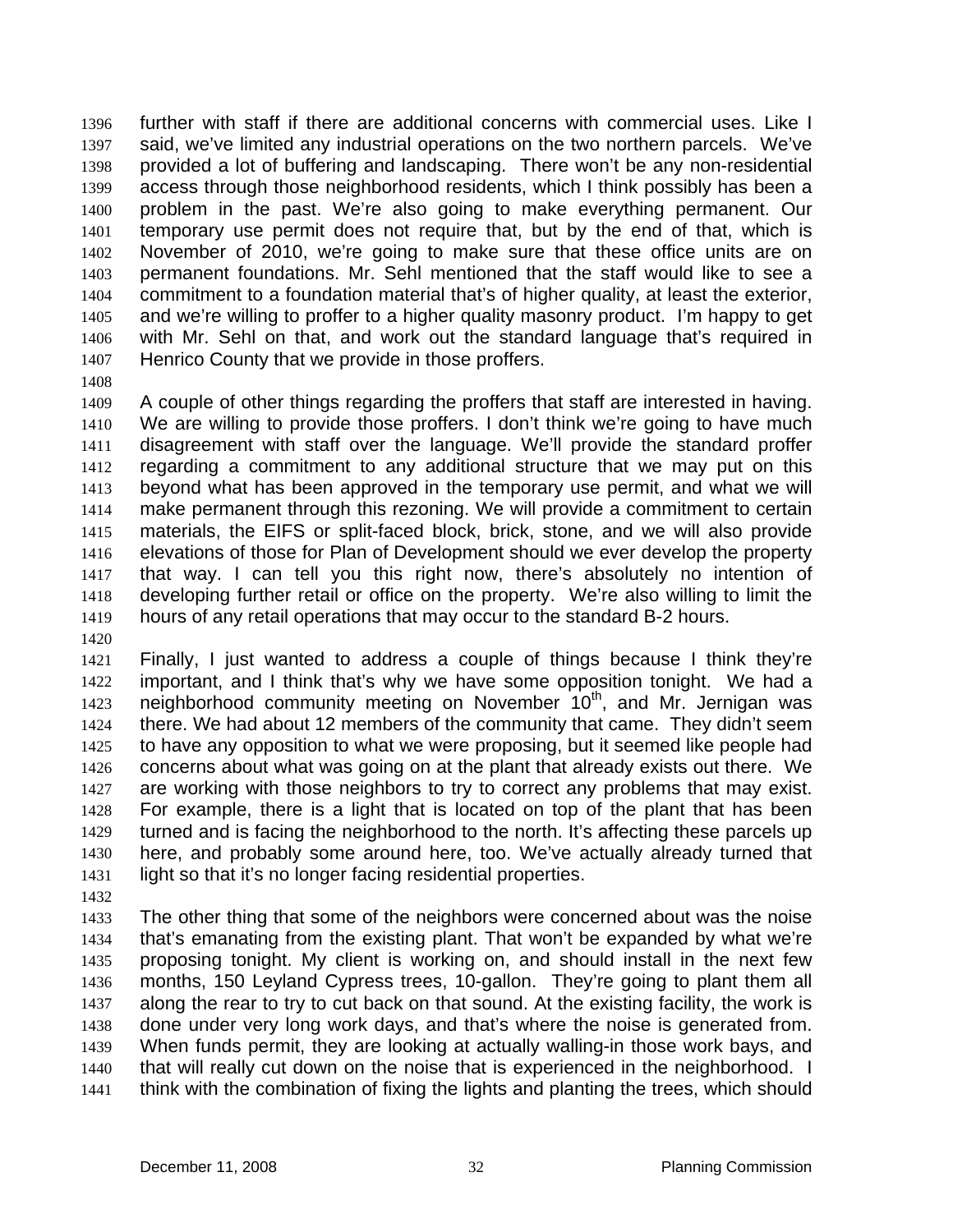further with staff if there are additional concerns with commercial uses. Like I said, we've limited any industrial operations on the two northern parcels. We've provided a lot of buffering and landscaping. There won't be any non-residential access through those neighborhood residents, which I think possibly has been a problem in the past. We're also going to make everything permanent. Our temporary use permit does not require that, but by the end of that, which is November of 2010, we're going to make sure that these office units are on permanent foundations. Mr. Sehl mentioned that the staff would like to see a commitment to a foundation material that's of higher quality, at least the exterior, and we're willing to proffer to a higher quality masonry product. I'm happy to get with Mr. Sehl on that, and work out the standard language that's required in Henrico County that we provide in those proffers.

A couple of other things regarding the proffers that staff are interested in having. We are willing to provide those proffers. I don't think we're going to have much disagreement with staff over the language. We'll provide the standard proffer regarding a commitment to any additional structure that we may put on this beyond what has been approved in the temporary use permit, and what we will make permanent through this rezoning. We will provide a commitment to certain materials, the EIFS or split-faced block, brick, stone, and we will also provide elevations of those for Plan of Development should we ever develop the property that way. I can tell you this right now, there's absolutely no intention of developing further retail or office on the property. We're also willing to limit the hours of any retail operations that may occur to the standard B-2 hours.

Finally, I just wanted to address a couple of things because I think they're important, and I think that's why we have some opposition tonight. We had a neighborhood community meeting on November 10th, and Mr. Jernigan was there. We had about 12 members of the community that came. They didn't seem to have any opposition to what we were proposing, but it seemed like people had concerns about what was going on at the plant that already exists out there. We are working with those neighbors to try to correct any problems that may exist. For example, there is a light that is located on top of the plant that has been turned and is facing the neighborhood to the north. It's affecting these parcels up here, and probably some around here, too. We've actually already turned that light so that it's no longer facing residential properties.

The other thing that some of the neighbors were concerned about was the noise that's emanating from the existing plant. That won't be expanded by what we're proposing tonight. My client is working on, and should install in the next few months, 150 Leyland Cypress trees, 10-gallon. They're going to plant them all along the rear to try to cut back on that sound. At the existing facility, the work is done under very long work days, and that's where the noise is generated from. When funds permit, they are looking at actually walling-in those work bays, and that will really cut down on the noise that is experienced in the neighborhood. I think with the combination of fixing the lights and planting the trees, which should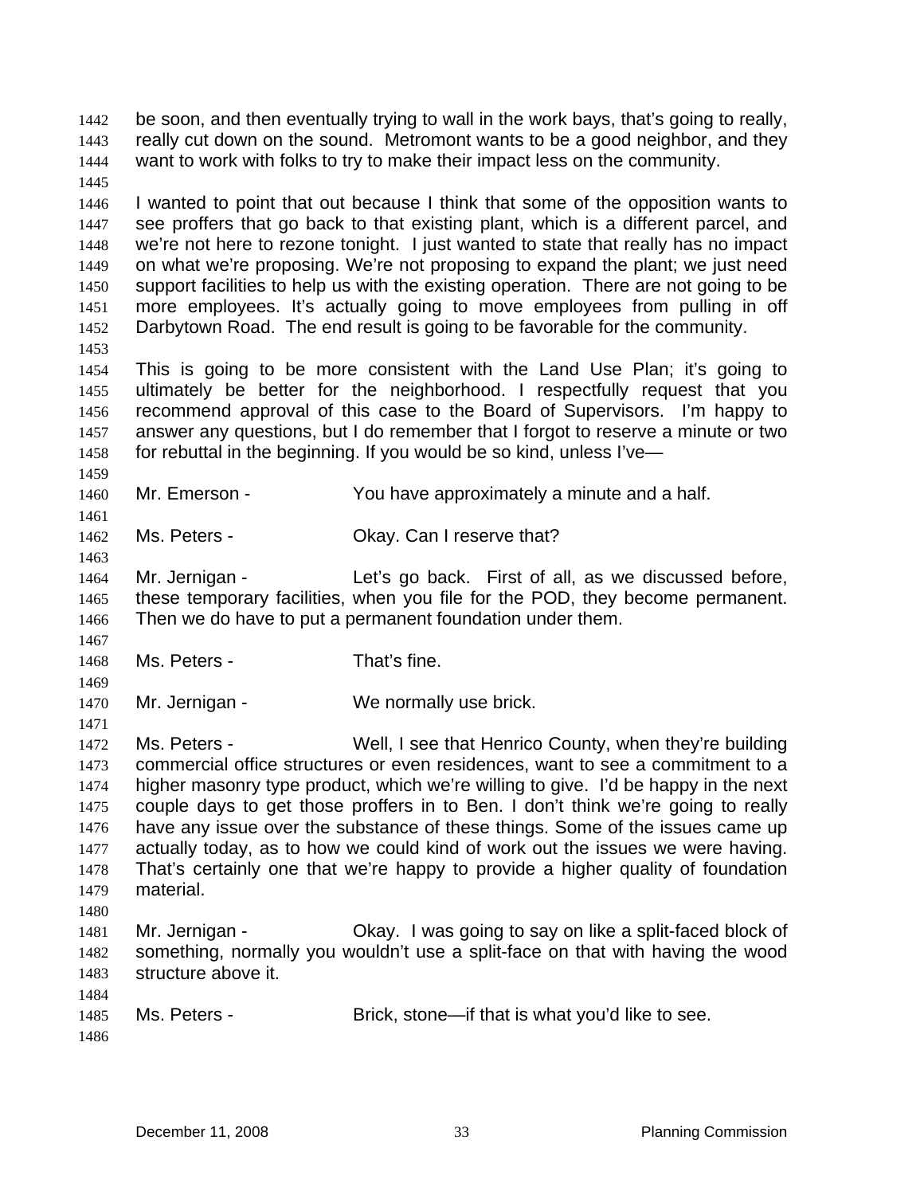be soon, and then eventually trying to wall in the work bays, that's going to really, really cut down on the sound. Metromont wants to be a good neighbor, and they want to work with folks to try to make their impact less on the community.

I wanted to point that out because I think that some of the opposition wants to see proffers that go back to that existing plant, which is a different parcel, and we're not here to rezone tonight. I just wanted to state that really has no impact on what we're proposing. We're not proposing to expand the plant; we just need support facilities to help us with the existing operation. There are not going to be more employees. It's actually going to move employees from pulling in off Darbytown Road. The end result is going to be favorable for the community.

This is going to be more consistent with the Land Use Plan; it's going to ultimately be better for the neighborhood. I respectfully request that you recommend approval of this case to the Board of Supervisors. I'm happy to answer any questions, but I do remember that I forgot to reserve a minute or two for rebuttal in the beginning. If you would be so kind, unless I've—

Mr. Emerson - You have approximately a minute and a half.

Ms. Peters - Okay. Can I reserve that?

Mr. Jernigan - Let's go back. First of all, as we discussed before, these temporary facilities, when you file for the POD, they become permanent. Then we do have to put a permanent foundation under them.

Ms. Peters - That's fine.

Mr. Jernigan - We normally use brick.

Ms. Peters - Well, I see that Henrico County, when they're building commercial office structures or even residences, want to see a commitment to a higher masonry type product, which we're willing to give. I'd be happy in the next couple days to get those proffers in to Ben. I don't think we're going to really have any issue over the substance of these things. Some of the issues came up actually today, as to how we could kind of work out the issues we were having. That's certainly one that we're happy to provide a higher quality of foundation material.

Mr. Jernigan - Okay. I was going to say on like a split-faced block of something, normally you wouldn't use a split-face on that with having the wood structure above it.

Ms. Peters - Brick, stone—if that is what you'd like to see.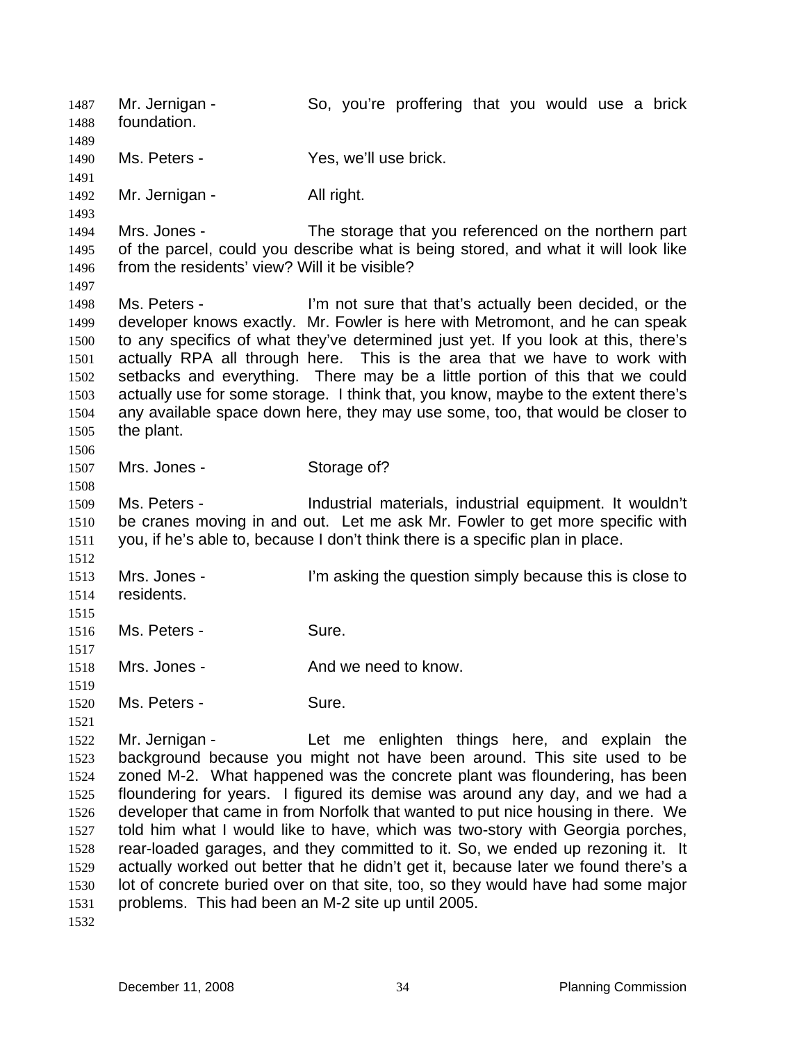Mr. Jernigan - So, you're proffering that you would use a brick foundation.

Ms. Peters - Yes, we'll use brick.

Mr. Jernigan - All right.

Mrs. Jones - The storage that you referenced on the northern part of the parcel, could you describe what is being stored, and what it will look like from the residents' view? Will it be visible?

Ms. Peters - I'm not sure that that's actually been decided, or the developer knows exactly. Mr. Fowler is here with Metromont, and he can speak to any specifics of what they've determined just yet. If you look at this, there's actually RPA all through here. This is the area that we have to work with setbacks and everything. There may be a little portion of this that we could actually use for some storage. I think that, you know, maybe to the extent there's any available space down here, they may use some, too, that would be closer to the plant.

Mrs. Jones - Storage of?

Ms. Peters - Industrial materials, industrial equipment. It wouldn't be cranes moving in and out. Let me ask Mr. Fowler to get more specific with you, if he's able to, because I don't think there is a specific plan in place.

Mrs. Jones - I'm asking the question simply because this is close to residents.

Ms. Peters - Sure.

Mrs. Jones - And we need to know.

Ms. Peters - Sure.

Mr. Jernigan - Let me enlighten things here, and explain the background because you might not have been around. This site used to be zoned M-2. What happened was the concrete plant was floundering, has been floundering for years. I figured its demise was around any day, and we had a developer that came in from Norfolk that wanted to put nice housing in there. We told him what I would like to have, which was two-story with Georgia porches, rear-loaded garages, and they committed to it. So, we ended up rezoning it. It actually worked out better that he didn't get it, because later we found there's a lot of concrete buried over on that site, too, so they would have had some major problems. This had been an M-2 site up until 2005.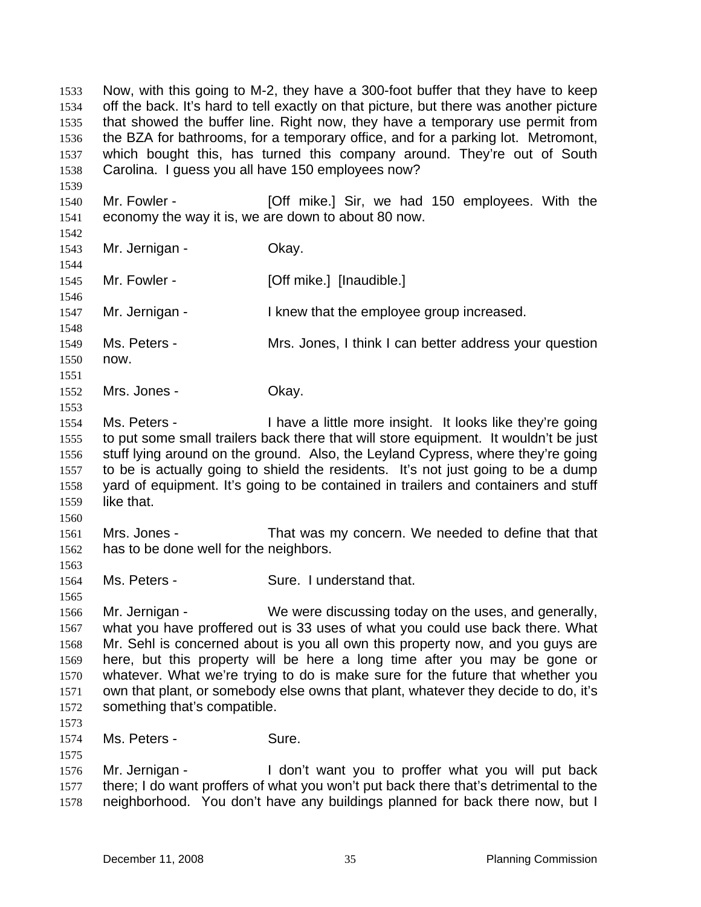Now, with this going to M-2, they have a 300-foot buffer that they have to keep off the back. It's hard to tell exactly on that picture, but there was another picture that showed the buffer line. Right now, they have a temporary use permit from the BZA for bathrooms, for a temporary office, and for a parking lot. Metromont, which bought this, has turned this company around. They're out of South Carolina. I guess you all have 150 employees now?

Mr. Fowler - [Off mike.] Sir, we had 150 employees. With the economy the way it is, we are down to about 80 now.

Mr. Jernigan - Okay.

Mr. Fowler - [Off mike.] [Inaudible.]

Mr. Jernigan - I knew that the employee group increased.

Ms. Peters - Mrs. Jones, I think I can better address your question now.

Mrs. Jones - Okay.

Ms. Peters - I have a little more insight. It looks like they're going to put some small trailers back there that will store equipment. It wouldn't be just stuff lying around on the ground. Also, the Leyland Cypress, where they're going to be is actually going to shield the residents. It's not just going to be a dump yard of equipment. It's going to be contained in trailers and containers and stuff like that.

Mrs. Jones - That was my concern. We needed to define that that has to be done well for the neighbors.

Ms. Peters - Sure. I understand that.

Mr. Jernigan - We were discussing today on the uses, and generally, what you have proffered out is 33 uses of what you could use back there. What Mr. Sehl is concerned about is you all own this property now, and you guys are here, but this property will be here a long time after you may be gone or whatever. What we're trying to do is make sure for the future that whether you own that plant, or somebody else owns that plant, whatever they decide to do, it's something that's compatible.

Ms. Peters - Sure.

Mr. Jernigan - I don't want you to proffer what you will put back there; I do want proffers of what you won't put back there that's detrimental to the neighborhood. You don't have any buildings planned for back there now, but I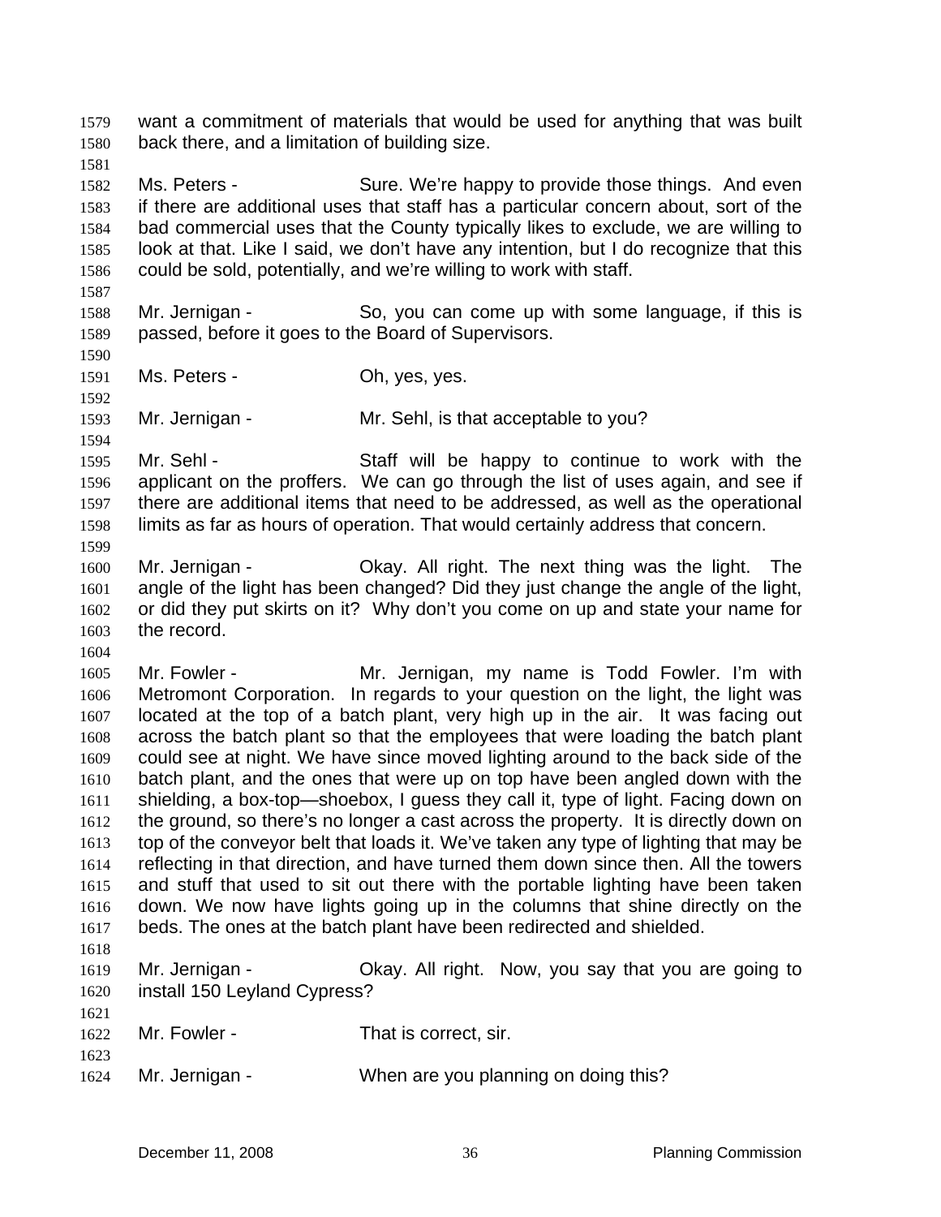want a commitment of materials that would be used for anything that was built back there, and a limitation of building size.

Ms. Peters - Sure. We're happy to provide those things. And even if there are additional uses that staff has a particular concern about, sort of the bad commercial uses that the County typically likes to exclude, we are willing to look at that. Like I said, we don't have any intention, but I do recognize that this could be sold, potentially, and we're willing to work with staff.

Mr. Jernigan - So, you can come up with some language, if this is passed, before it goes to the Board of Supervisors.

Ms. Peters - Oh, yes, yes.

Mr. Jernigan - Mr. Sehl, is that acceptable to you?

Mr. Sehl - Staff will be happy to continue to work with the applicant on the proffers. We can go through the list of uses again, and see if there are additional items that need to be addressed, as well as the operational limits as far as hours of operation. That would certainly address that concern.

Mr. Jernigan - Okay. All right. The next thing was the light. The angle of the light has been changed? Did they just change the angle of the light, or did they put skirts on it? Why don't you come on up and state your name for the record.

Mr. Fowler - Mr. Jernigan, my name is Todd Fowler. I'm with Metromont Corporation. In regards to your question on the light, the light was located at the top of a batch plant, very high up in the air. It was facing out across the batch plant so that the employees that were loading the batch plant could see at night. We have since moved lighting around to the back side of the batch plant, and the ones that were up on top have been angled down with the shielding, a box-top—shoebox, I guess they call it, type of light. Facing down on the ground, so there's no longer a cast across the property. It is directly down on top of the conveyor belt that loads it. We've taken any type of lighting that may be reflecting in that direction, and have turned them down since then. All the towers and stuff that used to sit out there with the portable lighting have been taken down. We now have lights going up in the columns that shine directly on the beds. The ones at the batch plant have been redirected and shielded.

Mr. Jernigan - Okay. All right. Now, you say that you are going to install 150 Leyland Cypress?

Mr. Fowler - That is correct, sir.

Mr. Jernigan - When are you planning on doing this?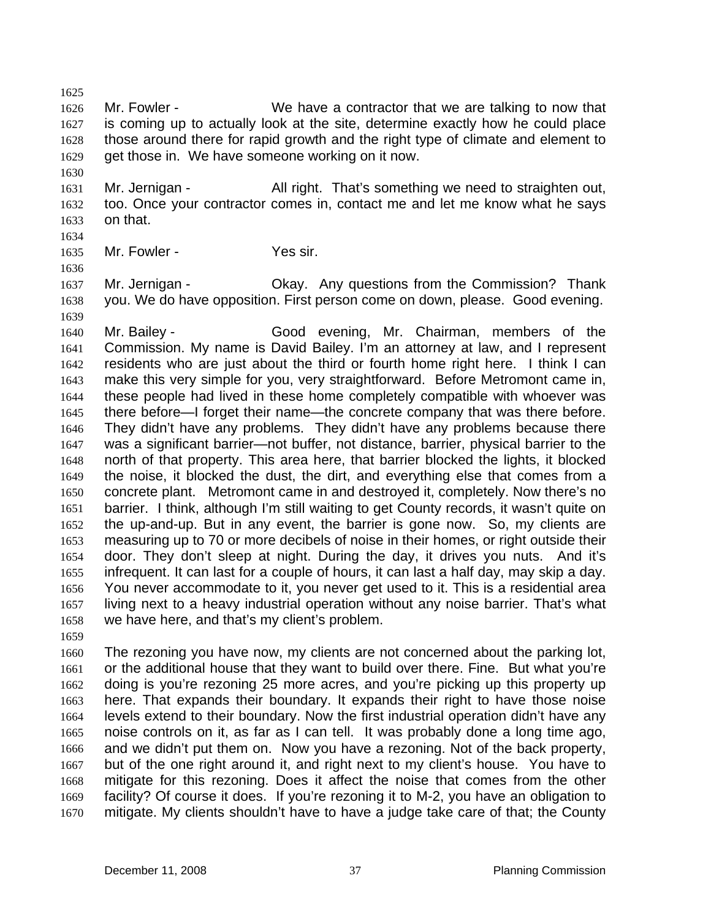Mr. Fowler - We have a contractor that we are talking to now that is coming up to actually look at the site, determine exactly how he could place those around there for rapid growth and the right type of climate and element to get those in. We have someone working on it now.

Mr. Jernigan - All right. That's something we need to straighten out, too. Once your contractor comes in, contact me and let me know what he says on that.

Mr. Fowler - Yes sir.

Mr. Jernigan - Okay. Any questions from the Commission? Thank you. We do have opposition. First person come on down, please. Good evening.

Mr. Bailey - Good evening, Mr. Chairman, members of the Commission. My name is David Bailey. I'm an attorney at law, and I represent residents who are just about the third or fourth home right here. I think I can make this very simple for you, very straightforward. Before Metromont came in, these people had lived in these home completely compatible with whoever was there before—I forget their name—the concrete company that was there before. They didn't have any problems. They didn't have any problems because there was a significant barrier—not buffer, not distance, barrier, physical barrier to the north of that property. This area here, that barrier blocked the lights, it blocked the noise, it blocked the dust, the dirt, and everything else that comes from a concrete plant. Metromont came in and destroyed it, completely. Now there's no barrier. I think, although I'm still waiting to get County records, it wasn't quite on the up-and-up. But in any event, the barrier is gone now. So, my clients are measuring up to 70 or more decibels of noise in their homes, or right outside their door. They don't sleep at night. During the day, it drives you nuts. And it's infrequent. It can last for a couple of hours, it can last a half day, may skip a day. You never accommodate to it, you never get used to it. This is a residential area living next to a heavy industrial operation without any noise barrier. That's what we have here, and that's my client's problem.

The rezoning you have now, my clients are not concerned about the parking lot, or the additional house that they want to build over there. Fine. But what you're doing is you're rezoning 25 more acres, and you're picking up this property up here. That expands their boundary. It expands their right to have those noise levels extend to their boundary. Now the first industrial operation didn't have any noise controls on it, as far as I can tell. It was probably done a long time ago, and we didn't put them on. Now you have a rezoning. Not of the back property, but of the one right around it, and right next to my client's house. You have to mitigate for this rezoning. Does it affect the noise that comes from the other facility? Of course it does. If you're rezoning it to M-2, you have an obligation to mitigate. My clients shouldn't have to have a judge take care of that; the County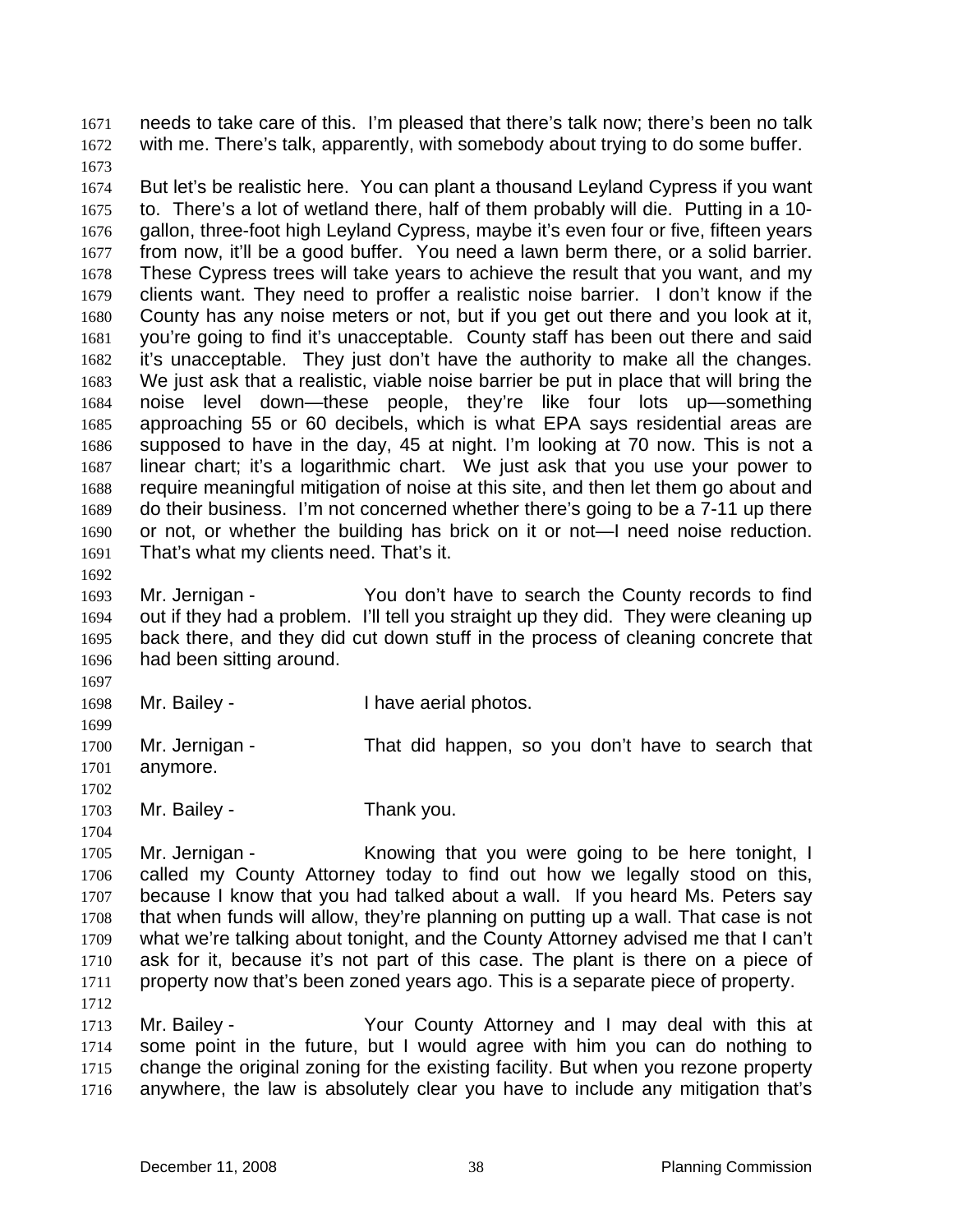needs to take care of this. I'm pleased that there's talk now; there's been no talk with me. There's talk, apparently, with somebody about trying to do some buffer.

But let's be realistic here. You can plant a thousand Leyland Cypress if you want to. There's a lot of wetland there, half of them probably will die. Putting in a 10-gallon, three-foot high Leyland Cypress, maybe it's even four or five, fifteen years from now, it'll be a good buffer. You need a lawn berm there, or a solid barrier. These Cypress trees will take years to achieve the result that you want, and my clients want. They need to proffer a realistic noise barrier. I don't know if the County has any noise meters or not, but if you get out there and you look at it, you're going to find it's unacceptable. County staff has been out there and said it's unacceptable. They just don't have the authority to make all the changes. We just ask that a realistic, viable noise barrier be put in place that will bring the noise level down—these people, they're like four lots up—something approaching 55 or 60 decibels, which is what EPA says residential areas are supposed to have in the day, 45 at night. I'm looking at 70 now. This is not a linear chart; it's a logarithmic chart. We just ask that you use your power to require meaningful mitigation of noise at this site, and then let them go about and do their business. I'm not concerned whether there's going to be a 7-11 up there or not, or whether the building has brick on it or not—I need noise reduction. That's what my clients need. That's it.

Mr. Jernigan - You don't have to search the County records to find out if they had a problem. I'll tell you straight up they did. They were cleaning up back there, and they did cut down stuff in the process of cleaning concrete that had been sitting around.

Mr. Bailey - I have aerial photos.

Mr. Jernigan - That did happen, so you don't have to search that anymore.

Mr. Bailey - Thank you.

Mr. Jernigan - Knowing that you were going to be here tonight, I called my County Attorney today to find out how we legally stood on this, because I know that you had talked about a wall. If you heard Ms. Peters say that when funds will allow, they're planning on putting up a wall. That case is not what we're talking about tonight, and the County Attorney advised me that I can't ask for it, because it's not part of this case. The plant is there on a piece of property now that's been zoned years ago. This is a separate piece of property.

Mr. Bailey - Your County Attorney and I may deal with this at some point in the future, but I would agree with him you can do nothing to change the original zoning for the existing facility. But when you rezone property anywhere, the law is absolutely clear you have to include any mitigation that's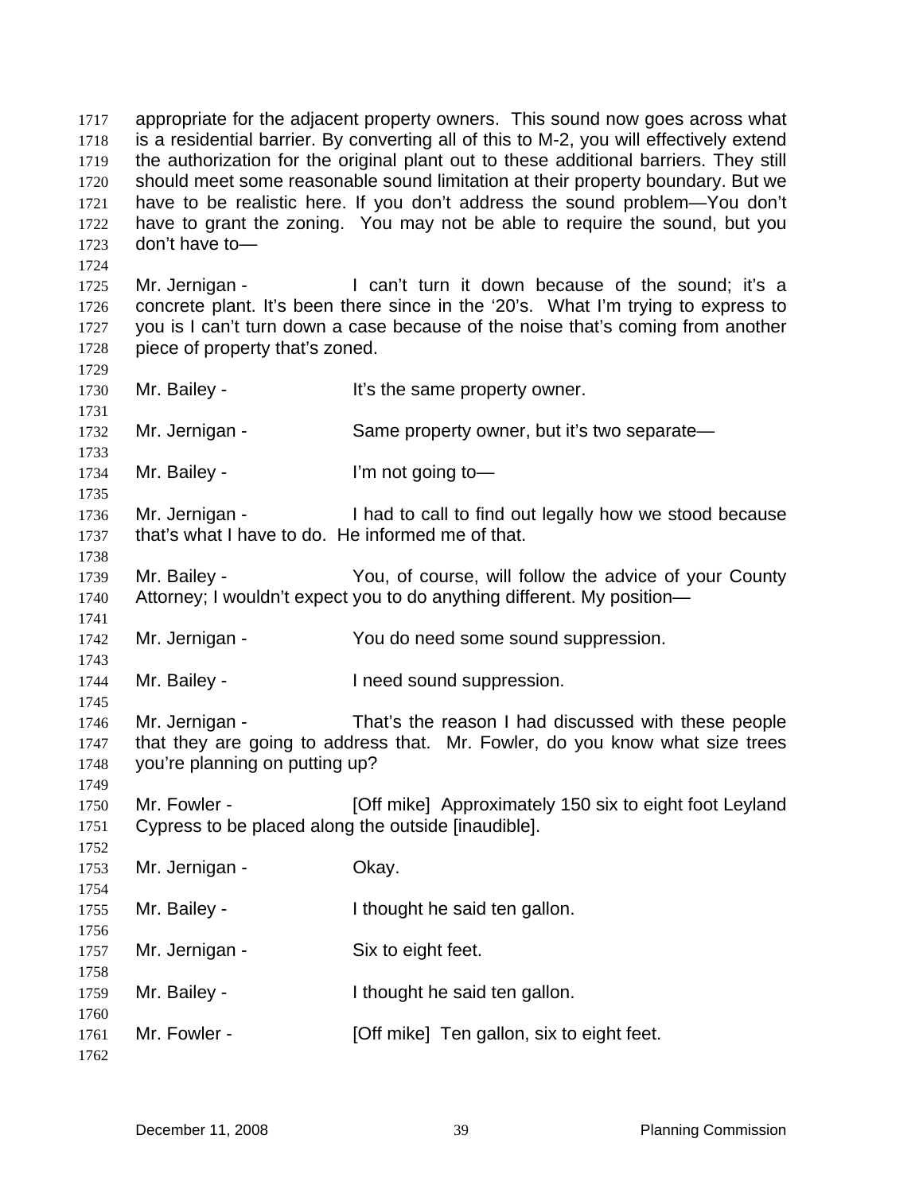appropriate for the adjacent property owners. This sound now goes across what is a residential barrier. By converting all of this to M-2, you will effectively extend the authorization for the original plant out to these additional barriers. They still should meet some reasonable sound limitation at their property boundary. But we have to be realistic here. If you don't address the sound problem—You don't have to grant the zoning. You may not be able to require the sound, but you don't have to—

Mr. Jernigan - I can't turn it down because of the sound; it's a concrete plant. It's been there since in the '20's. What I'm trying to express to you is I can't turn down a case because of the noise that's coming from another piece of property that's zoned.

Mr. Bailey - It's the same property owner.

Mr. Jernigan - Same property owner, but it's two separate—

Mr. Bailey - I'm not going to—

Mr. Jernigan - I had to call to find out legally how we stood because that's what I have to do. He informed me of that.

Mr. Bailey - You, of course, will follow the advice of your County Attorney; I wouldn't expect you to do anything different. My position—

Mr. Jernigan - You do need some sound suppression.

Mr. Bailey - I need sound suppression.

Mr. Jernigan - That's the reason I had discussed with these people that they are going to address that. Mr. Fowler, do you know what size trees you're planning on putting up?

Mr. Fowler - [Off mike] Approximately 150 six to eight foot Leyland Cypress to be placed along the outside [inaudible].

Mr. Jernigan - Okay.

Mr. Bailey - I thought he said ten gallon.

Mr. Jernigan - Six to eight feet.

Mr. Bailey - I thought he said ten gallon.

Mr. Fowler - [Off mike] Ten gallon, six to eight feet.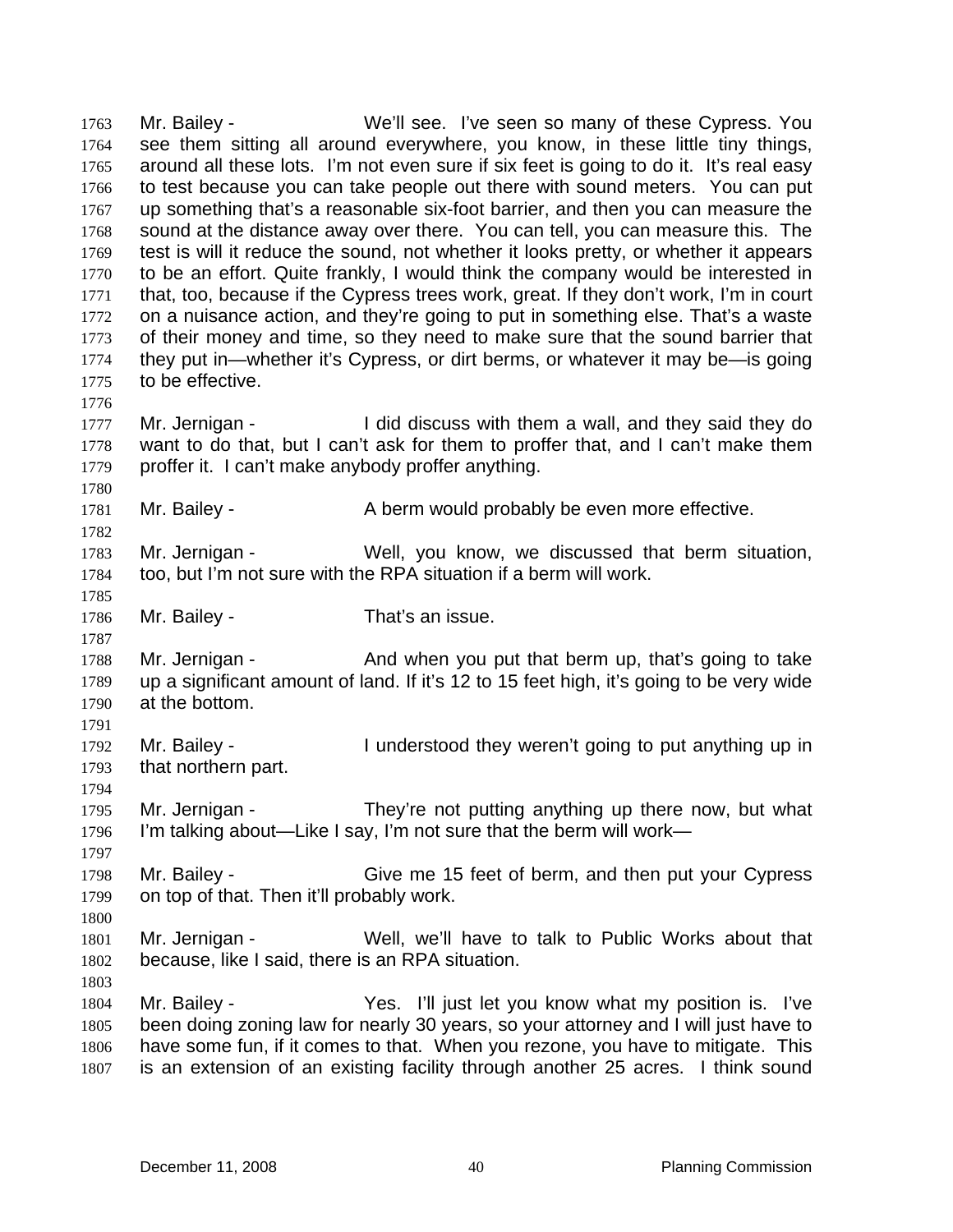Mr. Bailey - We'll see. I've seen so many of these Cypress. You see them sitting all around everywhere, you know, in these little tiny things, around all these lots. I'm not even sure if six feet is going to do it. It's real easy to test because you can take people out there with sound meters. You can put up something that's a reasonable six-foot barrier, and then you can measure the sound at the distance away over there. You can tell, you can measure this. The test is will it reduce the sound, not whether it looks pretty, or whether it appears to be an effort. Quite frankly, I would think the company would be interested in that, too, because if the Cypress trees work, great. If they don't work, I'm in court on a nuisance action, and they're going to put in something else. That's a waste of their money and time, so they need to make sure that the sound barrier that they put in—whether it's Cypress, or dirt berms, or whatever it may be—is going to be effective.

Mr. Jernigan - I did discuss with them a wall, and they said they do want to do that, but I can't ask for them to proffer that, and I can't make them proffer it. I can't make anybody proffer anything.

Mr. Bailey - A berm would probably be even more effective.

Mr. Jernigan - Well, you know, we discussed that berm situation, too, but I'm not sure with the RPA situation if a berm will work.

Mr. Bailey - That's an issue.

Mr. Jernigan - And when you put that berm up, that's going to take up a significant amount of land. If it's 12 to 15 feet high, it's going to be very wide at the bottom.

Mr. Bailey - I understood they weren't going to put anything up in that northern part.

Mr. Jernigan - They're not putting anything up there now, but what I'm talking about—Like I say, I'm not sure that the berm will work—

Mr. Bailey - Give me 15 feet of berm, and then put your Cypress on top of that. Then it'll probably work.

Mr. Jernigan - Well, we'll have to talk to Public Works about that because, like I said, there is an RPA situation.

Mr. Bailey - Yes. I'll just let you know what my position is. I've been doing zoning law for nearly 30 years, so your attorney and I will just have to have some fun, if it comes to that. When you rezone, you have to mitigate. This is an extension of an existing facility through another 25 acres. I think sound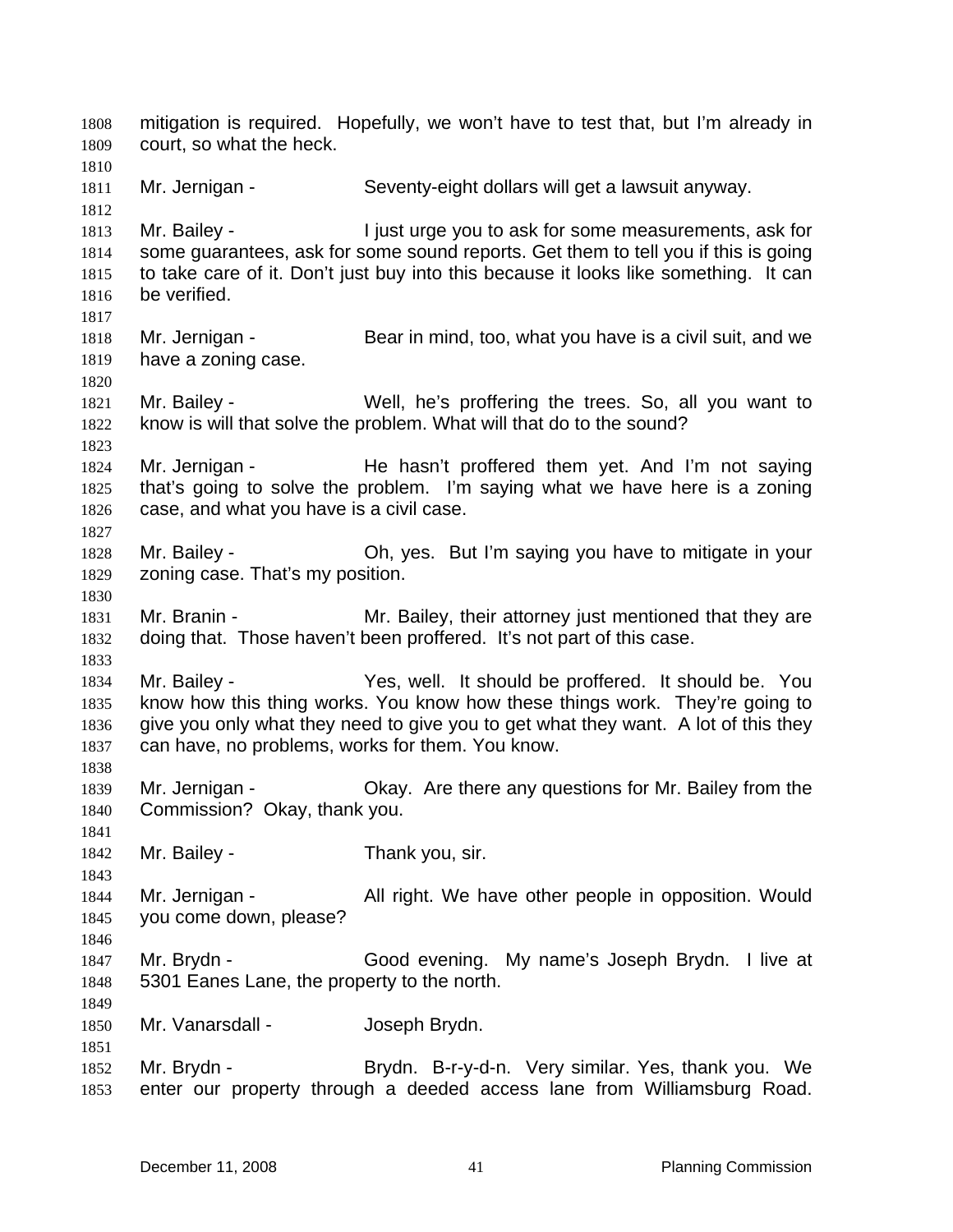mitigation is required. Hopefully, we won't have to test that, but I'm already in court, so what the heck.

Mr. Jernigan - Seventy-eight dollars will get a lawsuit anyway.

Mr. Bailey - I just urge you to ask for some measurements, ask for some guarantees, ask for some sound reports. Get them to tell you if this is going to take care of it. Don't just buy into this because it looks like something. It can be verified.

Mr. Jernigan - Bear in mind, too, what you have is a civil suit, and we have a zoning case.

Mr. Bailey - Well, he's proffering the trees. So, all you want to know is will that solve the problem. What will that do to the sound?

Mr. Jernigan - He hasn't proffered them yet. And I'm not saying that's going to solve the problem. I'm saying what we have here is a zoning case, and what you have is a civil case.

Mr. Bailey - Oh, yes. But I'm saying you have to mitigate in your zoning case. That's my position.

Mr. Branin - Mr. Bailey, their attorney just mentioned that they are doing that. Those haven't been proffered. It's not part of this case.

Mr. Bailey - Yes, well. It should be proffered. It should be. You know how this thing works. You know how these things work. They're going to give you only what they need to give you to get what they want. A lot of this they can have, no problems, works for them. You know.

Mr. Jernigan - Okay. Are there any questions for Mr. Bailey from the Commission? Okay, thank you.

Mr. Bailey - Thank you, sir.

Mr. Jernigan - All right. We have other people in opposition. Would you come down, please?

Mr. Brydn - Good evening. My name's Joseph Brydn. I live at 5301 Eanes Lane, the property to the north.

Mr. Vanarsdall - Joseph Brydn.

Mr. Brydn - Brydn. B-r-y-d-n. Very similar. Yes, thank you. We enter our property through a deeded access lane from Williamsburg Road.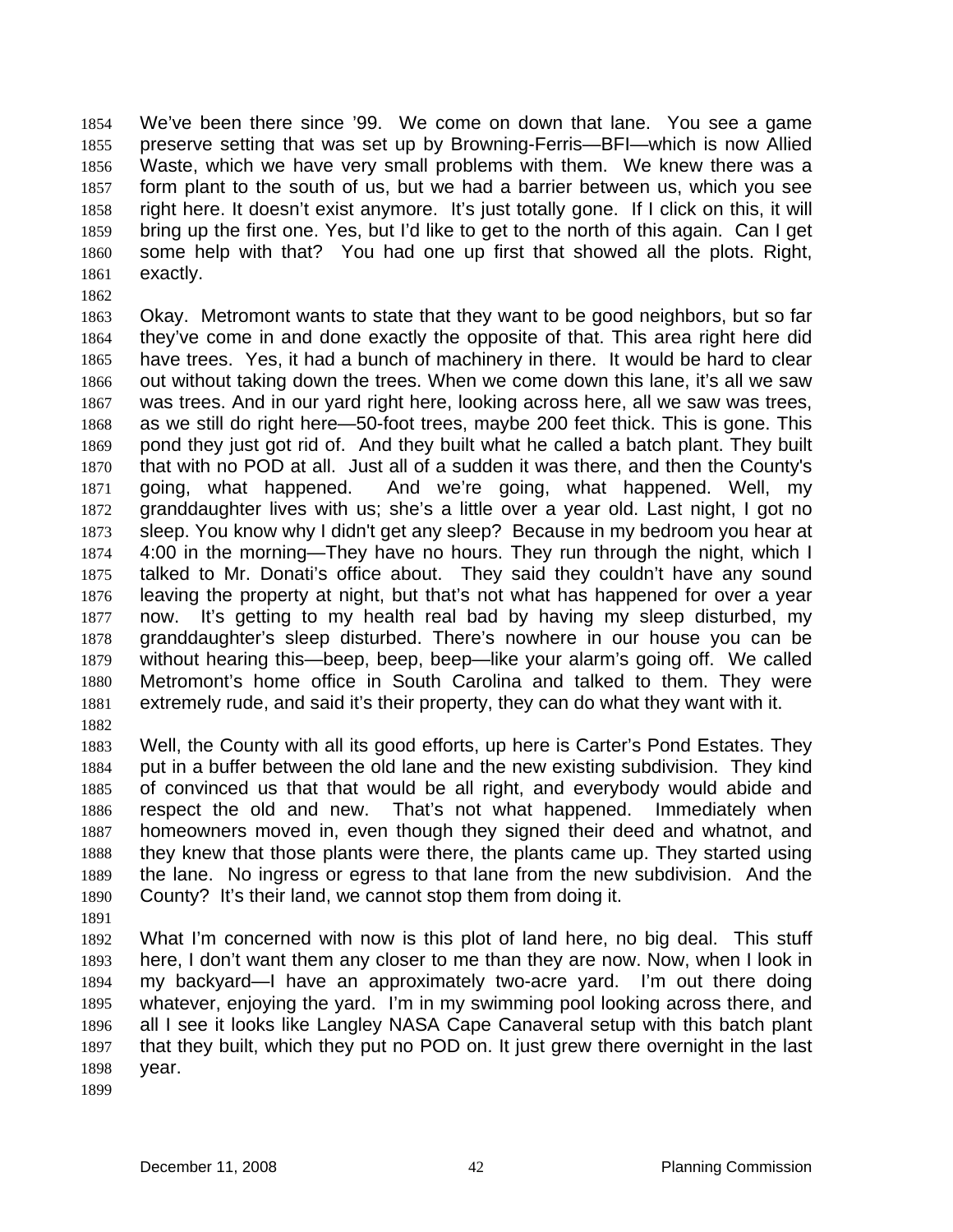We've been there since '99. We come on down that lane. You see a game preserve setting that was set up by Browning-Ferris—BFI—which is now Allied Waste, which we have very small problems with them. We knew there was a form plant to the south of us, but we had a barrier between us, which you see right here. It doesn't exist anymore. It's just totally gone. If I click on this, it will bring up the first one. Yes, but I'd like to get to the north of this again. Can I get some help with that? You had one up first that showed all the plots. Right, exactly.

Okay. Metromont wants to state that they want to be good neighbors, but so far they've come in and done exactly the opposite of that. This area right here did have trees. Yes, it had a bunch of machinery in there. It would be hard to clear out without taking down the trees. When we come down this lane, it's all we saw was trees. And in our yard right here, looking across here, all we saw was trees, as we still do right here—50-foot trees, maybe 200 feet thick. This is gone. This pond they just got rid of. And they built what he called a batch plant. They built that with no POD at all. Just all of a sudden it was there, and then the County's going, what happened. And we're going, what happened. Well, my granddaughter lives with us; she's a little over a year old. Last night, I got no sleep. You know why I didn't get any sleep? Because in my bedroom you hear at 4:00 in the morning—They have no hours. They run through the night, which I talked to Mr. Donati's office about. They said they couldn't have any sound leaving the property at night, but that's not what has happened for over a year now. It's getting to my health real bad by having my sleep disturbed, my granddaughter's sleep disturbed. There's nowhere in our house you can be without hearing this—beep, beep, beep—like your alarm's going off. We called Metromont's home office in South Carolina and talked to them. They were extremely rude, and said it's their property, they can do what they want with it.

Well, the County with all its good efforts, up here is Carter's Pond Estates. They put in a buffer between the old lane and the new existing subdivision. They kind of convinced us that that would be all right, and everybody would abide and respect the old and new. That's not what happened. Immediately when homeowners moved in, even though they signed their deed and whatnot, and they knew that those plants were there, the plants came up. They started using the lane. No ingress or egress to that lane from the new subdivision. And the County? It's their land, we cannot stop them from doing it.

What I'm concerned with now is this plot of land here, no big deal. This stuff here, I don't want them any closer to me than they are now. Now, when I look in my backyard—I have an approximately two-acre yard. I'm out there doing whatever, enjoying the yard. I'm in my swimming pool looking across there, and all I see it looks like Langley NASA Cape Canaveral setup with this batch plant that they built, which they put no POD on. It just grew there overnight in the last year.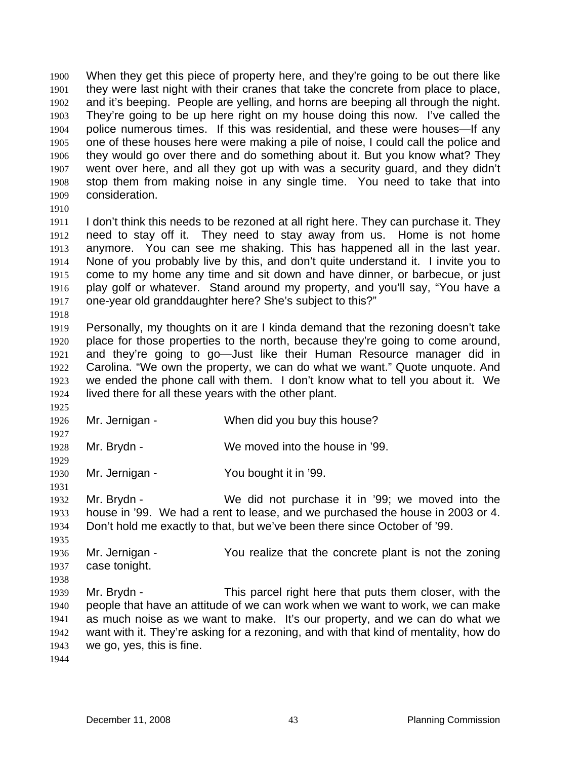When they get this piece of property here, and they're going to be out there like they were last night with their cranes that take the concrete from place to place, and it's beeping. People are yelling, and horns are beeping all through the night. They're going to be up here right on my house doing this now. I've called the police numerous times. If this was residential, and these were houses—If any one of these houses here were making a pile of noise, I could call the police and they would go over there and do something about it. But you know what? They went over here, and all they got up with was a security guard, and they didn't stop them from making noise in any single time. You need to take that into consideration.

I don't think this needs to be rezoned at all right here. They can purchase it. They need to stay off it. They need to stay away from us. Home is not home anymore. You can see me shaking. This has happened all in the last year. None of you probably live by this, and don't quite understand it. I invite you to come to my home any time and sit down and have dinner, or barbecue, or just play golf or whatever. Stand around my property, and you'll say, "You have a one-year old granddaughter here? She's subject to this?"

Personally, my thoughts on it are I kinda demand that the rezoning doesn't take place for those properties to the north, because they're going to come around, and they're going to go—Just like their Human Resource manager did in Carolina. "We own the property, we can do what we want." Quote unquote. And we ended the phone call with them. I don't know what to tell you about it. We lived there for all these years with the other plant.

Mr. Jernigan - When did you buy this house?

Mr. Brydn - We moved into the house in '99.

Mr. Jernigan - You bought it in '99.

Mr. Brydn - We did not purchase it in '99; we moved into the house in '99. We had a rent to lease, and we purchased the house in 2003 or 4. Don't hold me exactly to that, but we've been there since October of '99.

Mr. Jernigan - You realize that the concrete plant is not the zoning case tonight.

Mr. Brydn - This parcel right here that puts them closer, with the people that have an attitude of we can work when we want to work, we can make as much noise as we want to make. It's our property, and we can do what we want with it. They're asking for a rezoning, and with that kind of mentality, how do we go, yes, this is fine.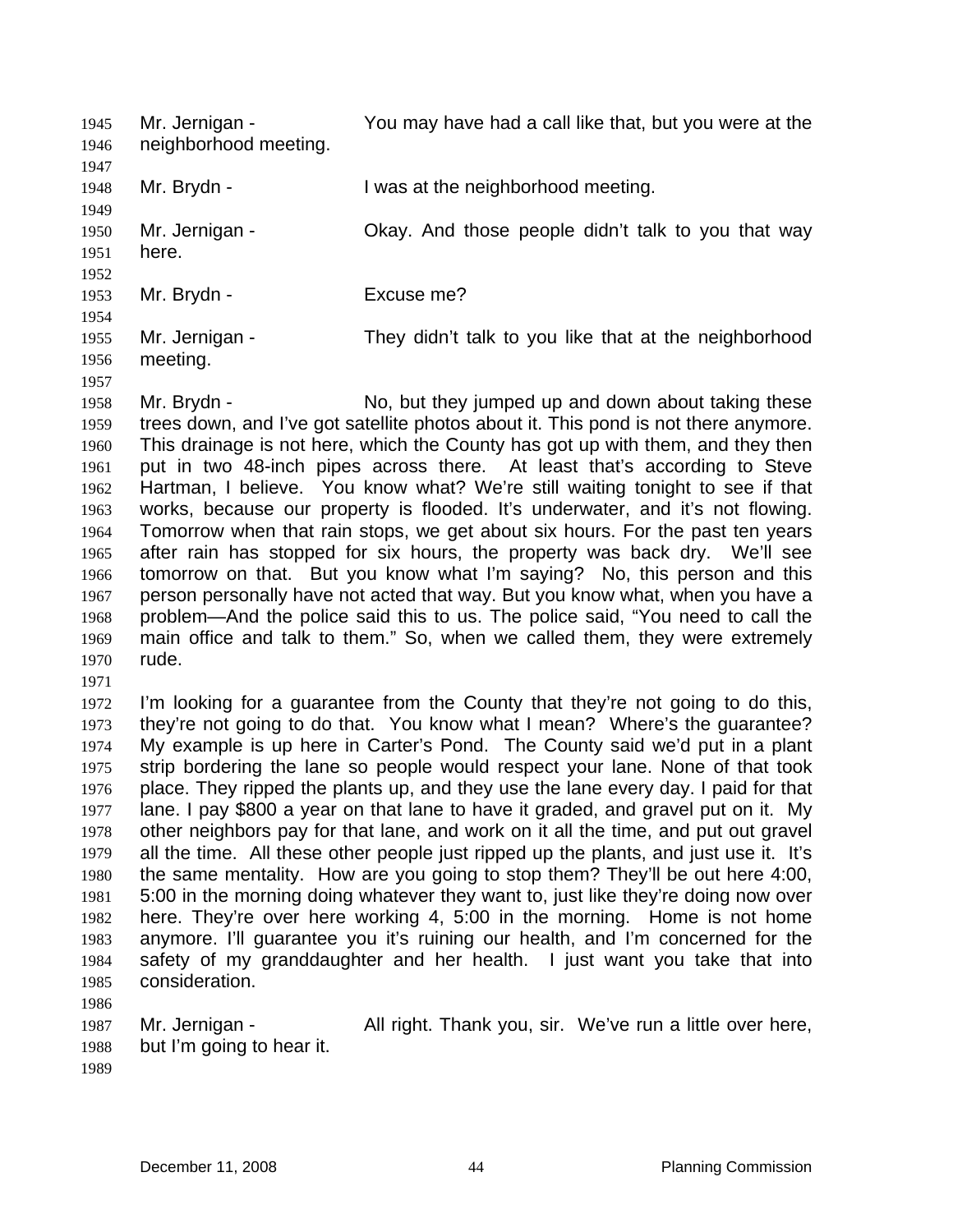Mr. Jernigan - You may have had a call like that, but you were at the neighborhood meeting.

Mr. Brydn - I was at the neighborhood meeting.

Mr. Jernigan - Okay. And those people didn't talk to you that way here.

Mr. Brydn - Excuse me?

Mr. Jernigan - They didn't talk to you like that at the neighborhood meeting.

Mr. Brydn - No, but they jumped up and down about taking these trees down, and I've got satellite photos about it. This pond is not there anymore. This drainage is not here, which the County has got up with them, and they then put in two 48-inch pipes across there. At least that's according to Steve Hartman, I believe. You know what? We're still waiting tonight to see if that works, because our property is flooded. It's underwater, and it's not flowing. Tomorrow when that rain stops, we get about six hours. For the past ten years after rain has stopped for six hours, the property was back dry. We'll see tomorrow on that. But you know what I'm saying? No, this person and this person personally have not acted that way. But you know what, when you have a problem—And the police said this to us. The police said, "You need to call the main office and talk to them." So, when we called them, they were extremely rude.

I'm looking for a guarantee from the County that they're not going to do this, they're not going to do that. You know what I mean? Where's the guarantee? My example is up here in Carter's Pond. The County said we'd put in a plant strip bordering the lane so people would respect your lane. None of that took place. They ripped the plants up, and they use the lane every day. I paid for that lane. I pay $800 a year on that lane to have it graded, and gravel put on it. My other neighbors pay for that lane, and work on it all the time, and put out gravel all the time. All these other people just ripped up the plants, and just use it. It's the same mentality. How are you going to stop them? They'll be out here 4:00, 5:00 in the morning doing whatever they want to, just like they're doing now over here. They're over here working 4, 5:00 in the morning. Home is not home anymore. I'll guarantee you it's ruining our health, and I'm concerned for the safety of my granddaughter and her health. I just want you take that into consideration.

Mr. Jernigan - All right. Thank you, sir. We've run a little over here, but I'm going to hear it.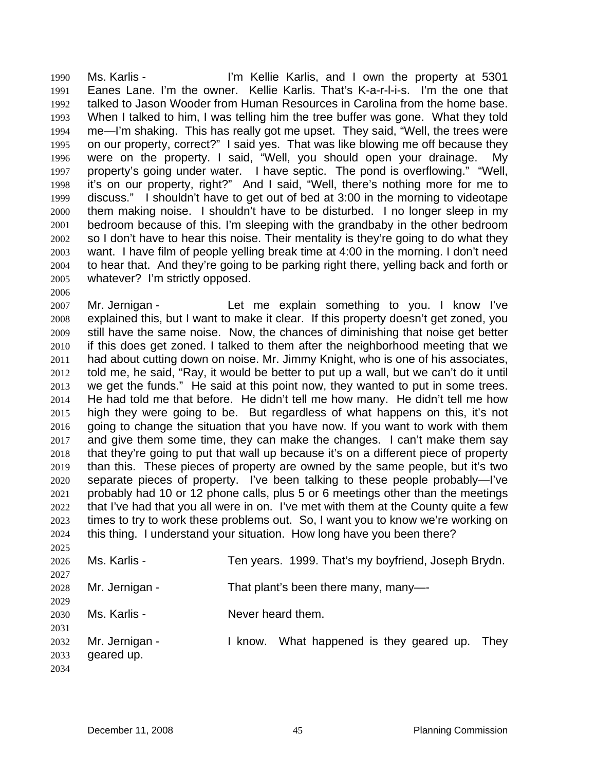Ms. Karlis - I'm Kellie Karlis, and I own the property at 5301 Eanes Lane. I'm the owner. Kellie Karlis. That's K-a-r-l-i-s. I'm the one that talked to Jason Wooder from Human Resources in Carolina from the home base. When I talked to him, I was telling him the tree buffer was gone. What they told me—I'm shaking. This has really got me upset. They said, "Well, the trees were on our property, correct?" I said yes. That was like blowing me off because they were on the property. I said, "Well, you should open your drainage. My property's going under water. I have septic. The pond is overflowing." "Well, it's on our property, right?" And I said, "Well, there's nothing more for me to discuss." I shouldn't have to get out of bed at 3:00 in the morning to videotape them making noise. I shouldn't have to be disturbed. I no longer sleep in my bedroom because of this. I'm sleeping with the grandbaby in the other bedroom so I don't have to hear this noise. Their mentality is they're going to do what they want. I have film of people yelling break time at 4:00 in the morning. I don't need to hear that. And they're going to be parking right there, yelling back and forth or whatever? I'm strictly opposed.

Mr. Jernigan - Let me explain something to you. I know I've explained this, but I want to make it clear. If this property doesn't get zoned, you still have the same noise. Now, the chances of diminishing that noise get better if this does get zoned. I talked to them after the neighborhood meeting that we had about cutting down on noise. Mr. Jimmy Knight, who is one of his associates, told me, he said, "Ray, it would be better to put up a wall, but we can't do it until we get the funds." He said at this point now, they wanted to put in some trees. He had told me that before. He didn't tell me how many. He didn't tell me how high they were going to be. But regardless of what happens on this, it's not going to change the situation that you have now. If you want to work with them and give them some time, they can make the changes. I can't make them say that they're going to put that wall up because it's on a different piece of property than this. These pieces of property are owned by the same people, but it's two separate pieces of property. I've been talking to these people probably—I've probably had 10 or 12 phone calls, plus 5 or 6 meetings other than the meetings that I've had that you all were in on. I've met with them at the County quite a few times to try to work these problems out. So, I want you to know we're working on this thing. I understand your situation. How long have you been there?

Ms. Karlis - Ten years. 1999. That's my boyfriend, Joseph Brydn.

Mr. Jernigan - That plant's been there many, many—-

Ms. Karlis - Never heard them.

Mr. Jernigan - I know. What happened is they geared up. They geared up.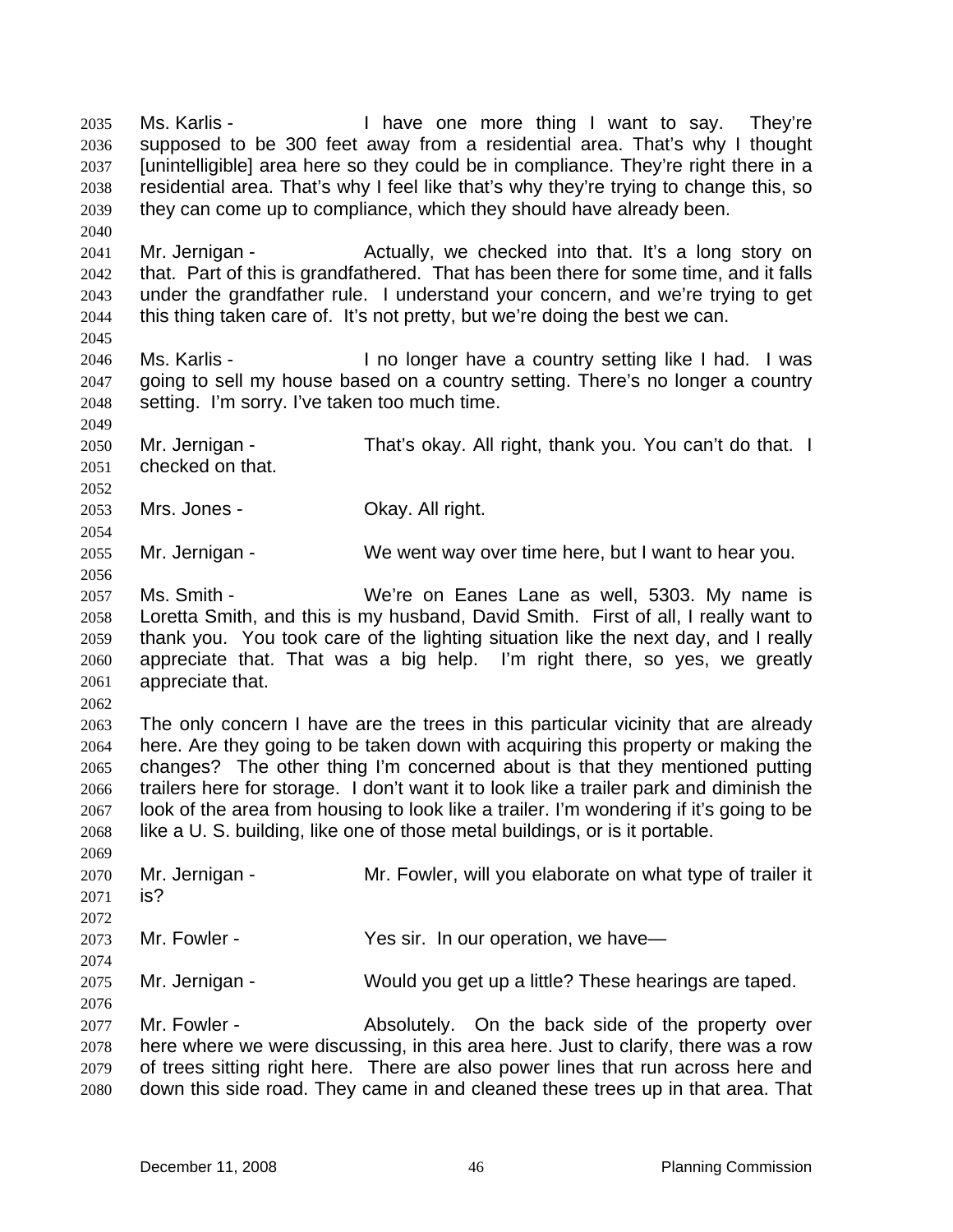Ms. Karlis - I have one more thing I want to say. They're supposed to be 300 feet away from a residential area. That's why I thought [unintelligible] area here so they could be in compliance. They're right there in a residential area. That's why I feel like that's why they're trying to change this, so they can come up to compliance, which they should have already been.

Mr. Jernigan - Actually, we checked into that. It's a long story on that. Part of this is grandfathered. That has been there for some time, and it falls under the grandfather rule. I understand your concern, and we're trying to get this thing taken care of. It's not pretty, but we're doing the best we can.

Ms. Karlis - I no longer have a country setting like I had. I was going to sell my house based on a country setting. There's no longer a country setting. I'm sorry. I've taken too much time.

Mr. Jernigan - That's okay. All right, thank you. You can't do that. I checked on that.

Mrs. Jones - Okay. All right.

Mr. Jernigan - We went way over time here, but I want to hear you.

Ms. Smith - We're on Eanes Lane as well, 5303. My name is Loretta Smith, and this is my husband, David Smith. First of all, I really want to thank you. You took care of the lighting situation like the next day, and I really appreciate that. That was a big help. I'm right there, so yes, we greatly appreciate that.

The only concern I have are the trees in this particular vicinity that are already here. Are they going to be taken down with acquiring this property or making the changes? The other thing I'm concerned about is that they mentioned putting trailers here for storage. I don't want it to look like a trailer park and diminish the look of the area from housing to look like a trailer. I'm wondering if it's going to be like a U. S. building, like one of those metal buildings, or is it portable.

Mr. Jernigan - Mr. Fowler, will you elaborate on what type of trailer it is?

Mr. Fowler - Yes sir. In our operation, we have—

Mr. Jernigan - Would you get up a little? These hearings are taped.

Mr. Fowler - Absolutely. On the back side of the property over here where we were discussing, in this area here. Just to clarify, there was a row of trees sitting right here. There are also power lines that run across here and down this side road. They came in and cleaned these trees up in that area. That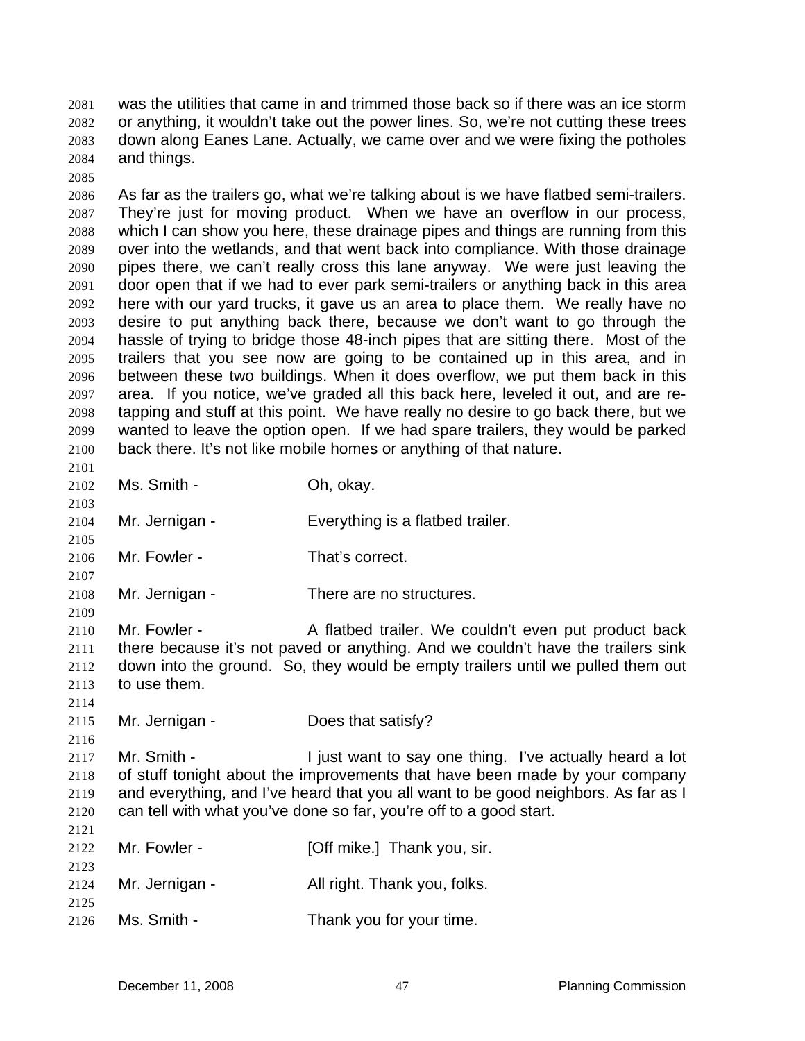was the utilities that came in and trimmed those back so if there was an ice storm or anything, it wouldn't take out the power lines. So, we're not cutting these trees down along Eanes Lane. Actually, we came over and we were fixing the potholes and things.

As far as the trailers go, what we're talking about is we have flatbed semi-trailers. They're just for moving product. When we have an overflow in our process, which I can show you here, these drainage pipes and things are running from this over into the wetlands, and that went back into compliance. With those drainage pipes there, we can't really cross this lane anyway. We were just leaving the door open that if we had to ever park semi-trailers or anything back in this area here with our yard trucks, it gave us an area to place them. We really have no desire to put anything back there, because we don't want to go through the hassle of trying to bridge those 48-inch pipes that are sitting there. Most of the trailers that you see now are going to be contained up in this area, and in between these two buildings. When it does overflow, we put them back in this area. If you notice, we've graded all this back here, leveled it out, and are re-tapping and stuff at this point. We have really no desire to go back there, but we wanted to leave the option open. If we had spare trailers, they would be parked back there. It's not like mobile homes or anything of that nature.

Ms. Smith - Oh, okay.

Mr. Jernigan - Everything is a flatbed trailer.

Mr. Fowler - That's correct.

Mr. Jernigan - There are no structures.

Mr. Fowler - A flatbed trailer. We couldn't even put product back there because it's not paved or anything. And we couldn't have the trailers sink down into the ground. So, they would be empty trailers until we pulled them out to use them.

Mr. Jernigan - Does that satisfy?

Mr. Smith - I just want to say one thing. I've actually heard a lot of stuff tonight about the improvements that have been made by your company and everything, and I've heard that you all want to be good neighbors. As far as I can tell with what you've done so far, you're off to a good start.

Mr. Fowler - [Off mike.] Thank you, sir.

Mr. Jernigan - All right. Thank you, folks.

Ms. Smith - Thank you for your time.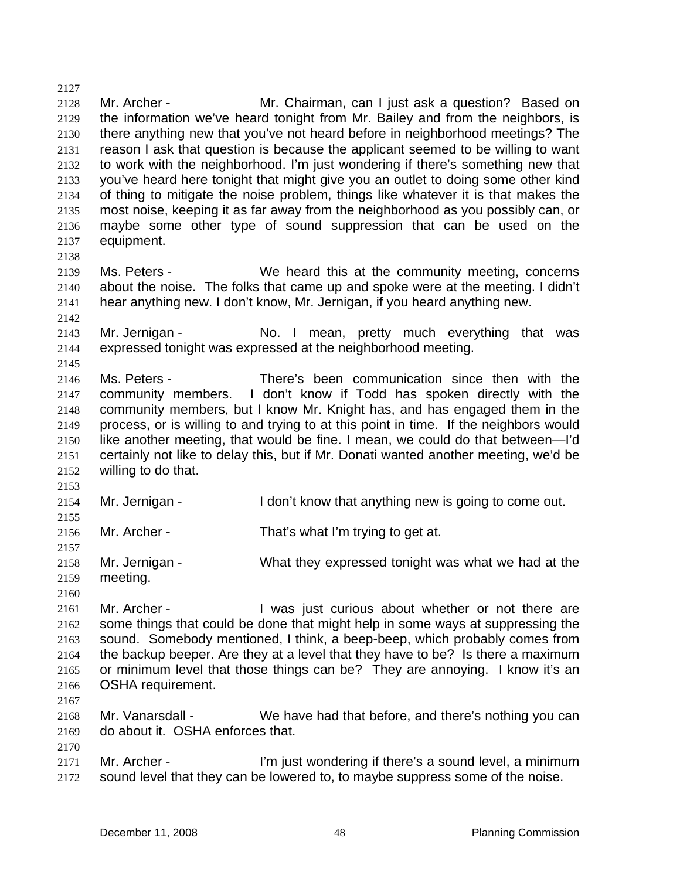Mr. Archer - Mr. Chairman, can I just ask a question? Based on the information we've heard tonight from Mr. Bailey and from the neighbors, is there anything new that you've not heard before in neighborhood meetings? The reason I ask that question is because the applicant seemed to be willing to want to work with the neighborhood. I'm just wondering if there's something new that you've heard here tonight that might give you an outlet to doing some other kind of thing to mitigate the noise problem, things like whatever it is that makes the most noise, keeping it as far away from the neighborhood as you possibly can, or maybe some other type of sound suppression that can be used on the equipment.

Ms. Peters - We heard this at the community meeting, concerns about the noise. The folks that came up and spoke were at the meeting. I didn't hear anything new. I don't know, Mr. Jernigan, if you heard anything new.

Mr. Jernigan - No. I mean, pretty much everything that was expressed tonight was expressed at the neighborhood meeting.

Ms. Peters - There's been communication since then with the community members. I don't know if Todd has spoken directly with the community members, but I know Mr. Knight has, and has engaged them in the process, or is willing to and trying to at this point in time. If the neighbors would like another meeting, that would be fine. I mean, we could do that between—I'd certainly not like to delay this, but if Mr. Donati wanted another meeting, we'd be willing to do that.

Mr. Jernigan - I don't know that anything new is going to come out.

Mr. Archer - That's what I'm trying to get at.

Mr. Jernigan - What they expressed tonight was what we had at the meeting.

Mr. Archer - I was just curious about whether or not there are some things that could be done that might help in some ways at suppressing the sound. Somebody mentioned, I think, a beep-beep, which probably comes from the backup beeper. Are they at a level that they have to be? Is there a maximum or minimum level that those things can be? They are annoying. I know it's an OSHA requirement.

Mr. Vanarsdall - We have had that before, and there's nothing you can do about it. OSHA enforces that.

Mr. Archer - I'm just wondering if there's a sound level, a minimum sound level that they can be lowered to, to maybe suppress some of the noise.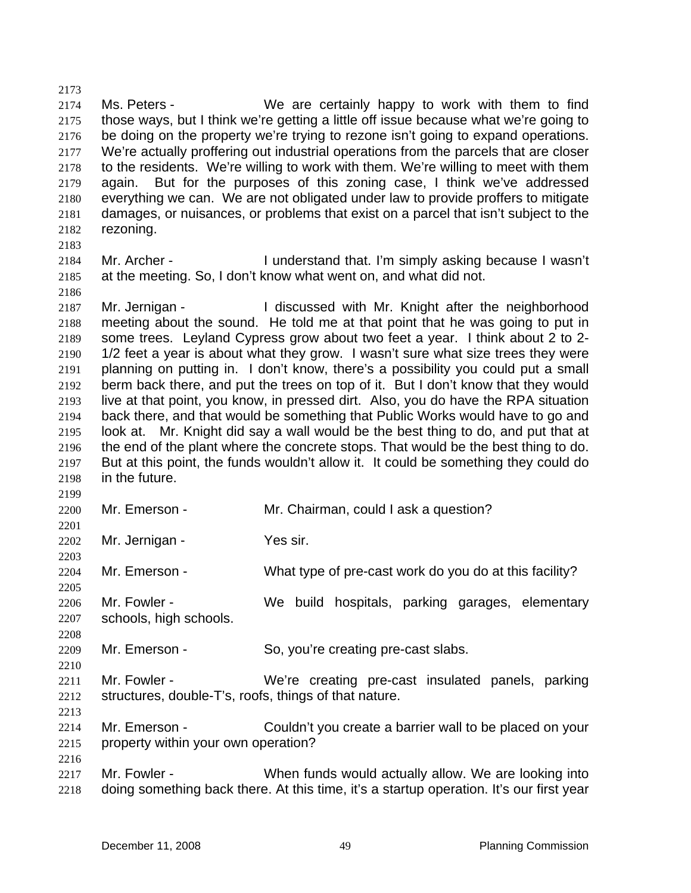Ms. Peters - We are certainly happy to work with them to find those ways, but I think we're getting a little off issue because what we're going to be doing on the property we're trying to rezone isn't going to expand operations. We're actually proffering out industrial operations from the parcels that are closer to the residents. We're willing to work with them. We're willing to meet with them again. But for the purposes of this zoning case, I think we've addressed everything we can. We are not obligated under law to provide proffers to mitigate damages, or nuisances, or problems that exist on a parcel that isn't subject to the rezoning.

Mr. Archer - I understand that. I'm simply asking because I wasn't at the meeting. So, I don't know what went on, and what did not.

Mr. Jernigan - I discussed with Mr. Knight after the neighborhood meeting about the sound. He told me at that point that he was going to put in some trees. Leyland Cypress grow about two feet a year. I think about 2 to 2-1/2 feet a year is about what they grow. I wasn't sure what size trees they were planning on putting in. I don't know, there's a possibility you could put a small berm back there, and put the trees on top of it. But I don't know that they would live at that point, you know, in pressed dirt. Also, you do have the RPA situation back there, and that would be something that Public Works would have to go and look at. Mr. Knight did say a wall would be the best thing to do, and put that at the end of the plant where the concrete stops. That would be the best thing to do. But at this point, the funds wouldn't allow it. It could be something they could do in the future.

Mr. Emerson - Mr. Chairman, could I ask a question?

Mr. Jernigan - Yes sir.

Mr. Emerson - What type of pre-cast work do you do at this facility?

Mr. Fowler - We build hospitals, parking garages, elementary schools, high schools.

Mr. Emerson - So, you're creating pre-cast slabs.

Mr. Fowler - We're creating pre-cast insulated panels, parking structures, double-T's, roofs, things of that nature.

Mr. Emerson - Couldn't you create a barrier wall to be placed on your property within your own operation?

Mr. Fowler - When funds would actually allow. We are looking into doing something back there. At this time, it's a startup operation. It's our first year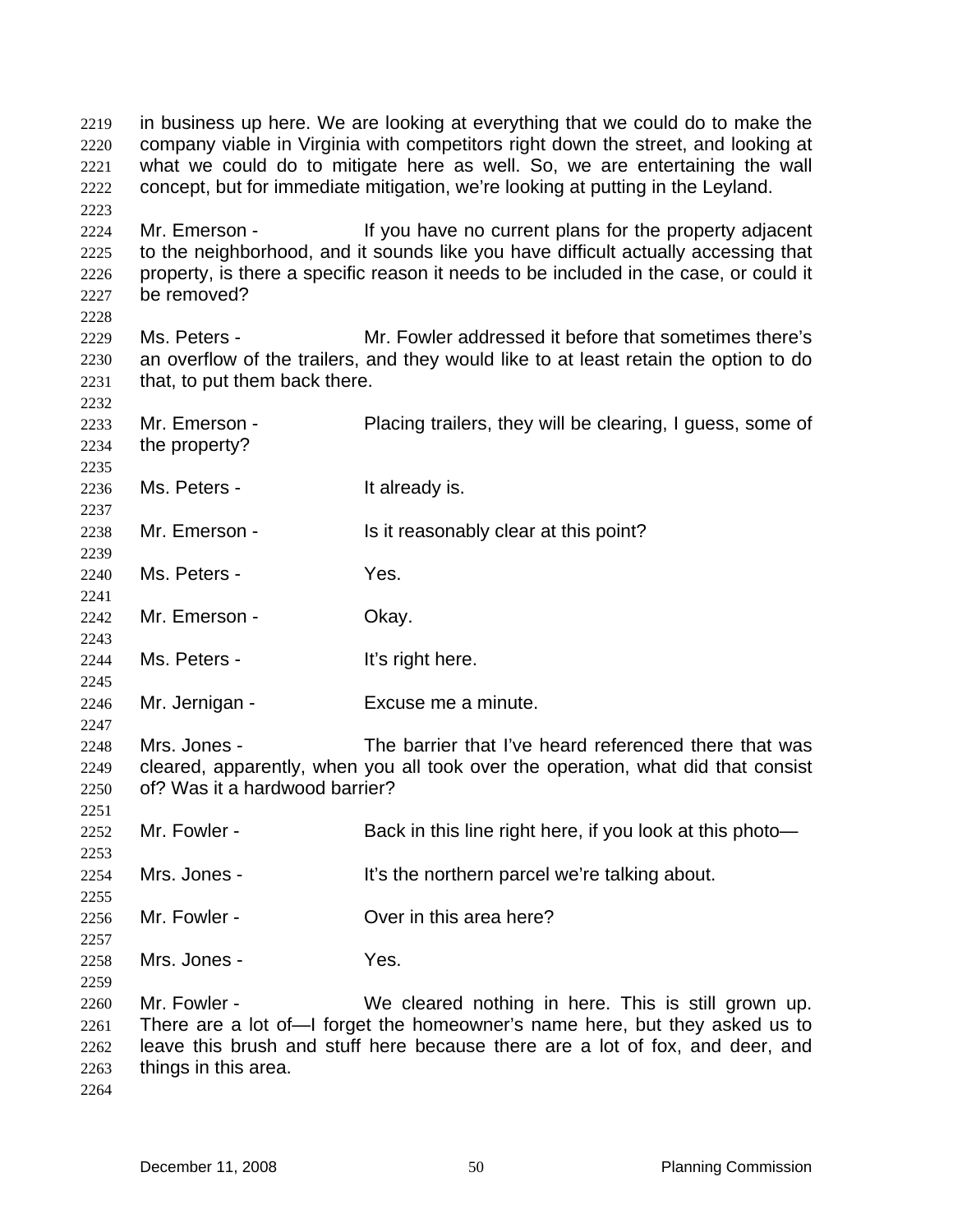in business up here. We are looking at everything that we could do to make the company viable in Virginia with competitors right down the street, and looking at what we could do to mitigate here as well. So, we are entertaining the wall concept, but for immediate mitigation, we're looking at putting in the Leyland.

Mr. Emerson - If you have no current plans for the property adjacent to the neighborhood, and it sounds like you have difficult actually accessing that property, is there a specific reason it needs to be included in the case, or could it be removed?

Ms. Peters - Mr. Fowler addressed it before that sometimes there's an overflow of the trailers, and they would like to at least retain the option to do that, to put them back there.

Mr. Emerson - Placing trailers, they will be clearing, I guess, some of the property?

Ms. Peters - It already is.

Mr. Emerson - Is it reasonably clear at this point?

Ms. Peters - Yes.

Mr. Emerson - Okay.

Ms. Peters - It's right here.

Mr. Jernigan - Excuse me a minute.

Mrs. Jones - The barrier that I've heard referenced there that was cleared, apparently, when you all took over the operation, what did that consist of? Was it a hardwood barrier?

Mr. Fowler - Back in this line right here, if you look at this photo—

Mrs. Jones - It's the northern parcel we're talking about.

Mr. Fowler - Over in this area here?

Mrs. Jones - Yes.

Mr. Fowler - We cleared nothing in here. This is still grown up. There are a lot of—I forget the homeowner's name here, but they asked us to leave this brush and stuff here because there are a lot of fox, and deer, and things in this area.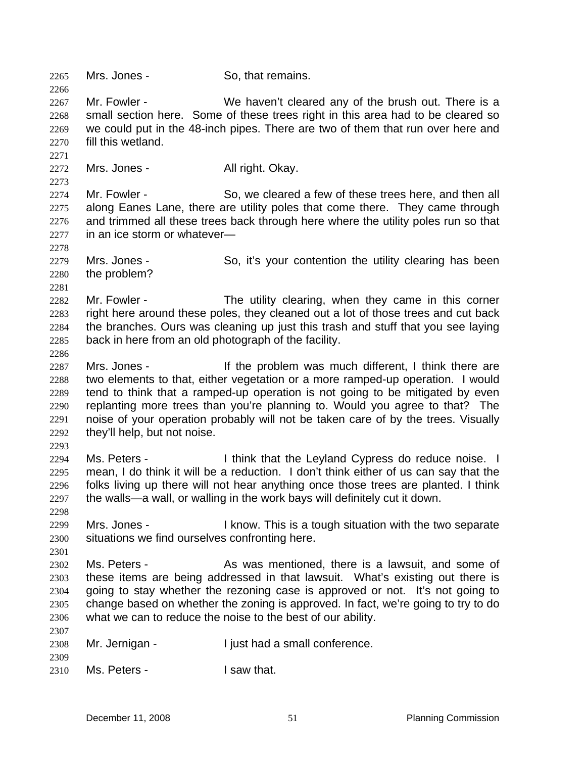Mrs. Jones - So, that remains.

Mr. Fowler - We haven't cleared any of the brush out. There is a small section here. Some of these trees right in this area had to be cleared so we could put in the 48-inch pipes. There are two of them that run over here and fill this wetland.

Mrs. Jones - All right. Okay.

Mr. Fowler - So, we cleared a few of these trees here, and then all along Eanes Lane, there are utility poles that come there. They came through and trimmed all these trees back through here where the utility poles run so that in an ice storm or whatever—

Mrs. Jones - So, it's your contention the utility clearing has been the problem?

Mr. Fowler - The utility clearing, when they came in this corner right here around these poles, they cleaned out a lot of those trees and cut back the branches. Ours was cleaning up just this trash and stuff that you see laying back in here from an old photograph of the facility.

Mrs. Jones - If the problem was much different, I think there are two elements to that, either vegetation or a more ramped-up operation. I would tend to think that a ramped-up operation is not going to be mitigated by even replanting more trees than you're planning to. Would you agree to that? The noise of your operation probably will not be taken care of by the trees. Visually they'll help, but not noise.

Ms. Peters - I think that the Leyland Cypress do reduce noise. I mean, I do think it will be a reduction. I don't think either of us can say that the folks living up there will not hear anything once those trees are planted. I think the walls—a wall, or walling in the work bays will definitely cut it down.

Mrs. Jones - I know. This is a tough situation with the two separate situations we find ourselves confronting here.

Ms. Peters - As was mentioned, there is a lawsuit, and some of these items are being addressed in that lawsuit. What's existing out there is going to stay whether the rezoning case is approved or not. It's not going to change based on whether the zoning is approved. In fact, we're going to try to do what we can to reduce the noise to the best of our ability.

Mr. Jernigan - I just had a small conference.

Ms. Peters - I saw that.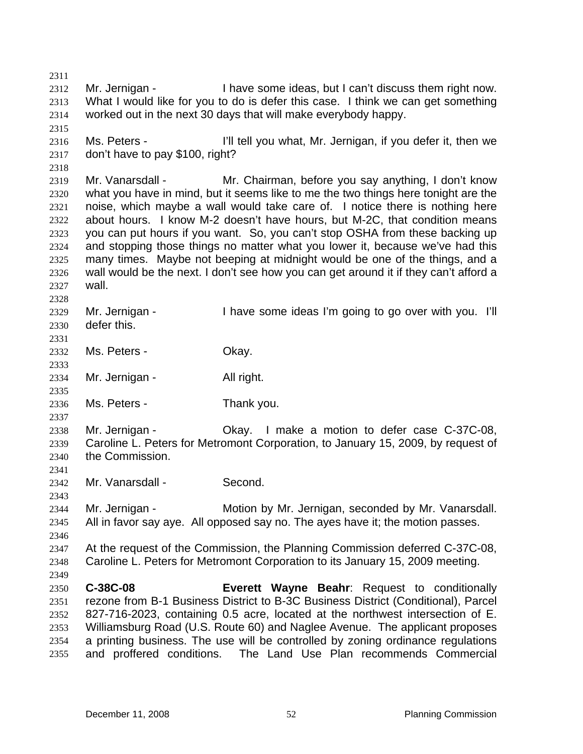Mr. Jernigan - I have some ideas, but I can't discuss them right now. What I would like for you to do is defer this case. I think we can get something worked out in the next 30 days that will make everybody happy.

Ms. Peters - I'll tell you what, Mr. Jernigan, if you defer it, then we don't have to pay $100, right?

Mr. Vanarsdall - Mr. Chairman, before you say anything, I don't know what you have in mind, but it seems like to me the two things here tonight are the noise, which maybe a wall would take care of. I notice there is nothing here about hours. I know M-2 doesn't have hours, but M-2C, that condition means you can put hours if you want. So, you can't stop OSHA from these backing up and stopping those things no matter what you lower it, because we've had this many times. Maybe not beeping at midnight would be one of the things, and a wall would be the next. I don't see how you can get around it if they can't afford a wall.

Mr. Jernigan - I have some ideas I'm going to go over with you. I'll defer this.

Ms. Peters - Okay.

Mr. Jernigan - All right.

Ms. Peters - Thank you.

Mr. Jernigan - Okay. I make a motion to defer case C-37C-08, Caroline L. Peters for Metromont Corporation, to January 15, 2009, by request of the Commission.

Mr. Vanarsdall - Second.

Mr. Jernigan - Motion by Mr. Jernigan, seconded by Mr. Vanarsdall. All in favor say aye. All opposed say no. The ayes have it; the motion passes.

At the request of the Commission, the Planning Commission deferred C-37C-08, Caroline L. Peters for Metromont Corporation to its January 15, 2009 meeting.

**C-38C-08** **Everett Wayne Beahr**: Request to conditionally rezone from B-1 Business District to B-3C Business District (Conditional), Parcel 827-716-2023, containing 0.5 acre, located at the northwest intersection of E. Williamsburg Road (U.S. Route 60) and Naglee Avenue. The applicant proposes a printing business. The use will be controlled by zoning ordinance regulations and proffered conditions. The Land Use Plan recommends Commercial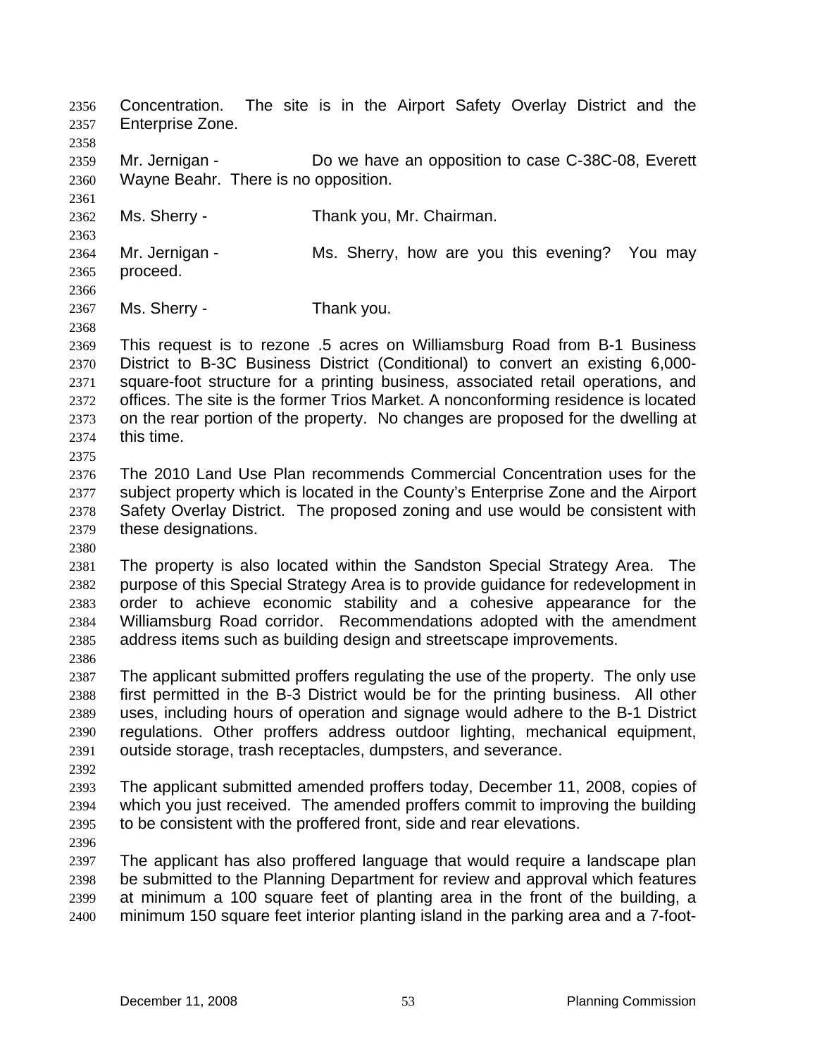Concentration. The site is in the Airport Safety Overlay District and the Enterprise Zone.

Mr. Jernigan - Do we have an opposition to case C-38C-08, Everett Wayne Beahr. There is no opposition.

Ms. Sherry - Thank you, Mr. Chairman.

Mr. Jernigan - Ms. Sherry, how are you this evening? You may proceed.

Ms. Sherry - Thank you.

This request is to rezone .5 acres on Williamsburg Road from B-1 Business District to B-3C Business District (Conditional) to convert an existing 6,000-square-foot structure for a printing business, associated retail operations, and offices. The site is the former Trios Market. A nonconforming residence is located on the rear portion of the property. No changes are proposed for the dwelling at this time.

The 2010 Land Use Plan recommends Commercial Concentration uses for the subject property which is located in the County's Enterprise Zone and the Airport Safety Overlay District. The proposed zoning and use would be consistent with these designations.

The property is also located within the Sandston Special Strategy Area. The purpose of this Special Strategy Area is to provide guidance for redevelopment in order to achieve economic stability and a cohesive appearance for the Williamsburg Road corridor. Recommendations adopted with the amendment address items such as building design and streetscape improvements.

The applicant submitted proffers regulating the use of the property. The only use first permitted in the B-3 District would be for the printing business. All other uses, including hours of operation and signage would adhere to the B-1 District regulations. Other proffers address outdoor lighting, mechanical equipment, outside storage, trash receptacles, dumpsters, and severance.

The applicant submitted amended proffers today, December 11, 2008, copies of which you just received. The amended proffers commit to improving the building to be consistent with the proffered front, side and rear elevations.

The applicant has also proffered language that would require a landscape plan be submitted to the Planning Department for review and approval which features at minimum a 100 square feet of planting area in the front of the building, a minimum 150 square feet interior planting island in the parking area and a 7-foot-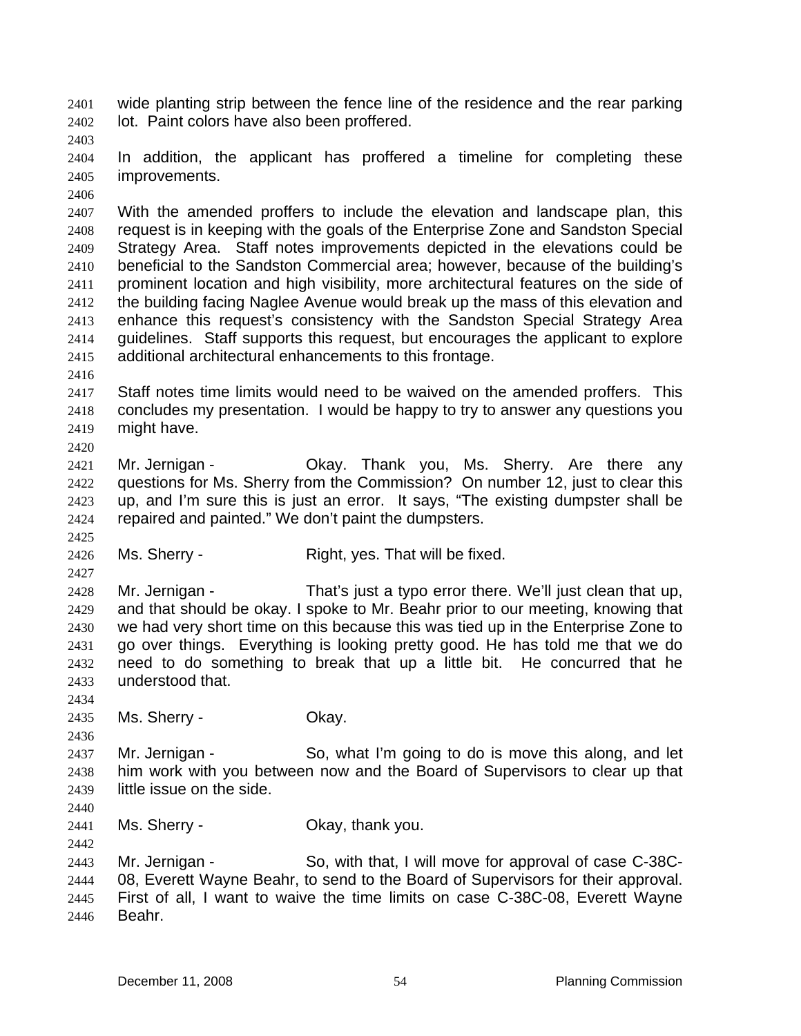wide planting strip between the fence line of the residence and the rear parking lot. Paint colors have also been proffered.

In addition, the applicant has proffered a timeline for completing these improvements.

With the amended proffers to include the elevation and landscape plan, this request is in keeping with the goals of the Enterprise Zone and Sandston Special Strategy Area. Staff notes improvements depicted in the elevations could be beneficial to the Sandston Commercial area; however, because of the building's prominent location and high visibility, more architectural features on the side of the building facing Naglee Avenue would break up the mass of this elevation and enhance this request's consistency with the Sandston Special Strategy Area guidelines. Staff supports this request, but encourages the applicant to explore additional architectural enhancements to this frontage.

Staff notes time limits would need to be waived on the amended proffers. This concludes my presentation. I would be happy to try to answer any questions you might have.

Mr. Jernigan - Okay. Thank you, Ms. Sherry. Are there any questions for Ms. Sherry from the Commission? On number 12, just to clear this up, and I'm sure this is just an error. It says, "The existing dumpster shall be repaired and painted." We don't paint the dumpsters.

Ms. Sherry - Right, yes. That will be fixed.

Mr. Jernigan - That's just a typo error there. We'll just clean that up, and that should be okay. I spoke to Mr. Beahr prior to our meeting, knowing that we had very short time on this because this was tied up in the Enterprise Zone to go over things. Everything is looking pretty good. He has told me that we do need to do something to break that up a little bit. He concurred that he understood that.

Ms. Sherry - Okay.

Mr. Jernigan - So, what I'm going to do is move this along, and let him work with you between now and the Board of Supervisors to clear up that little issue on the side.

Ms. Sherry - Okay, thank you.

Mr. Jernigan - So, with that, I will move for approval of case C-38C-08, Everett Wayne Beahr, to send to the Board of Supervisors for their approval. First of all, I want to waive the time limits on case C-38C-08, Everett Wayne Beahr.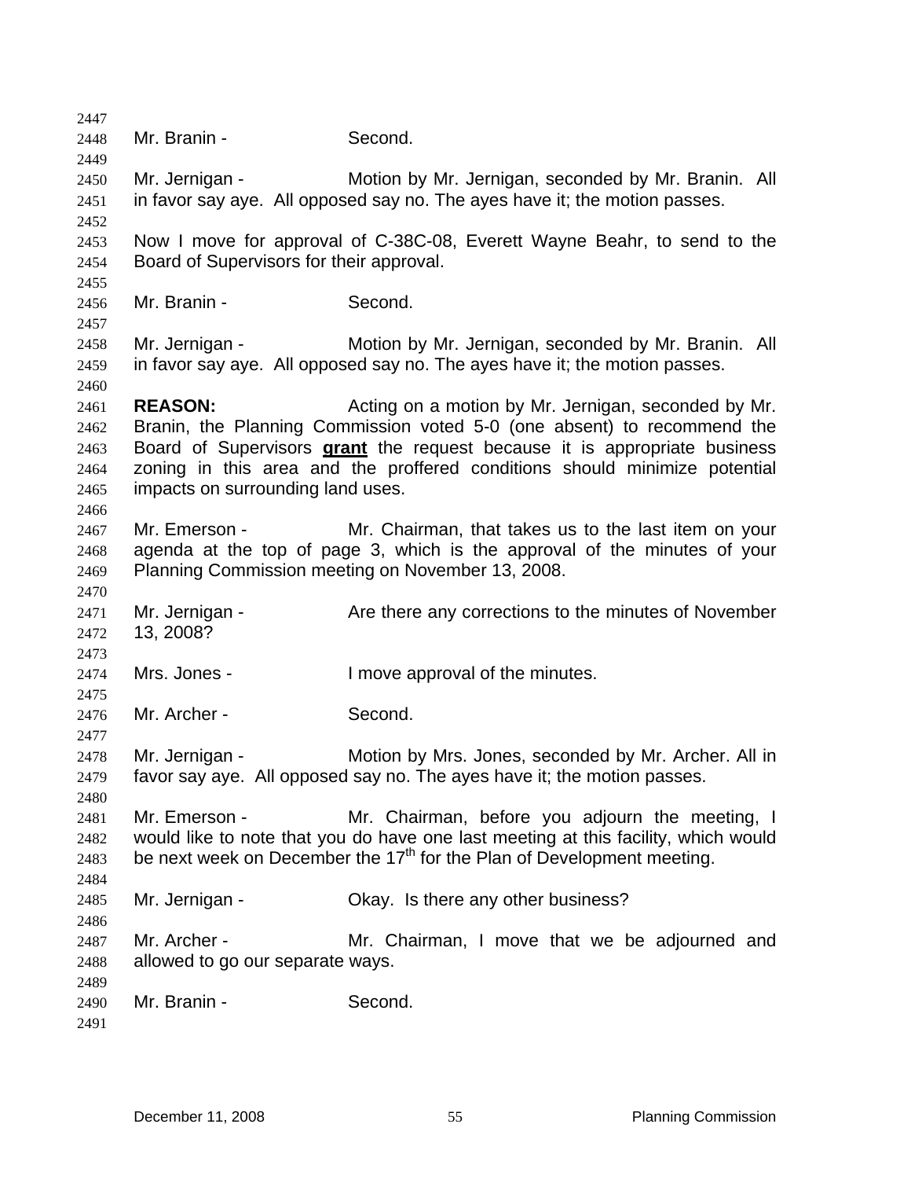Mr. Branin - Second.

Mr. Jernigan - Motion by Mr. Jernigan, seconded by Mr. Branin. All in favor say aye. All opposed say no. The ayes have it; the motion passes.

Now I move for approval of C-38C-08, Everett Wayne Beahr, to send to the Board of Supervisors for their approval.

Mr. Branin - Second.

Mr. Jernigan - Motion by Mr. Jernigan, seconded by Mr. Branin. All in favor say aye. All opposed say no. The ayes have it; the motion passes.

**REASON:** Acting on a motion by Mr. Jernigan, seconded by Mr. Branin, the Planning Commission voted 5-0 (one absent) to recommend the Board of Supervisors **grant** the request because it is appropriate business zoning in this area and the proffered conditions should minimize potential impacts on surrounding land uses.

Mr. Emerson - Mr. Chairman, that takes us to the last item on your agenda at the top of page 3, which is the approval of the minutes of your Planning Commission meeting on November 13, 2008.

Mr. Jernigan - Are there any corrections to the minutes of November 13, 2008?

Mrs. Jones - I move approval of the minutes.

Mr. Archer - Second.

Mr. Jernigan - Motion by Mrs. Jones, seconded by Mr. Archer. All in favor say aye. All opposed say no. The ayes have it; the motion passes.

Mr. Emerson - Mr. Chairman, before you adjourn the meeting, I would like to note that you do have one last meeting at this facility, which would be next week on December the 17th for the Plan of Development meeting.

Mr. Jernigan - Okay. Is there any other business?

Mr. Archer - Mr. Chairman, I move that we be adjourned and allowed to go our separate ways.

Mr. Branin - Second.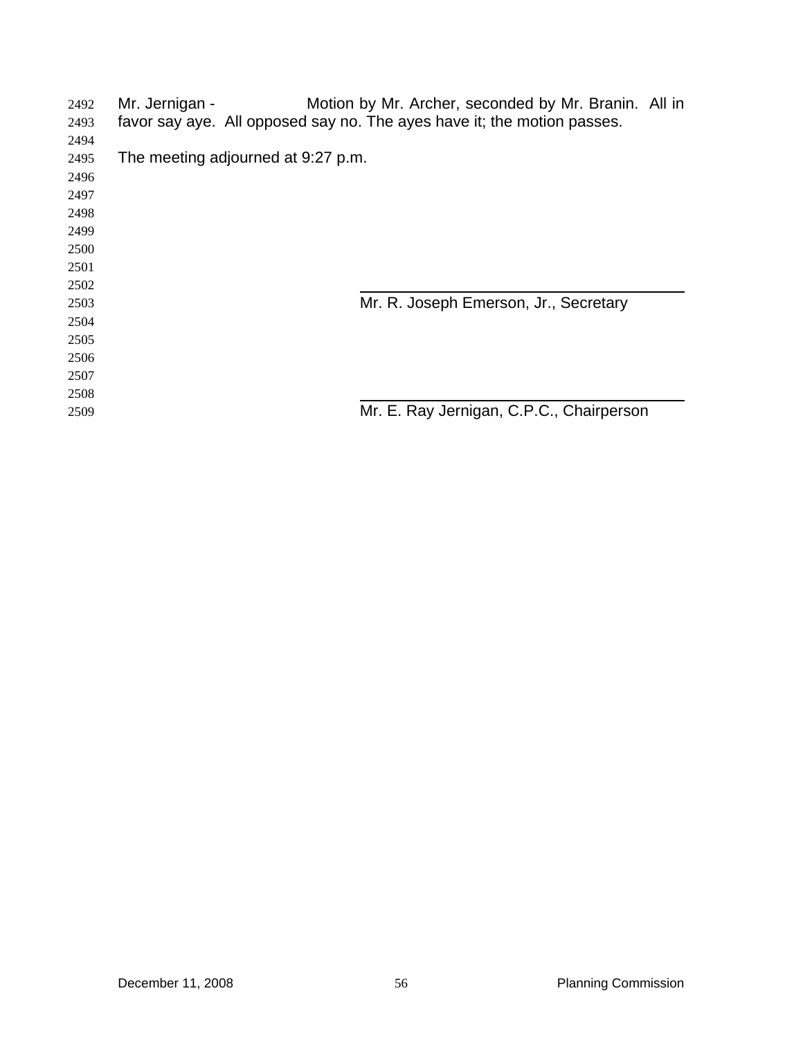Mr. Jernigan - Motion by Mr. Archer, seconded by Mr. Branin. All in favor say aye. All opposed say no. The ayes have it; the motion passes.

The meeting adjourned at 9:27 p.m.

\_\_\_\_\_\_\_\_\_\_\_\_\_\_\_\_\_\_\_\_\_\_\_\_\_\_\_\_\_\_\_\_\_\_\_\_\_\_

Mr. R. Joseph Emerson, Jr., Secretary

\_\_\_\_\_\_\_\_\_\_\_\_\_\_\_\_\_\_\_\_\_\_\_\_\_\_\_\_\_\_\_\_\_\_\_\_\_\_

Mr. E. Ray Jernigan, C.P.C., Chairperson